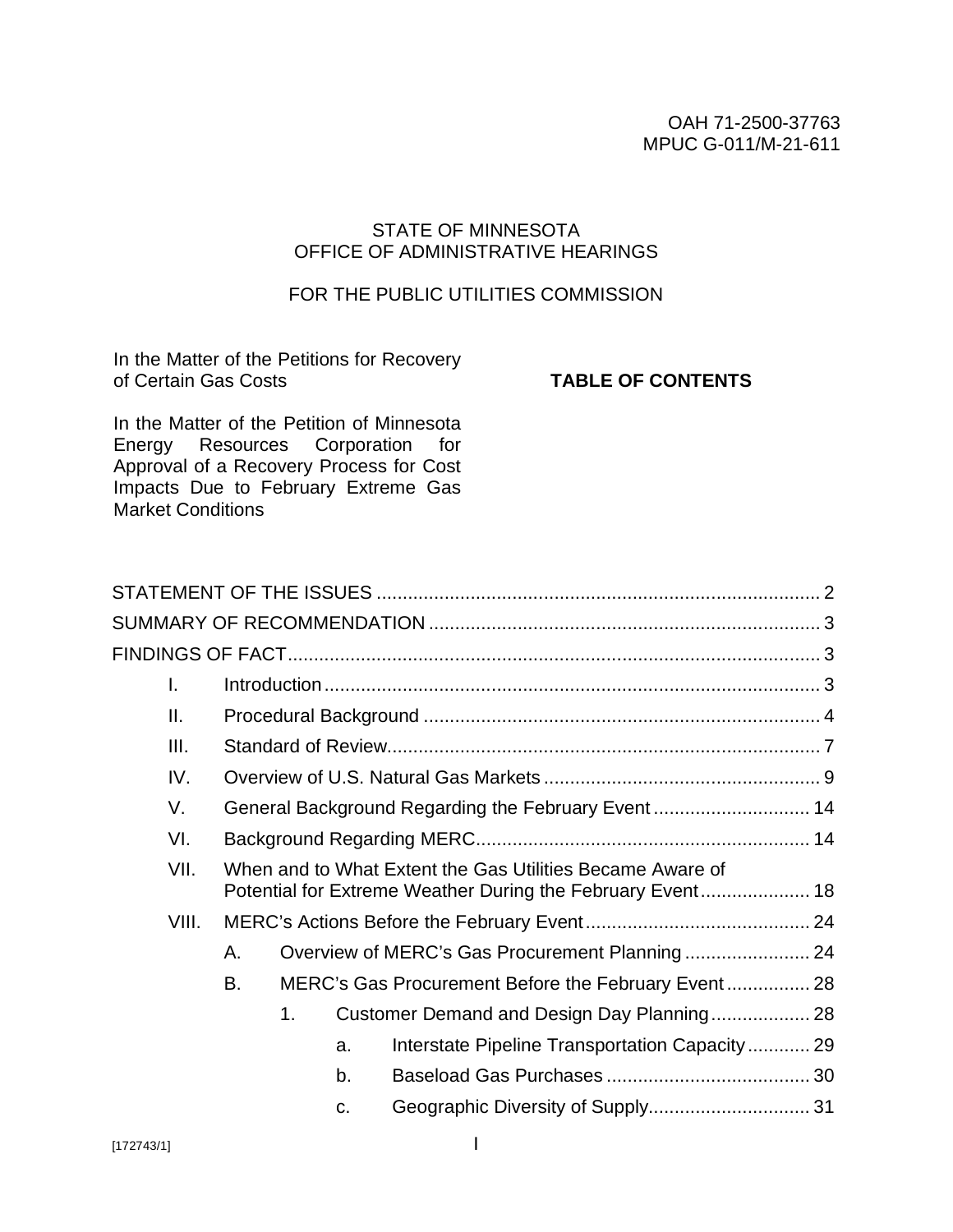OAH 71-2500-37763
MPUC G-011/M-21-611

STATE OF MINNESOTA
OFFICE OF ADMINISTRATIVE HEARINGS

FOR THE PUBLIC UTILITIES COMMISSION

In the Matter of the Petitions for Recovery of Certain Gas Costs

In the Matter of the Petition of Minnesota Energy Resources Corporation for Approval of a Recovery Process for Cost Impacts Due to February Extreme Gas Market Conditions

**TABLE OF CONTENTS**

STATEMENT OF THE ISSUES .......... 2
SUMMARY OF RECOMMENDATION .......... 3
FINDINGS OF FACT .......... 3
- I. Introduction .......... 3
- II. Procedural Background .......... 4
- III. Standard of Review .......... 7
- IV. Overview of U.S. Natural Gas Markets .......... 9
- V. General Background Regarding the February Event .......... 14
- VI. Background Regarding MERC .......... 14
- VII. When and to What Extent the Gas Utilities Became Aware of Potential for Extreme Weather During the February Event .......... 18
- VIII. MERC's Actions Before the February Event .......... 24
  - A. Overview of MERC's Gas Procurement Planning .......... 24
  - B. MERC's Gas Procurement Before the February Event .......... 28
    - 1. Customer Demand and Design Day Planning .......... 28
      - a. Interstate Pipeline Transportation Capacity .......... 29
      - b. Baseload Gas Purchases .......... 30
      - c. Geographic Diversity of Supply .......... 31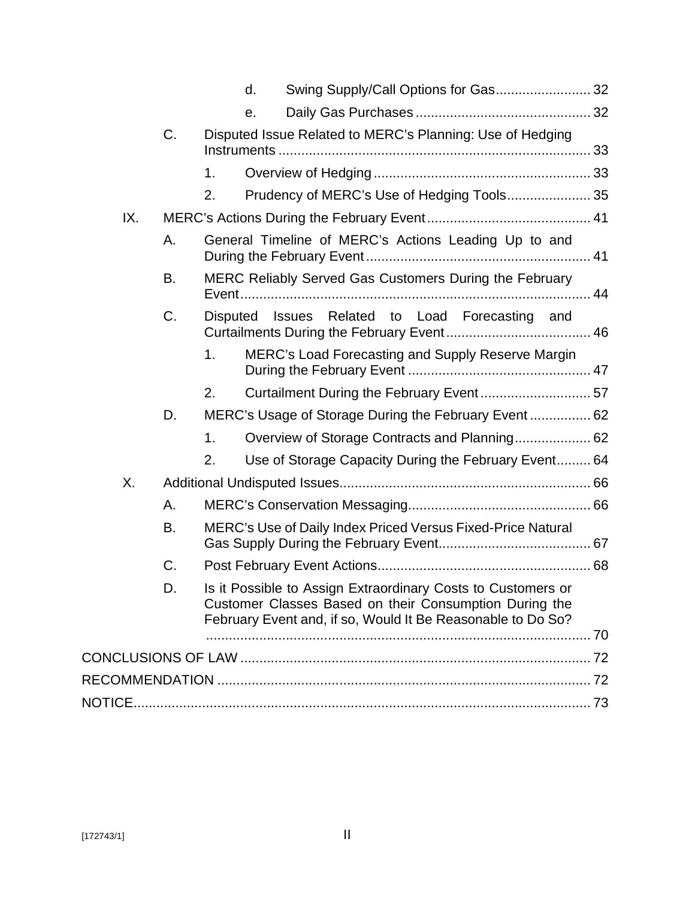- d. Swing Supply/Call Options for Gas ........................ 32
- e. Daily Gas Purchases ........................ 32

C. Disputed Issue Related to MERC's Planning: Use of Hedging Instruments ........................ 33

1. Overview of Hedging ........................ 33
2. Prudency of MERC's Use of Hedging Tools ........................ 35

IX. MERC's Actions During the February Event ........................ 41

A. General Timeline of MERC's Actions Leading Up to and During the February Event ........................ 41

B. MERC Reliably Served Gas Customers During the February Event ........................ 44

C. Disputed Issues Related to Load Forecasting and Curtailments During the February Event ........................ 46

1. MERC's Load Forecasting and Supply Reserve Margin During the February Event ........................ 47
2. Curtailment During the February Event ........................ 57

D. MERC's Usage of Storage During the February Event ........................ 62

1. Overview of Storage Contracts and Planning ........................ 62
2. Use of Storage Capacity During the February Event ........................ 64

X. Additional Undisputed Issues ........................ 66

A. MERC's Conservation Messaging ........................ 66

B. MERC's Use of Daily Index Priced Versus Fixed-Price Natural Gas Supply During the February Event ........................ 67

C. Post February Event Actions ........................ 68

D. Is it Possible to Assign Extraordinary Costs to Customers or Customer Classes Based on their Consumption During the February Event and, if so, Would It Be Reasonable to Do So? ........................ 70

CONCLUSIONS OF LAW ........................ 72

RECOMMENDATION ........................ 72

NOTICE ........................ 73

[172743/1]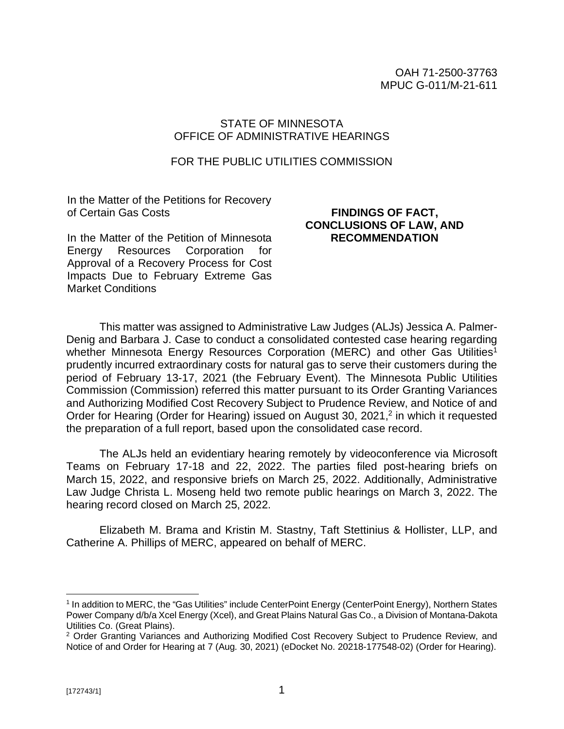OAH 71-2500-37763
MPUC G-011/M-21-611

STATE OF MINNESOTA
OFFICE OF ADMINISTRATIVE HEARINGS

FOR THE PUBLIC UTILITIES COMMISSION

In the Matter of the Petitions for Recovery of Certain Gas Costs

In the Matter of the Petition of Minnesota Energy Resources Corporation for Approval of a Recovery Process for Cost Impacts Due to February Extreme Gas Market Conditions

**FINDINGS OF FACT, CONCLUSIONS OF LAW, AND RECOMMENDATION**

This matter was assigned to Administrative Law Judges (ALJs) Jessica A. Palmer-Denig and Barbara J. Case to conduct a consolidated contested case hearing regarding whether Minnesota Energy Resources Corporation (MERC) and other Gas Utilities[1] prudently incurred extraordinary costs for natural gas to serve their customers during the period of February 13-17, 2021 (the February Event). The Minnesota Public Utilities Commission (Commission) referred this matter pursuant to its Order Granting Variances and Authorizing Modified Cost Recovery Subject to Prudence Review, and Notice of and Order for Hearing (Order for Hearing) issued on August 30, 2021,[2] in which it requested the preparation of a full report, based upon the consolidated case record.

The ALJs held an evidentiary hearing remotely by videoconference via Microsoft Teams on February 17-18 and 22, 2022. The parties filed post-hearing briefs on March 15, 2022, and responsive briefs on March 25, 2022. Additionally, Administrative Law Judge Christa L. Moseng held two remote public hearings on March 3, 2022. The hearing record closed on March 25, 2022.

Elizabeth M. Brama and Kristin M. Stastny, Taft Stettinius & Hollister, LLP, and Catherine A. Phillips of MERC, appeared on behalf of MERC.

---

[1] In addition to MERC, the "Gas Utilities" include CenterPoint Energy (CenterPoint Energy), Northern States Power Company d/b/a Xcel Energy (Xcel), and Great Plains Natural Gas Co., a Division of Montana-Dakota Utilities Co. (Great Plains).

[2] Order Granting Variances and Authorizing Modified Cost Recovery Subject to Prudence Review, and Notice of and Order for Hearing at 7 (Aug. 30, 2021) (eDocket No. 20218-177548-02) (Order for Hearing).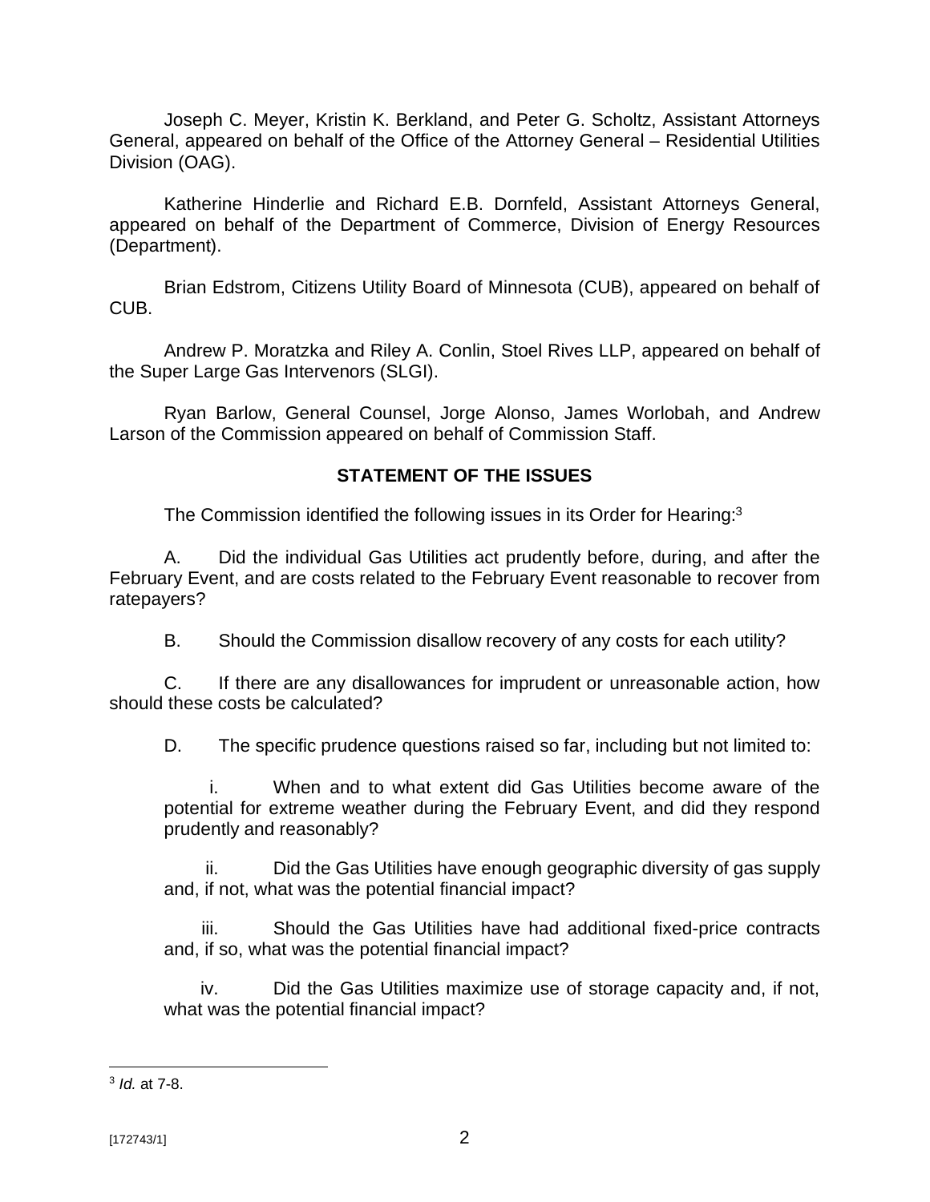Joseph C. Meyer, Kristin K. Berkland, and Peter G. Scholtz, Assistant Attorneys General, appeared on behalf of the Office of the Attorney General – Residential Utilities Division (OAG).

Katherine Hinderlie and Richard E.B. Dornfeld, Assistant Attorneys General, appeared on behalf of the Department of Commerce, Division of Energy Resources (Department).

Brian Edstrom, Citizens Utility Board of Minnesota (CUB), appeared on behalf of CUB.

Andrew P. Moratzka and Riley A. Conlin, Stoel Rives LLP, appeared on behalf of the Super Large Gas Intervenors (SLGI).

Ryan Barlow, General Counsel, Jorge Alonso, James Worlobah, and Andrew Larson of the Commission appeared on behalf of Commission Staff.

## STATEMENT OF THE ISSUES

The Commission identified the following issues in its Order for Hearing:[3]

A. Did the individual Gas Utilities act prudently before, during, and after the February Event, and are costs related to the February Event reasonable to recover from ratepayers?

B. Should the Commission disallow recovery of any costs for each utility?

C. If there are any disallowances for imprudent or unreasonable action, how should these costs be calculated?

D. The specific prudence questions raised so far, including but not limited to:

i. When and to what extent did Gas Utilities become aware of the potential for extreme weather during the February Event, and did they respond prudently and reasonably?

ii. Did the Gas Utilities have enough geographic diversity of gas supply and, if not, what was the potential financial impact?

iii. Should the Gas Utilities have had additional fixed-price contracts and, if so, what was the potential financial impact?

iv. Did the Gas Utilities maximize use of storage capacity and, if not, what was the potential financial impact?

---

[3] *Id.* at 7-8.

[172743/1]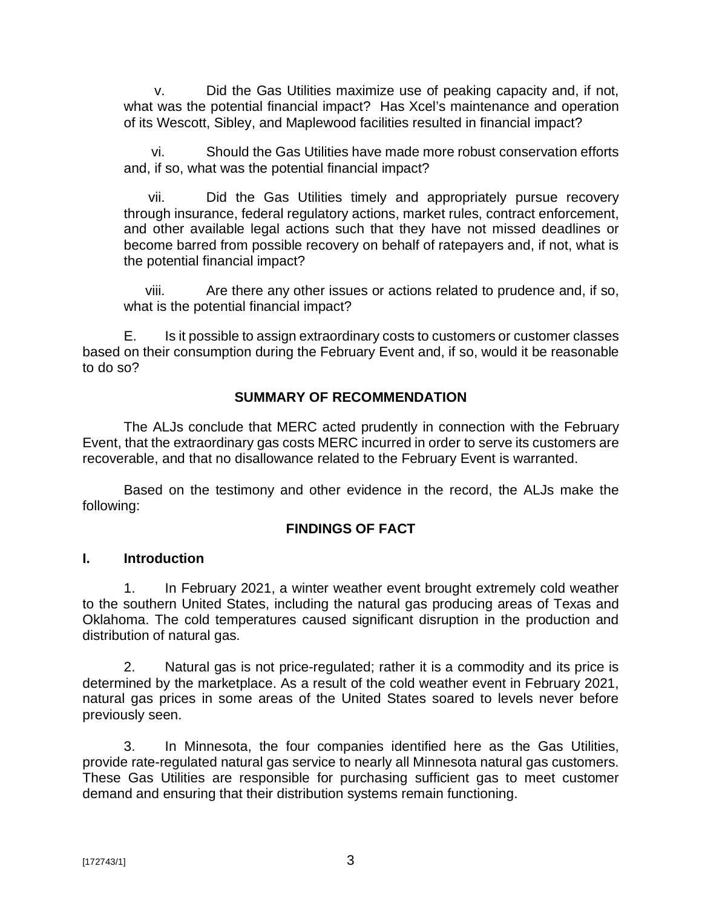v. Did the Gas Utilities maximize use of peaking capacity and, if not, what was the potential financial impact? Has Xcel's maintenance and operation of its Wescott, Sibley, and Maplewood facilities resulted in financial impact?

vi. Should the Gas Utilities have made more robust conservation efforts and, if so, what was the potential financial impact?

vii. Did the Gas Utilities timely and appropriately pursue recovery through insurance, federal regulatory actions, market rules, contract enforcement, and other available legal actions such that they have not missed deadlines or become barred from possible recovery on behalf of ratepayers and, if not, what is the potential financial impact?

viii. Are there any other issues or actions related to prudence and, if so, what is the potential financial impact?

E. Is it possible to assign extraordinary costs to customers or customer classes based on their consumption during the February Event and, if so, would it be reasonable to do so?

## SUMMARY OF RECOMMENDATION

The ALJs conclude that MERC acted prudently in connection with the February Event, that the extraordinary gas costs MERC incurred in order to serve its customers are recoverable, and that no disallowance related to the February Event is warranted.

Based on the testimony and other evidence in the record, the ALJs make the following:

## FINDINGS OF FACT

### I. Introduction

1. In February 2021, a winter weather event brought extremely cold weather to the southern United States, including the natural gas producing areas of Texas and Oklahoma. The cold temperatures caused significant disruption in the production and distribution of natural gas.

2. Natural gas is not price-regulated; rather it is a commodity and its price is determined by the marketplace. As a result of the cold weather event in February 2021, natural gas prices in some areas of the United States soared to levels never before previously seen.

3. In Minnesota, the four companies identified here as the Gas Utilities, provide rate-regulated natural gas service to nearly all Minnesota natural gas customers. These Gas Utilities are responsible for purchasing sufficient gas to meet customer demand and ensuring that their distribution systems remain functioning.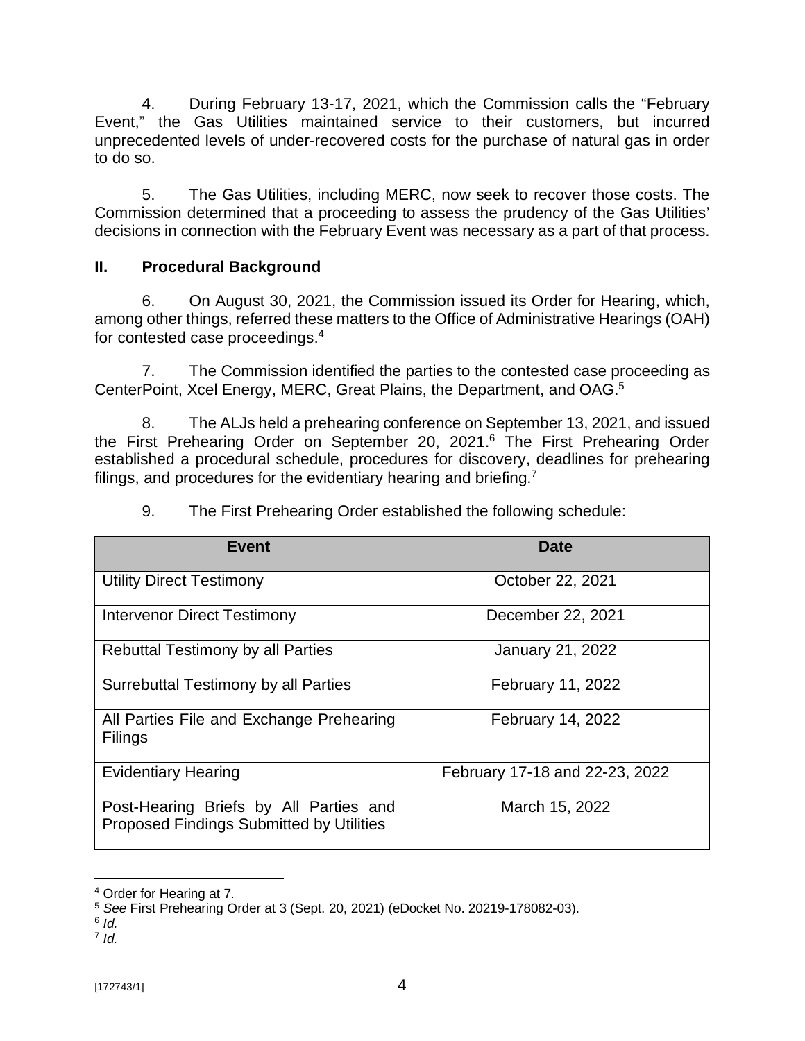4. During February 13-17, 2021, which the Commission calls the "February Event," the Gas Utilities maintained service to their customers, but incurred unprecedented levels of under-recovered costs for the purchase of natural gas in order to do so.

5. The Gas Utilities, including MERC, now seek to recover those costs. The Commission determined that a proceeding to assess the prudency of the Gas Utilities' decisions in connection with the February Event was necessary as a part of that process.

## II. Procedural Background

6. On August 30, 2021, the Commission issued its Order for Hearing, which, among other things, referred these matters to the Office of Administrative Hearings (OAH) for contested case proceedings.[4]

7. The Commission identified the parties to the contested case proceeding as CenterPoint, Xcel Energy, MERC, Great Plains, the Department, and OAG.[5]

8. The ALJs held a prehearing conference on September 13, 2021, and issued the First Prehearing Order on September 20, 2021.[6] The First Prehearing Order established a procedural schedule, procedures for discovery, deadlines for prehearing filings, and procedures for the evidentiary hearing and briefing.[7]

9. The First Prehearing Order established the following schedule:

| Event | Date |
|---|---|
| Utility Direct Testimony | October 22, 2021 |
| Intervenor Direct Testimony | December 22, 2021 |
| Rebuttal Testimony by all Parties | January 21, 2022 |
| Surrebuttal Testimony by all Parties | February 11, 2022 |
| All Parties File and Exchange Prehearing Filings | February 14, 2022 |
| Evidentiary Hearing | February 17-18 and 22-23, 2022 |
| Post-Hearing Briefs by All Parties and Proposed Findings Submitted by Utilities | March 15, 2022 |

[4] Order for Hearing at 7.

[5] *See* First Prehearing Order at 3 (Sept. 20, 2021) (eDocket No. 20219-178082-03).

[6] *Id.*

[7] *Id.*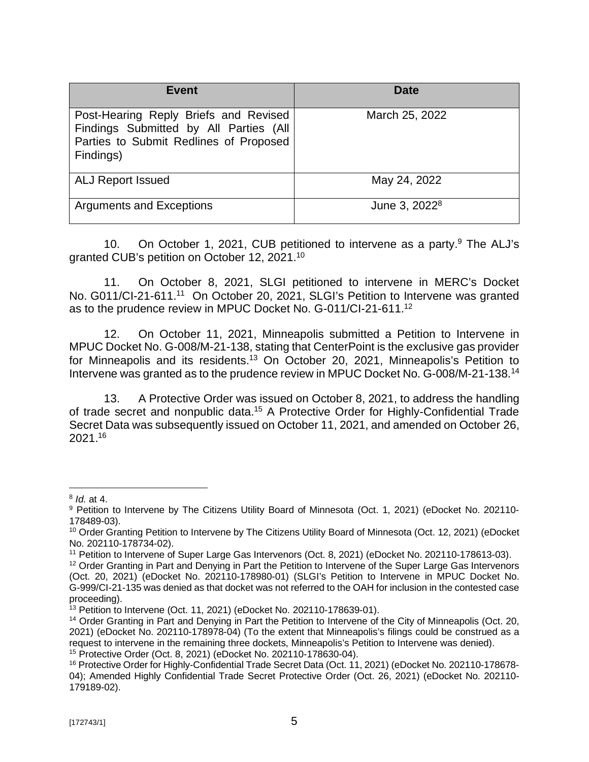| Event | Date |
| --- | --- |
| Post-Hearing Reply Briefs and Revised Findings Submitted by All Parties (All Parties to Submit Redlines of Proposed Findings) | March 25, 2022 |
| ALJ Report Issued | May 24, 2022 |
| Arguments and Exceptions | June 3, 2022[8] |

10. On October 1, 2021, CUB petitioned to intervene as a party.[9] The ALJ's granted CUB's petition on October 12, 2021.[10]

11. On October 8, 2021, SLGI petitioned to intervene in MERC's Docket No. G011/CI-21-611.[11] On October 20, 2021, SLGI's Petition to Intervene was granted as to the prudence review in MPUC Docket No. G-011/CI-21-611.[12]

12. On October 11, 2021, Minneapolis submitted a Petition to Intervene in MPUC Docket No. G-008/M-21-138, stating that CenterPoint is the exclusive gas provider for Minneapolis and its residents.[13] On October 20, 2021, Minneapolis's Petition to Intervene was granted as to the prudence review in MPUC Docket No. G-008/M-21-138.[14]

13. A Protective Order was issued on October 8, 2021, to address the handling of trade secret and nonpublic data.[15] A Protective Order for Highly-Confidential Trade Secret Data was subsequently issued on October 11, 2021, and amended on October 26, 2021.[16]

---

[8] *Id.* at 4.

[9] Petition to Intervene by The Citizens Utility Board of Minnesota (Oct. 1, 2021) (eDocket No. 202110-178489-03).

[10] Order Granting Petition to Intervene by The Citizens Utility Board of Minnesota (Oct. 12, 2021) (eDocket No. 202110-178734-02).

[11] Petition to Intervene of Super Large Gas Intervenors (Oct. 8, 2021) (eDocket No. 202110-178613-03).

[12] Order Granting in Part and Denying in Part the Petition to Intervene of the Super Large Gas Intervenors (Oct. 20, 2021) (eDocket No. 202110-178980-01) (SLGI's Petition to Intervene in MPUC Docket No. G-999/CI-21-135 was denied as that docket was not referred to the OAH for inclusion in the contested case proceeding).

[13] Petition to Intervene (Oct. 11, 2021) (eDocket No. 202110-178639-01).

[14] Order Granting in Part and Denying in Part the Petition to Intervene of the City of Minneapolis (Oct. 20, 2021) (eDocket No. 202110-178978-04) (To the extent that Minneapolis's filings could be construed as a request to intervene in the remaining three dockets, Minneapolis's Petition to Intervene was denied).

[15] Protective Order (Oct. 8, 2021) (eDocket No. 202110-178630-04).

[16] Protective Order for Highly-Confidential Trade Secret Data (Oct. 11, 2021) (eDocket No. 202110-178678-04); Amended Highly Confidential Trade Secret Protective Order (Oct. 26, 2021) (eDocket No. 202110-179189-02).

[172743/1]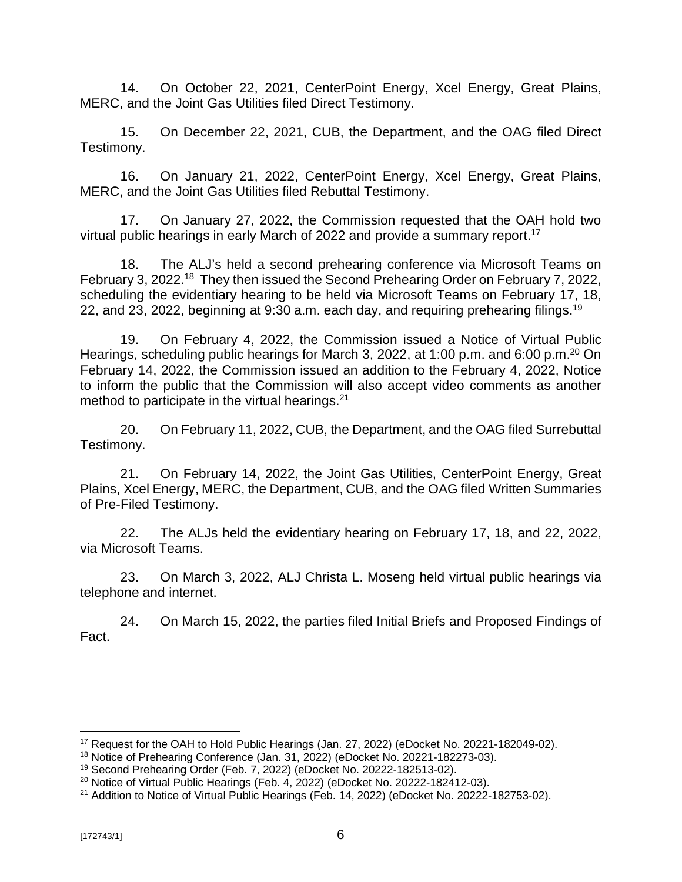14. On October 22, 2021, CenterPoint Energy, Xcel Energy, Great Plains, MERC, and the Joint Gas Utilities filed Direct Testimony.

15. On December 22, 2021, CUB, the Department, and the OAG filed Direct Testimony.

16. On January 21, 2022, CenterPoint Energy, Xcel Energy, Great Plains, MERC, and the Joint Gas Utilities filed Rebuttal Testimony.

17. On January 27, 2022, the Commission requested that the OAH hold two virtual public hearings in early March of 2022 and provide a summary report.[17]

18. The ALJ's held a second prehearing conference via Microsoft Teams on February 3, 2022.[18] They then issued the Second Prehearing Order on February 7, 2022, scheduling the evidentiary hearing to be held via Microsoft Teams on February 17, 18, 22, and 23, 2022, beginning at 9:30 a.m. each day, and requiring prehearing filings.[19]

19. On February 4, 2022, the Commission issued a Notice of Virtual Public Hearings, scheduling public hearings for March 3, 2022, at 1:00 p.m. and 6:00 p.m.[20] On February 14, 2022, the Commission issued an addition to the February 4, 2022, Notice to inform the public that the Commission will also accept video comments as another method to participate in the virtual hearings.[21]

20. On February 11, 2022, CUB, the Department, and the OAG filed Surrebuttal Testimony.

21. On February 14, 2022, the Joint Gas Utilities, CenterPoint Energy, Great Plains, Xcel Energy, MERC, the Department, CUB, and the OAG filed Written Summaries of Pre-Filed Testimony.

22. The ALJs held the evidentiary hearing on February 17, 18, and 22, 2022, via Microsoft Teams.

23. On March 3, 2022, ALJ Christa L. Moseng held virtual public hearings via telephone and internet.

24. On March 15, 2022, the parties filed Initial Briefs and Proposed Findings of Fact.

---

[17] Request for the OAH to Hold Public Hearings (Jan. 27, 2022) (eDocket No. 20221-182049-02).

[18] Notice of Prehearing Conference (Jan. 31, 2022) (eDocket No. 20221-182273-03).

[19] Second Prehearing Order (Feb. 7, 2022) (eDocket No. 20222-182513-02).

[20] Notice of Virtual Public Hearings (Feb. 4, 2022) (eDocket No. 20222-182412-03).

[21] Addition to Notice of Virtual Public Hearings (Feb. 14, 2022) (eDocket No. 20222-182753-02).

[172743/1]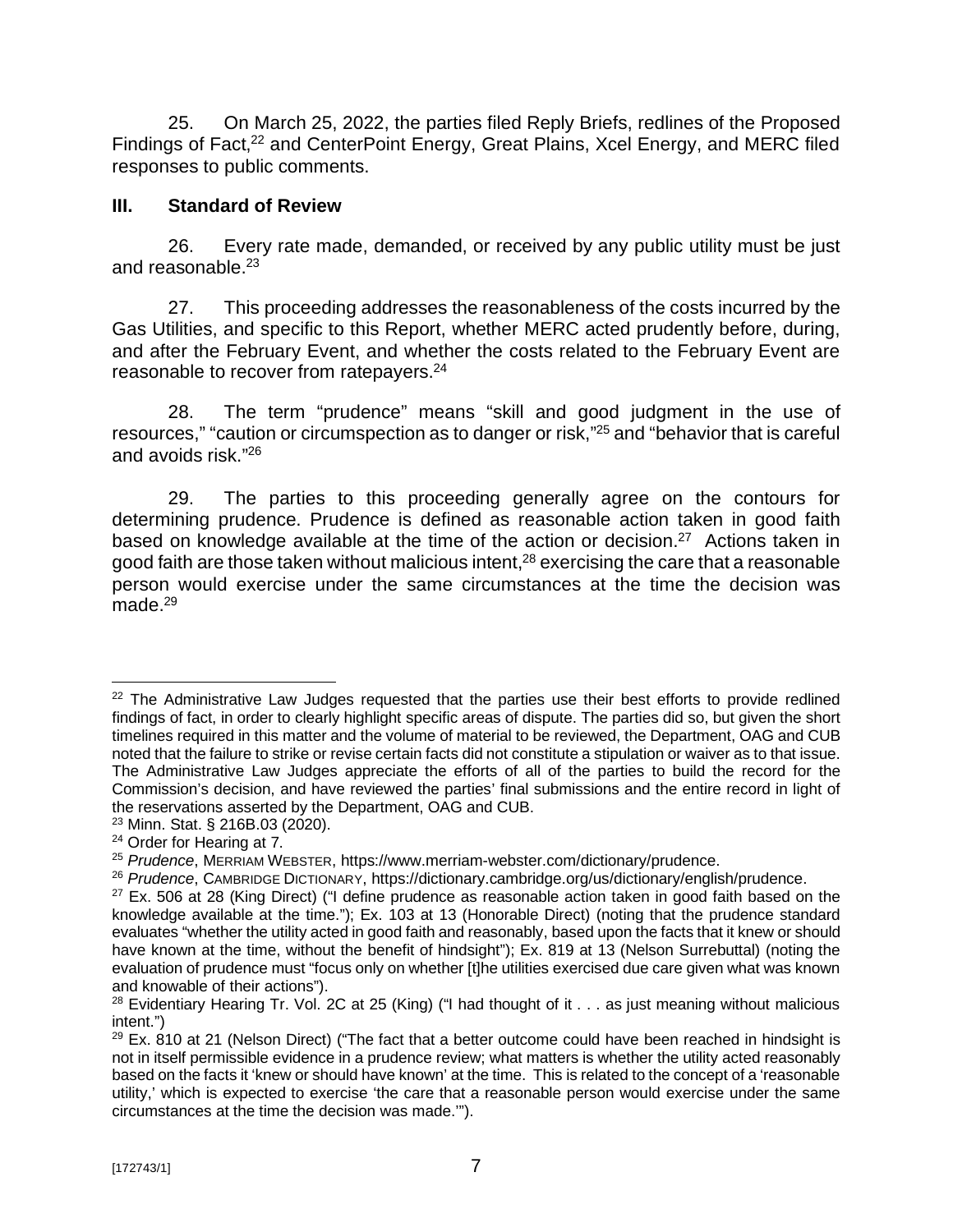25. On March 25, 2022, the parties filed Reply Briefs, redlines of the Proposed Findings of Fact,[22] and CenterPoint Energy, Great Plains, Xcel Energy, and MERC filed responses to public comments.

### III. Standard of Review

26. Every rate made, demanded, or received by any public utility must be just and reasonable.[23]

27. This proceeding addresses the reasonableness of the costs incurred by the Gas Utilities, and specific to this Report, whether MERC acted prudently before, during, and after the February Event, and whether the costs related to the February Event are reasonable to recover from ratepayers.[24]

28. The term "prudence" means "skill and good judgment in the use of resources," "caution or circumspection as to danger or risk,"[25] and "behavior that is careful and avoids risk."[26]

29. The parties to this proceeding generally agree on the contours for determining prudence. Prudence is defined as reasonable action taken in good faith based on knowledge available at the time of the action or decision.[27] Actions taken in good faith are those taken without malicious intent,[28] exercising the care that a reasonable person would exercise under the same circumstances at the time the decision was made.[29]

---

[22] The Administrative Law Judges requested that the parties use their best efforts to provide redlined findings of fact, in order to clearly highlight specific areas of dispute. The parties did so, but given the short timelines required in this matter and the volume of material to be reviewed, the Department, OAG and CUB noted that the failure to strike or revise certain facts did not constitute a stipulation or waiver as to that issue. The Administrative Law Judges appreciate the efforts of all of the parties to build the record for the Commission's decision, and have reviewed the parties' final submissions and the entire record in light of the reservations asserted by the Department, OAG and CUB.

[23] Minn. Stat. § 216B.03 (2020).

[24] Order for Hearing at 7.

[25] *Prudence*, MERRIAM WEBSTER, https://www.merriam-webster.com/dictionary/prudence.

[26] *Prudence*, CAMBRIDGE DICTIONARY, https://dictionary.cambridge.org/us/dictionary/english/prudence.

[27] Ex. 506 at 28 (King Direct) ("I define prudence as reasonable action taken in good faith based on the knowledge available at the time."); Ex. 103 at 13 (Honorable Direct) (noting that the prudence standard evaluates "whether the utility acted in good faith and reasonably, based upon the facts that it knew or should have known at the time, without the benefit of hindsight"); Ex. 819 at 13 (Nelson Surrebuttal) (noting the evaluation of prudence must "focus only on whether [t]he utilities exercised due care given what was known and knowable of their actions").

[28] Evidentiary Hearing Tr. Vol. 2C at 25 (King) ("I had thought of it . . . as just meaning without malicious intent.")

[29] Ex. 810 at 21 (Nelson Direct) ("The fact that a better outcome could have been reached in hindsight is not in itself permissible evidence in a prudence review; what matters is whether the utility acted reasonably based on the facts it 'knew or should have known' at the time. This is related to the concept of a 'reasonable utility,' which is expected to exercise 'the care that a reasonable person would exercise under the same circumstances at the time the decision was made.'").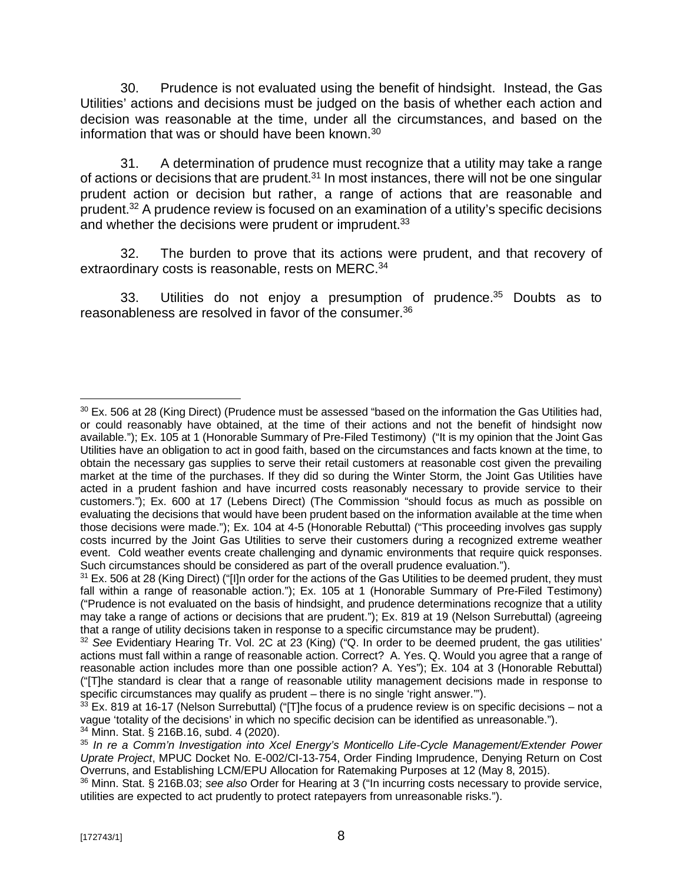30. Prudence is not evaluated using the benefit of hindsight. Instead, the Gas Utilities' actions and decisions must be judged on the basis of whether each action and decision was reasonable at the time, under all the circumstances, and based on the information that was or should have been known.[30]

31. A determination of prudence must recognize that a utility may take a range of actions or decisions that are prudent.[31] In most instances, there will not be one singular prudent action or decision but rather, a range of actions that are reasonable and prudent.[32] A prudence review is focused on an examination of a utility's specific decisions and whether the decisions were prudent or imprudent.[33]

32. The burden to prove that its actions were prudent, and that recovery of extraordinary costs is reasonable, rests on MERC.[34]

33. Utilities do not enjoy a presumption of prudence.[35] Doubts as to reasonableness are resolved in favor of the consumer.[36]

---

[30] Ex. 506 at 28 (King Direct) (Prudence must be assessed "based on the information the Gas Utilities had, or could reasonably have obtained, at the time of their actions and not the benefit of hindsight now available."); Ex. 105 at 1 (Honorable Summary of Pre-Filed Testimony) ("It is my opinion that the Joint Gas Utilities have an obligation to act in good faith, based on the circumstances and facts known at the time, to obtain the necessary gas supplies to serve their retail customers at reasonable cost given the prevailing market at the time of the purchases. If they did so during the Winter Storm, the Joint Gas Utilities have acted in a prudent fashion and have incurred costs reasonably necessary to provide service to their customers."); Ex. 600 at 17 (Lebens Direct) (The Commission "should focus as much as possible on evaluating the decisions that would have been prudent based on the information available at the time when those decisions were made."); Ex. 104 at 4-5 (Honorable Rebuttal) ("This proceeding involves gas supply costs incurred by the Joint Gas Utilities to serve their customers during a recognized extreme weather event. Cold weather events create challenging and dynamic environments that require quick responses. Such circumstances should be considered as part of the overall prudence evaluation.").

[31] Ex. 506 at 28 (King Direct) ("[I]n order for the actions of the Gas Utilities to be deemed prudent, they must fall within a range of reasonable action."); Ex. 105 at 1 (Honorable Summary of Pre-Filed Testimony) ("Prudence is not evaluated on the basis of hindsight, and prudence determinations recognize that a utility may take a range of actions or decisions that are prudent."); Ex. 819 at 19 (Nelson Surrebuttal) (agreeing that a range of utility decisions taken in response to a specific circumstance may be prudent).

[32] *See* Evidentiary Hearing Tr. Vol. 2C at 23 (King) ("Q. In order to be deemed prudent, the gas utilities' actions must fall within a range of reasonable action. Correct? A. Yes. Q. Would you agree that a range of reasonable action includes more than one possible action? A. Yes"); Ex. 104 at 3 (Honorable Rebuttal) ("[T]he standard is clear that a range of reasonable utility management decisions made in response to specific circumstances may qualify as prudent – there is no single 'right answer.'").

[33] Ex. 819 at 16-17 (Nelson Surrebuttal) ("[T]he focus of a prudence review is on specific decisions – not a vague 'totality of the decisions' in which no specific decision can be identified as unreasonable.").

[34] Minn. Stat. § 216B.16, subd. 4 (2020).

[35] *In re a Comm'n Investigation into Xcel Energy's Monticello Life-Cycle Management/Extender Power Uprate Project*, MPUC Docket No. E-002/CI-13-754, Order Finding Imprudence, Denying Return on Cost Overruns, and Establishing LCM/EPU Allocation for Ratemaking Purposes at 12 (May 8, 2015).

[36] Minn. Stat. § 216B.03; *see also* Order for Hearing at 3 ("In incurring costs necessary to provide service, utilities are expected to act prudently to protect ratepayers from unreasonable risks.").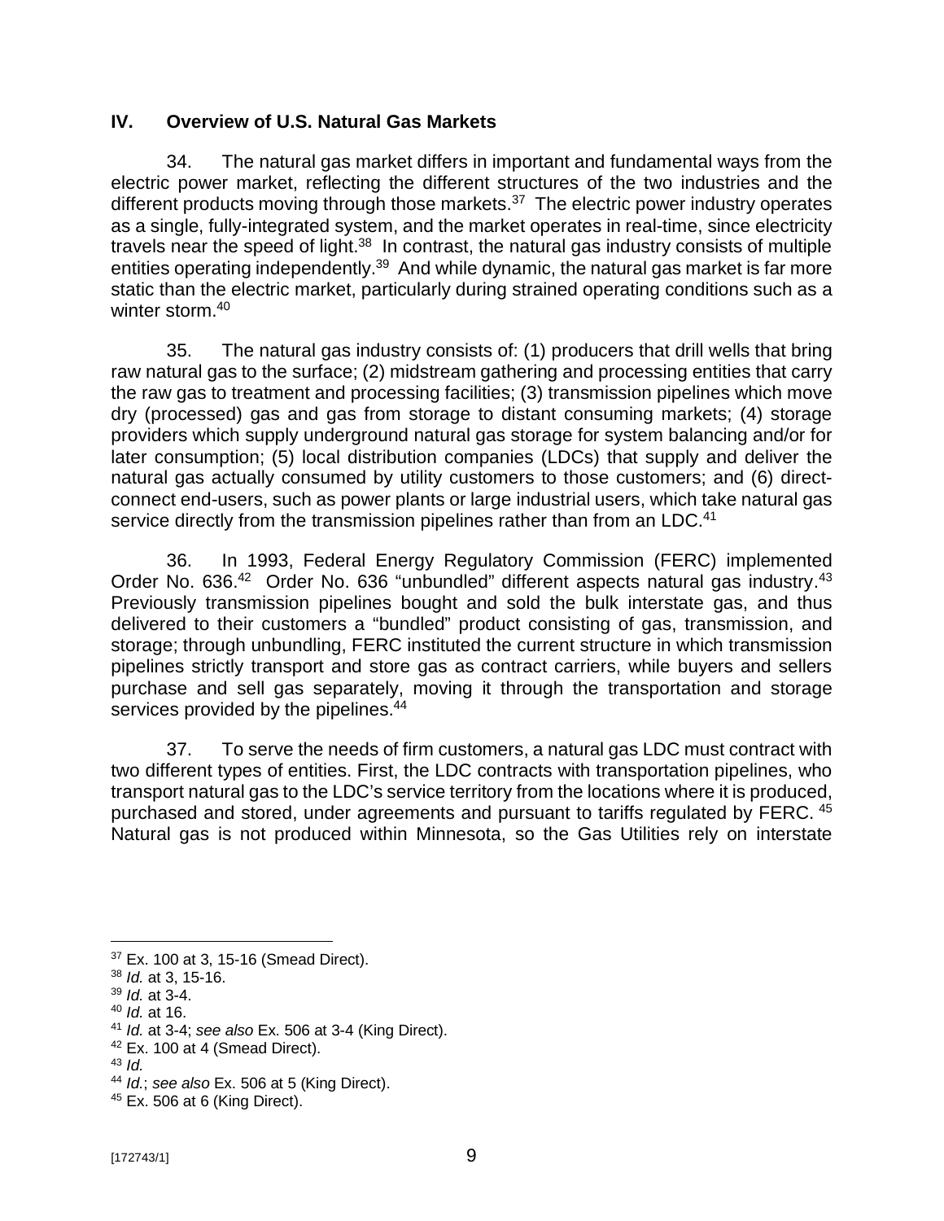## IV. Overview of U.S. Natural Gas Markets

34. The natural gas market differs in important and fundamental ways from the electric power market, reflecting the different structures of the two industries and the different products moving through those markets.[37] The electric power industry operates as a single, fully-integrated system, and the market operates in real-time, since electricity travels near the speed of light.[38] In contrast, the natural gas industry consists of multiple entities operating independently.[39] And while dynamic, the natural gas market is far more static than the electric market, particularly during strained operating conditions such as a winter storm.[40]

35. The natural gas industry consists of: (1) producers that drill wells that bring raw natural gas to the surface; (2) midstream gathering and processing entities that carry the raw gas to treatment and processing facilities; (3) transmission pipelines which move dry (processed) gas and gas from storage to distant consuming markets; (4) storage providers which supply underground natural gas storage for system balancing and/or for later consumption; (5) local distribution companies (LDCs) that supply and deliver the natural gas actually consumed by utility customers to those customers; and (6) direct-connect end-users, such as power plants or large industrial users, which take natural gas service directly from the transmission pipelines rather than from an LDC.[41]

36. In 1993, Federal Energy Regulatory Commission (FERC) implemented Order No. 636.[42] Order No. 636 "unbundled" different aspects natural gas industry.[43] Previously transmission pipelines bought and sold the bulk interstate gas, and thus delivered to their customers a "bundled" product consisting of gas, transmission, and storage; through unbundling, FERC instituted the current structure in which transmission pipelines strictly transport and store gas as contract carriers, while buyers and sellers purchase and sell gas separately, moving it through the transportation and storage services provided by the pipelines.[44]

37. To serve the needs of firm customers, a natural gas LDC must contract with two different types of entities. First, the LDC contracts with transportation pipelines, who transport natural gas to the LDC's service territory from the locations where it is produced, purchased and stored, under agreements and pursuant to tariffs regulated by FERC.[45] Natural gas is not produced within Minnesota, so the Gas Utilities rely on interstate

---

[37] Ex. 100 at 3, 15-16 (Smead Direct).

[38] *Id.* at 3, 15-16.

[39] *Id.* at 3-4.

[40] *Id.* at 16.

[41] *Id.* at 3-4; *see also* Ex. 506 at 3-4 (King Direct).

[42] Ex. 100 at 4 (Smead Direct).

[43] *Id.*

[44] *Id.*; *see also* Ex. 506 at 5 (King Direct).

[45] Ex. 506 at 6 (King Direct).

[172743/1]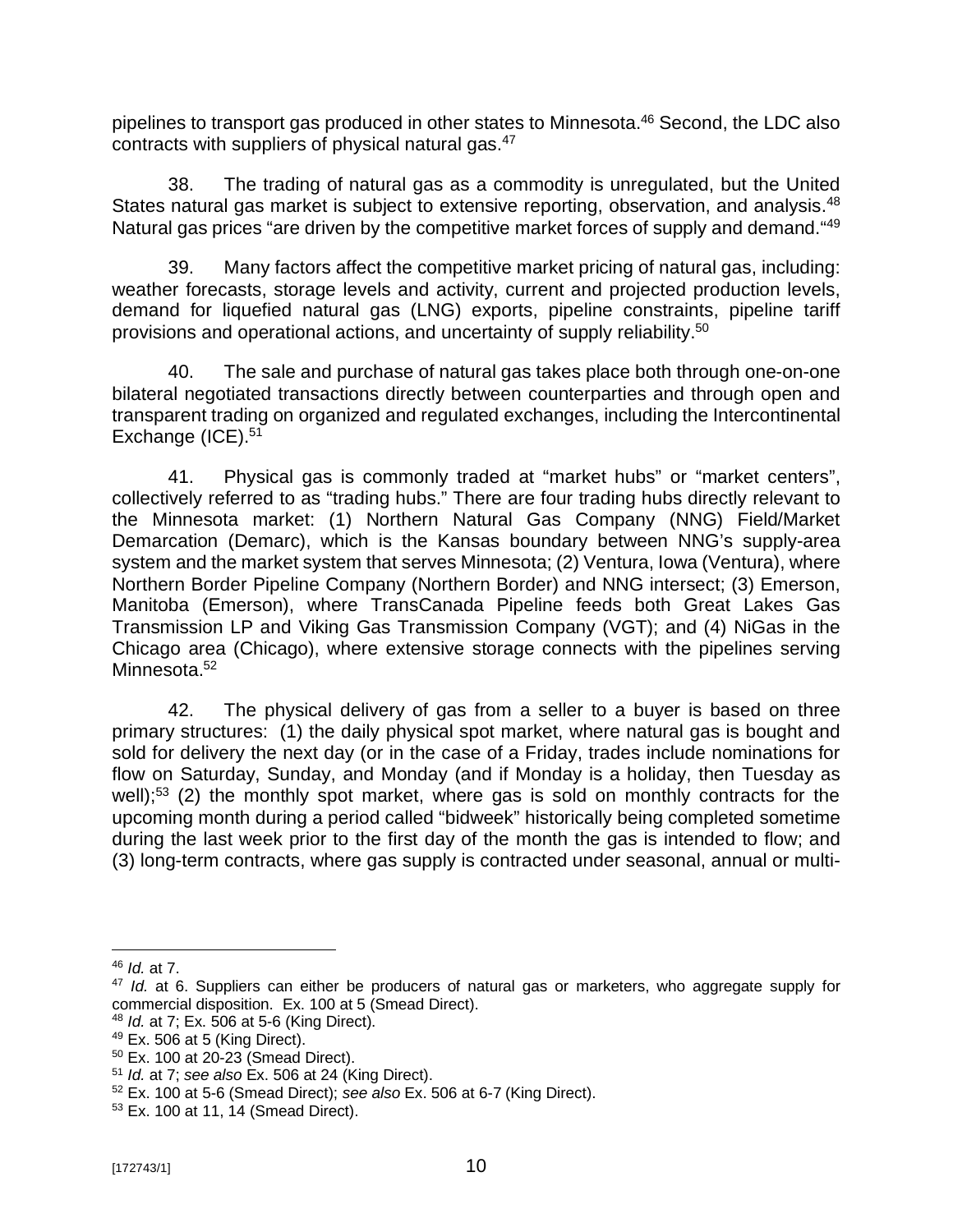pipelines to transport gas produced in other states to Minnesota.[46] Second, the LDC also contracts with suppliers of physical natural gas.[47]

38. The trading of natural gas as a commodity is unregulated, but the United States natural gas market is subject to extensive reporting, observation, and analysis.[48] Natural gas prices "are driven by the competitive market forces of supply and demand."[49]

39. Many factors affect the competitive market pricing of natural gas, including: weather forecasts, storage levels and activity, current and projected production levels, demand for liquefied natural gas (LNG) exports, pipeline constraints, pipeline tariff provisions and operational actions, and uncertainty of supply reliability.[50]

40. The sale and purchase of natural gas takes place both through one-on-one bilateral negotiated transactions directly between counterparties and through open and transparent trading on organized and regulated exchanges, including the Intercontinental Exchange (ICE).[51]

41. Physical gas is commonly traded at "market hubs" or "market centers", collectively referred to as "trading hubs." There are four trading hubs directly relevant to the Minnesota market: (1) Northern Natural Gas Company (NNG) Field/Market Demarcation (Demarc), which is the Kansas boundary between NNG's supply-area system and the market system that serves Minnesota; (2) Ventura, Iowa (Ventura), where Northern Border Pipeline Company (Northern Border) and NNG intersect; (3) Emerson, Manitoba (Emerson), where TransCanada Pipeline feeds both Great Lakes Gas Transmission LP and Viking Gas Transmission Company (VGT); and (4) NiGas in the Chicago area (Chicago), where extensive storage connects with the pipelines serving Minnesota.[52]

42. The physical delivery of gas from a seller to a buyer is based on three primary structures: (1) the daily physical spot market, where natural gas is bought and sold for delivery the next day (or in the case of a Friday, trades include nominations for flow on Saturday, Sunday, and Monday (and if Monday is a holiday, then Tuesday as well);[53] (2) the monthly spot market, where gas is sold on monthly contracts for the upcoming month during a period called "bidweek" historically being completed sometime during the last week prior to the first day of the month the gas is intended to flow; and (3) long-term contracts, where gas supply is contracted under seasonal, annual or multi-

---

[46] *Id.* at 7.

[47] *Id.* at 6. Suppliers can either be producers of natural gas or marketers, who aggregate supply for commercial disposition. Ex. 100 at 5 (Smead Direct).

[48] *Id.* at 7; Ex. 506 at 5-6 (King Direct).

[49] Ex. 506 at 5 (King Direct).

[50] Ex. 100 at 20-23 (Smead Direct).

[51] *Id.* at 7; *see also* Ex. 506 at 24 (King Direct).

[52] Ex. 100 at 5-6 (Smead Direct); *see also* Ex. 506 at 6-7 (King Direct).

[53] Ex. 100 at 11, 14 (Smead Direct).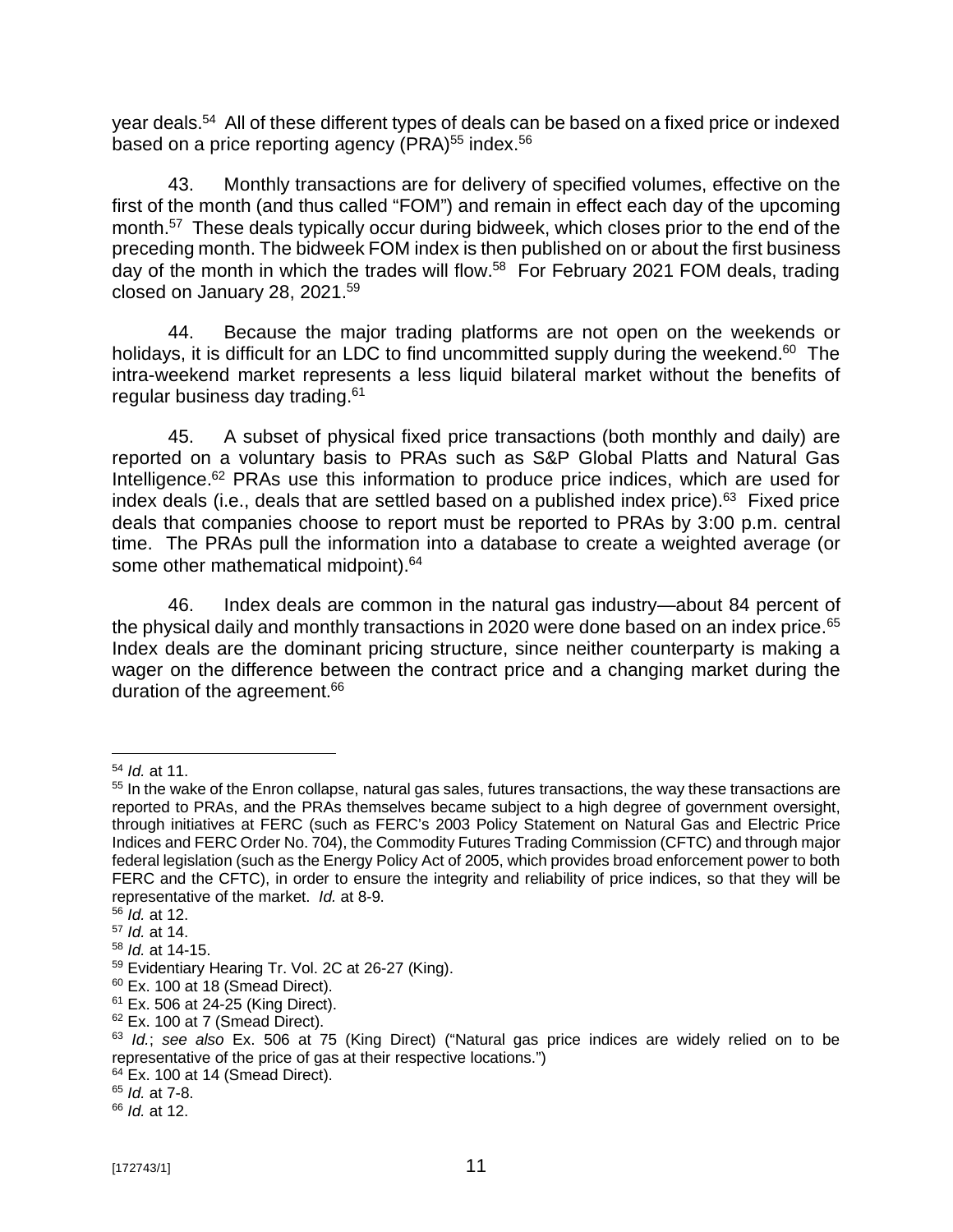year deals.[54] All of these different types of deals can be based on a fixed price or indexed based on a price reporting agency (PRA)[55] index.[56]

43. Monthly transactions are for delivery of specified volumes, effective on the first of the month (and thus called "FOM") and remain in effect each day of the upcoming month.[57] These deals typically occur during bidweek, which closes prior to the end of the preceding month. The bidweek FOM index is then published on or about the first business day of the month in which the trades will flow.[58] For February 2021 FOM deals, trading closed on January 28, 2021.[59]

44. Because the major trading platforms are not open on the weekends or holidays, it is difficult for an LDC to find uncommitted supply during the weekend.[60] The intra-weekend market represents a less liquid bilateral market without the benefits of regular business day trading.[61]

45. A subset of physical fixed price transactions (both monthly and daily) are reported on a voluntary basis to PRAs such as S&P Global Platts and Natural Gas Intelligence.[62] PRAs use this information to produce price indices, which are used for index deals (i.e., deals that are settled based on a published index price).[63] Fixed price deals that companies choose to report must be reported to PRAs by 3:00 p.m. central time. The PRAs pull the information into a database to create a weighted average (or some other mathematical midpoint).[64]

46. Index deals are common in the natural gas industry—about 84 percent of the physical daily and monthly transactions in 2020 were done based on an index price.[65] Index deals are the dominant pricing structure, since neither counterparty is making a wager on the difference between the contract price and a changing market during the duration of the agreement.[66]

---

[54] *Id.* at 11.

[55] In the wake of the Enron collapse, natural gas sales, futures transactions, the way these transactions are reported to PRAs, and the PRAs themselves became subject to a high degree of government oversight, through initiatives at FERC (such as FERC's 2003 Policy Statement on Natural Gas and Electric Price Indices and FERC Order No. 704), the Commodity Futures Trading Commission (CFTC) and through major federal legislation (such as the Energy Policy Act of 2005, which provides broad enforcement power to both FERC and the CFTC), in order to ensure the integrity and reliability of price indices, so that they will be representative of the market. *Id.* at 8-9.

[56] *Id.* at 12.

[57] *Id.* at 14.

[58] *Id.* at 14-15.

[59] Evidentiary Hearing Tr. Vol. 2C at 26-27 (King).

[60] Ex. 100 at 18 (Smead Direct).

[61] Ex. 506 at 24-25 (King Direct).

[62] Ex. 100 at 7 (Smead Direct).

[63] *Id.*; *see also* Ex. 506 at 75 (King Direct) ("Natural gas price indices are widely relied on to be representative of the price of gas at their respective locations.")

[64] Ex. 100 at 14 (Smead Direct).

[65] *Id.* at 7-8.

[66] *Id.* at 12.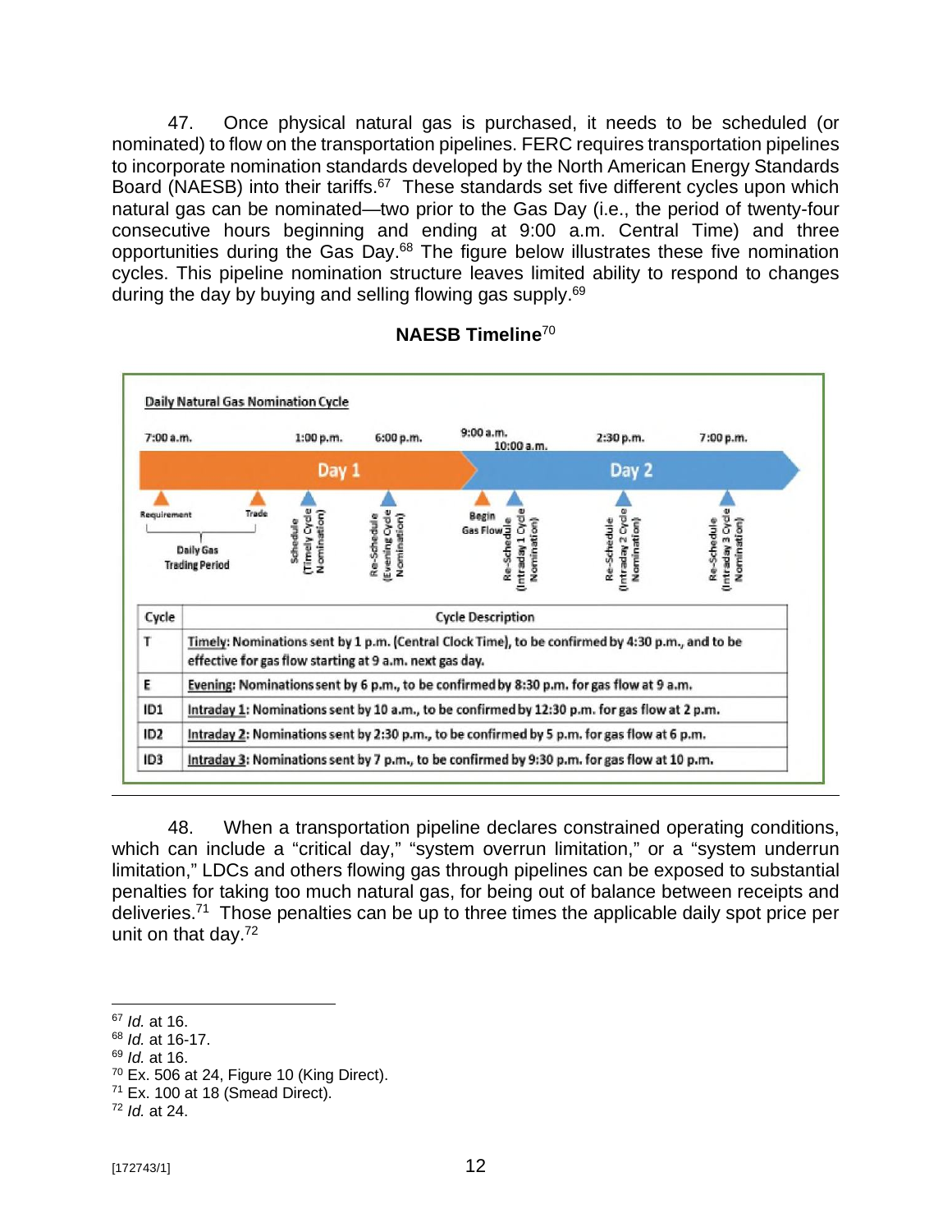47. Once physical natural gas is purchased, it needs to be scheduled (or nominated) to flow on the transportation pipelines. FERC requires transportation pipelines to incorporate nomination standards developed by the North American Energy Standards Board (NAESB) into their tariffs.[67] These standards set five different cycles upon which natural gas can be nominated—two prior to the Gas Day (i.e., the period of twenty-four consecutive hours beginning and ending at 9:00 a.m. Central Time) and three opportunities during the Gas Day.[68] The figure below illustrates these five nomination cycles. This pipeline nomination structure leaves limited ability to respond to changes during the day by buying and selling flowing gas supply.[69]

**NAESB Timeline**[70]

Daily Natural Gas Nomination Cycle

7:00 a.m. | 1:00 p.m. | 6:00 p.m. | 9:00 a.m. | 10:00 a.m. | 2:30 p.m. | 7:00 p.m.

Day 1 — Day 2

Requirement — Trade (Daily Gas Trading Period); Schedule (Timely Cycle Nomination); Re-Schedule (Evening Cycle Nomination); Begin Gas Flow; Re-Schedule (Intraday 1 Cycle Nomination); Re-Schedule (Intraday 2 Cycle Nomination); Re-Schedule (Intraday 3 Cycle Nomination)

| Cycle | Cycle Description |
|---|---|
| T | Timely: Nominations sent by 1 p.m. (Central Clock Time), to be confirmed by 4:30 p.m., and to be effective for gas flow starting at 9 a.m. next gas day. |
| E | Evening: Nominations sent by 6 p.m., to be confirmed by 8:30 p.m. for gas flow at 9 a.m. |
| ID1 | Intraday 1: Nominations sent by 10 a.m., to be confirmed by 12:30 p.m. for gas flow at 2 p.m. |
| ID2 | Intraday 2: Nominations sent by 2:30 p.m., to be confirmed by 5 p.m. for gas flow at 6 p.m. |
| ID3 | Intraday 3: Nominations sent by 7 p.m., to be confirmed by 9:30 p.m. for gas flow at 10 p.m. |

48. When a transportation pipeline declares constrained operating conditions, which can include a "critical day," "system overrun limitation," or a "system underrun limitation," LDCs and others flowing gas through pipelines can be exposed to substantial penalties for taking too much natural gas, for being out of balance between receipts and deliveries.[71] Those penalties can be up to three times the applicable daily spot price per unit on that day.[72]

---

[67] *Id.* at 16.
[68] *Id.* at 16-17.
[69] *Id.* at 16.
[70] Ex. 506 at 24, Figure 10 (King Direct).
[71] Ex. 100 at 18 (Smead Direct).
[72] *Id.* at 24.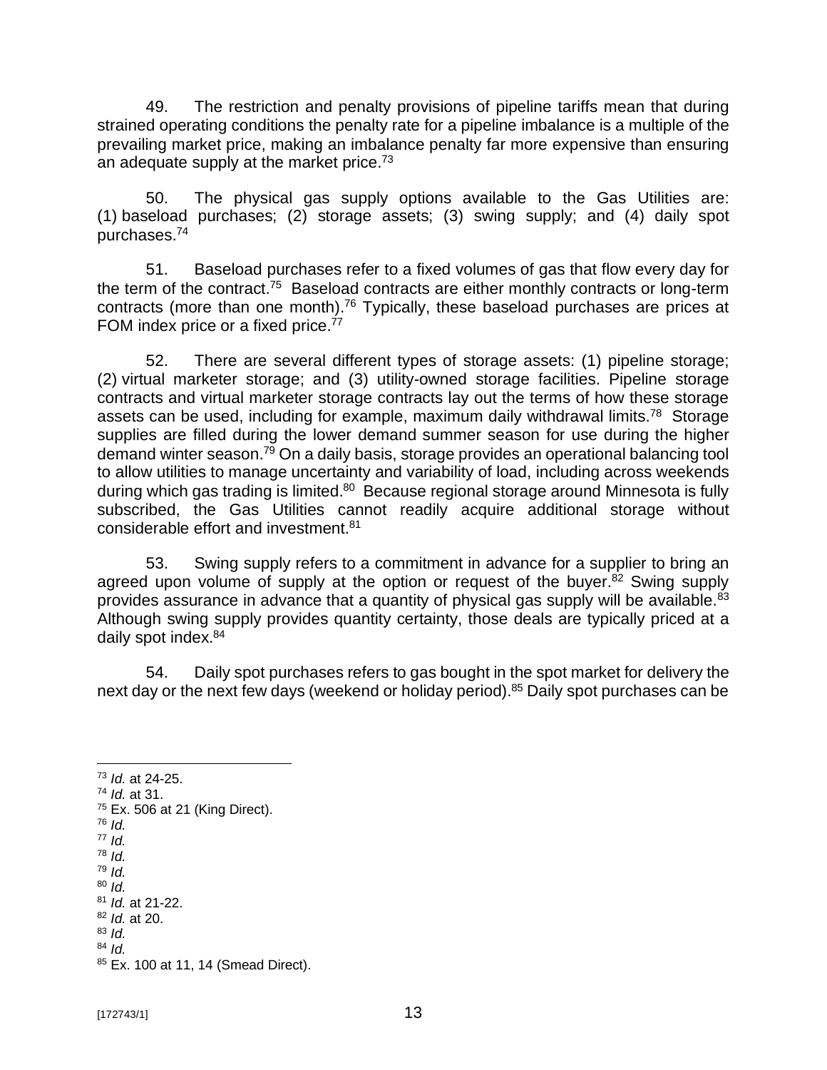49. The restriction and penalty provisions of pipeline tariffs mean that during strained operating conditions the penalty rate for a pipeline imbalance is a multiple of the prevailing market price, making an imbalance penalty far more expensive than ensuring an adequate supply at the market price.[73]

50. The physical gas supply options available to the Gas Utilities are: (1) baseload purchases; (2) storage assets; (3) swing supply; and (4) daily spot purchases.[74]

51. Baseload purchases refer to a fixed volumes of gas that flow every day for the term of the contract.[75] Baseload contracts are either monthly contracts or long-term contracts (more than one month).[76] Typically, these baseload purchases are prices at FOM index price or a fixed price.[77]

52. There are several different types of storage assets: (1) pipeline storage; (2) virtual marketer storage; and (3) utility-owned storage facilities. Pipeline storage contracts and virtual marketer storage contracts lay out the terms of how these storage assets can be used, including for example, maximum daily withdrawal limits.[78] Storage supplies are filled during the lower demand summer season for use during the higher demand winter season.[79] On a daily basis, storage provides an operational balancing tool to allow utilities to manage uncertainty and variability of load, including across weekends during which gas trading is limited.[80] Because regional storage around Minnesota is fully subscribed, the Gas Utilities cannot readily acquire additional storage without considerable effort and investment.[81]

53. Swing supply refers to a commitment in advance for a supplier to bring an agreed upon volume of supply at the option or request of the buyer.[82] Swing supply provides assurance in advance that a quantity of physical gas supply will be available.[83] Although swing supply provides quantity certainty, those deals are typically priced at a daily spot index.[84]

54. Daily spot purchases refers to gas bought in the spot market for delivery the next day or the next few days (weekend or holiday period).[85] Daily spot purchases can be

---

[73] *Id.* at 24-25.
[74] *Id.* at 31.
[75] Ex. 506 at 21 (King Direct).
[76] *Id.*
[77] *Id.*
[78] *Id.*
[79] *Id.*
[80] *Id.*
[81] *Id.* at 21-22.
[82] *Id.* at 20.
[83] *Id.*
[84] *Id.*
[85] Ex. 100 at 11, 14 (Smead Direct).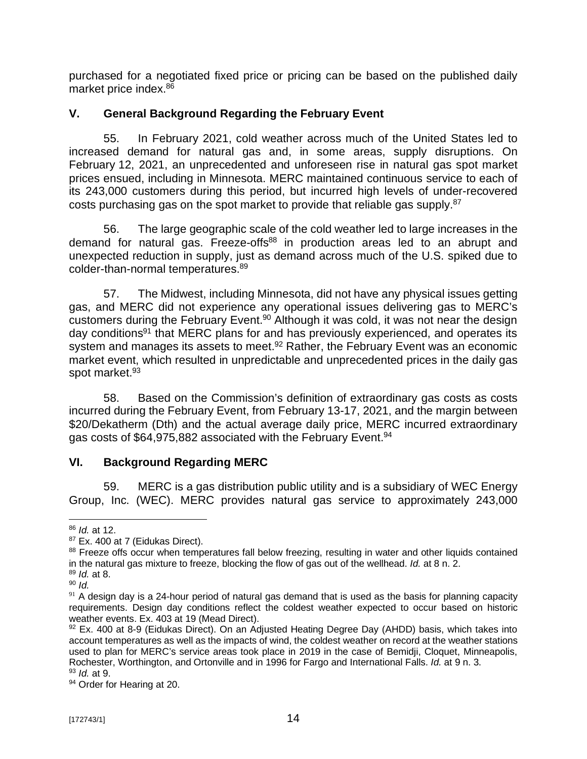purchased for a negotiated fixed price or pricing can be based on the published daily market price index.[86]

## V. General Background Regarding the February Event

55. In February 2021, cold weather across much of the United States led to increased demand for natural gas and, in some areas, supply disruptions. On February 12, 2021, an unprecedented and unforeseen rise in natural gas spot market prices ensued, including in Minnesota. MERC maintained continuous service to each of its 243,000 customers during this period, but incurred high levels of under-recovered costs purchasing gas on the spot market to provide that reliable gas supply.[87]

56. The large geographic scale of the cold weather led to large increases in the demand for natural gas. Freeze-offs[88] in production areas led to an abrupt and unexpected reduction in supply, just as demand across much of the U.S. spiked due to colder-than-normal temperatures.[89]

57. The Midwest, including Minnesota, did not have any physical issues getting gas, and MERC did not experience any operational issues delivering gas to MERC's customers during the February Event.[90] Although it was cold, it was not near the design day conditions[91] that MERC plans for and has previously experienced, and operates its system and manages its assets to meet.[92] Rather, the February Event was an economic market event, which resulted in unpredictable and unprecedented prices in the daily gas spot market.[93]

58. Based on the Commission's definition of extraordinary gas costs as costs incurred during the February Event, from February 13-17, 2021, and the margin between $20/Dekatherm (Dth) and the actual average daily price, MERC incurred extraordinary gas costs of $64,975,882 associated with the February Event.[94]

## VI. Background Regarding MERC

59. MERC is a gas distribution public utility and is a subsidiary of WEC Energy Group, Inc. (WEC). MERC provides natural gas service to approximately 243,000

---

[86] *Id.* at 12.

[87] Ex. 400 at 7 (Eidukas Direct).

[88] Freeze offs occur when temperatures fall below freezing, resulting in water and other liquids contained in the natural gas mixture to freeze, blocking the flow of gas out of the wellhead. *Id.* at 8 n. 2.

[89] *Id.* at 8.

[90] *Id.*

[91] A design day is a 24-hour period of natural gas demand that is used as the basis for planning capacity requirements. Design day conditions reflect the coldest weather expected to occur based on historic weather events. Ex. 403 at 19 (Mead Direct).

[92] Ex. 400 at 8-9 (Eidukas Direct). On an Adjusted Heating Degree Day (AHDD) basis, which takes into account temperatures as well as the impacts of wind, the coldest weather on record at the weather stations used to plan for MERC's service areas took place in 2019 in the case of Bemidji, Cloquet, Minneapolis, Rochester, Worthington, and Ortonville and in 1996 for Fargo and International Falls. *Id.* at 9 n. 3.

[93] *Id.* at 9.

[94] Order for Hearing at 20.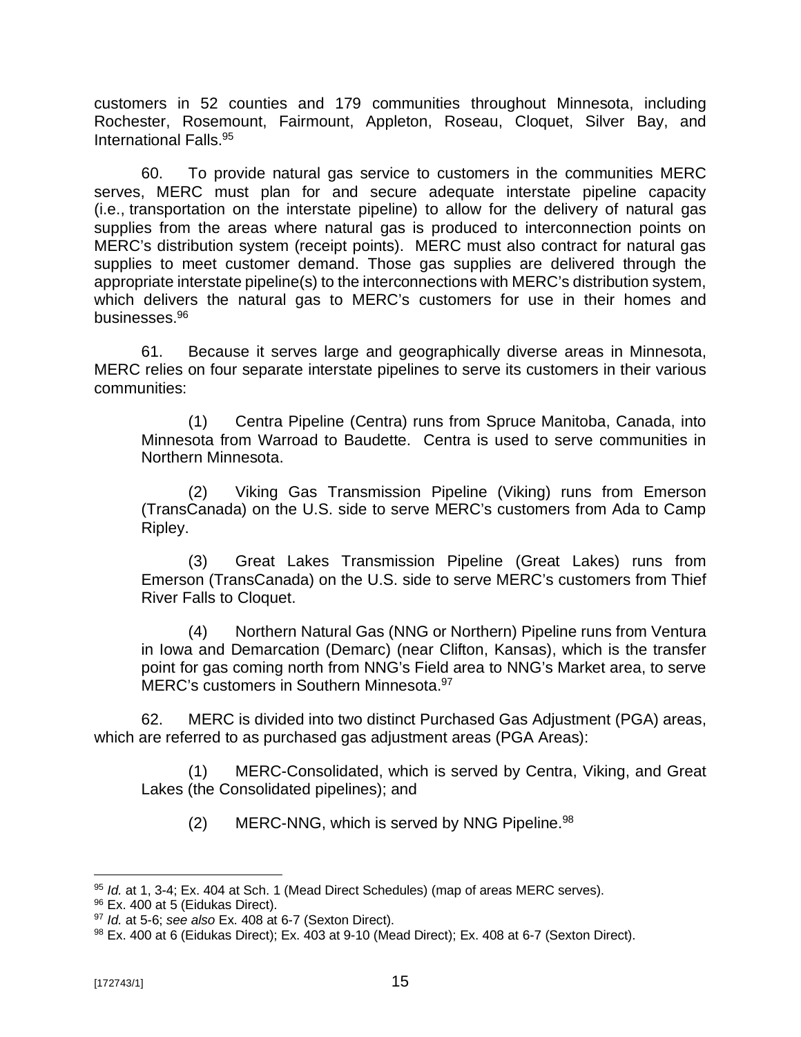customers in 52 counties and 179 communities throughout Minnesota, including Rochester, Rosemount, Fairmount, Appleton, Roseau, Cloquet, Silver Bay, and International Falls.[95]

60. To provide natural gas service to customers in the communities MERC serves, MERC must plan for and secure adequate interstate pipeline capacity (i.e., transportation on the interstate pipeline) to allow for the delivery of natural gas supplies from the areas where natural gas is produced to interconnection points on MERC's distribution system (receipt points). MERC must also contract for natural gas supplies to meet customer demand. Those gas supplies are delivered through the appropriate interstate pipeline(s) to the interconnections with MERC's distribution system, which delivers the natural gas to MERC's customers for use in their homes and businesses.[96]

61. Because it serves large and geographically diverse areas in Minnesota, MERC relies on four separate interstate pipelines to serve its customers in their various communities:

> (1) Centra Pipeline (Centra) runs from Spruce Manitoba, Canada, into Minnesota from Warroad to Baudette. Centra is used to serve communities in Northern Minnesota.
>
> (2) Viking Gas Transmission Pipeline (Viking) runs from Emerson (TransCanada) on the U.S. side to serve MERC's customers from Ada to Camp Ripley.
>
> (3) Great Lakes Transmission Pipeline (Great Lakes) runs from Emerson (TransCanada) on the U.S. side to serve MERC's customers from Thief River Falls to Cloquet.
>
> (4) Northern Natural Gas (NNG or Northern) Pipeline runs from Ventura in Iowa and Demarcation (Demarc) (near Clifton, Kansas), which is the transfer point for gas coming north from NNG's Field area to NNG's Market area, to serve MERC's customers in Southern Minnesota.[97]

62. MERC is divided into two distinct Purchased Gas Adjustment (PGA) areas, which are referred to as purchased gas adjustment areas (PGA Areas):

> (1) MERC-Consolidated, which is served by Centra, Viking, and Great Lakes (the Consolidated pipelines); and
>
> (2) MERC-NNG, which is served by NNG Pipeline.[98]

---

[95] *Id.* at 1, 3-4; Ex. 404 at Sch. 1 (Mead Direct Schedules) (map of areas MERC serves).

[96] Ex. 400 at 5 (Eidukas Direct).

[97] *Id.* at 5-6; *see also* Ex. 408 at 6-7 (Sexton Direct).

[98] Ex. 400 at 6 (Eidukas Direct); Ex. 403 at 9-10 (Mead Direct); Ex. 408 at 6-7 (Sexton Direct).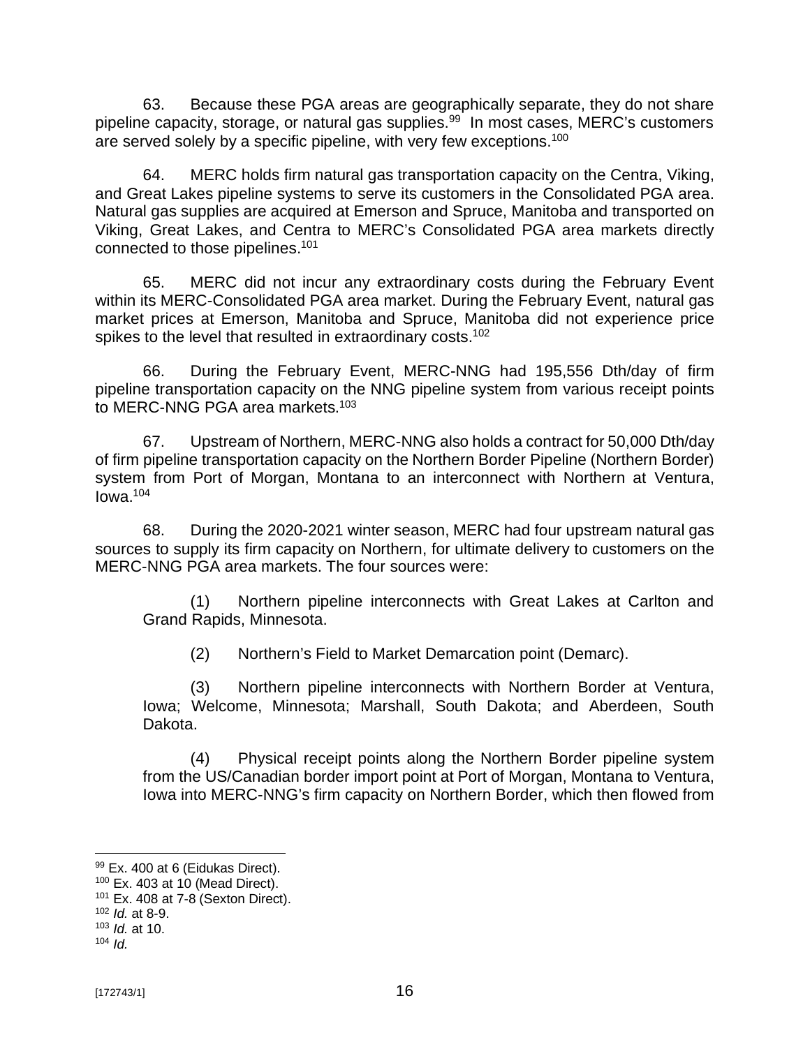63. Because these PGA areas are geographically separate, they do not share pipeline capacity, storage, or natural gas supplies.[99] In most cases, MERC's customers are served solely by a specific pipeline, with very few exceptions.[100]

64. MERC holds firm natural gas transportation capacity on the Centra, Viking, and Great Lakes pipeline systems to serve its customers in the Consolidated PGA area. Natural gas supplies are acquired at Emerson and Spruce, Manitoba and transported on Viking, Great Lakes, and Centra to MERC's Consolidated PGA area markets directly connected to those pipelines.[101]

65. MERC did not incur any extraordinary costs during the February Event within its MERC-Consolidated PGA area market. During the February Event, natural gas market prices at Emerson, Manitoba and Spruce, Manitoba did not experience price spikes to the level that resulted in extraordinary costs.[102]

66. During the February Event, MERC-NNG had 195,556 Dth/day of firm pipeline transportation capacity on the NNG pipeline system from various receipt points to MERC-NNG PGA area markets.[103]

67. Upstream of Northern, MERC-NNG also holds a contract for 50,000 Dth/day of firm pipeline transportation capacity on the Northern Border Pipeline (Northern Border) system from Port of Morgan, Montana to an interconnect with Northern at Ventura, Iowa.[104]

68. During the 2020-2021 winter season, MERC had four upstream natural gas sources to supply its firm capacity on Northern, for ultimate delivery to customers on the MERC-NNG PGA area markets. The four sources were:

> (1) Northern pipeline interconnects with Great Lakes at Carlton and Grand Rapids, Minnesota.
>
> (2) Northern's Field to Market Demarcation point (Demarc).
>
> (3) Northern pipeline interconnects with Northern Border at Ventura, Iowa; Welcome, Minnesota; Marshall, South Dakota; and Aberdeen, South Dakota.
>
> (4) Physical receipt points along the Northern Border pipeline system from the US/Canadian border import point at Port of Morgan, Montana to Ventura, Iowa into MERC-NNG's firm capacity on Northern Border, which then flowed from

---

[99] Ex. 400 at 6 (Eidukas Direct).

[100] Ex. 403 at 10 (Mead Direct).

[101] Ex. 408 at 7-8 (Sexton Direct).

[102] *Id.* at 8-9.

[103] *Id.* at 10.

[104] *Id.*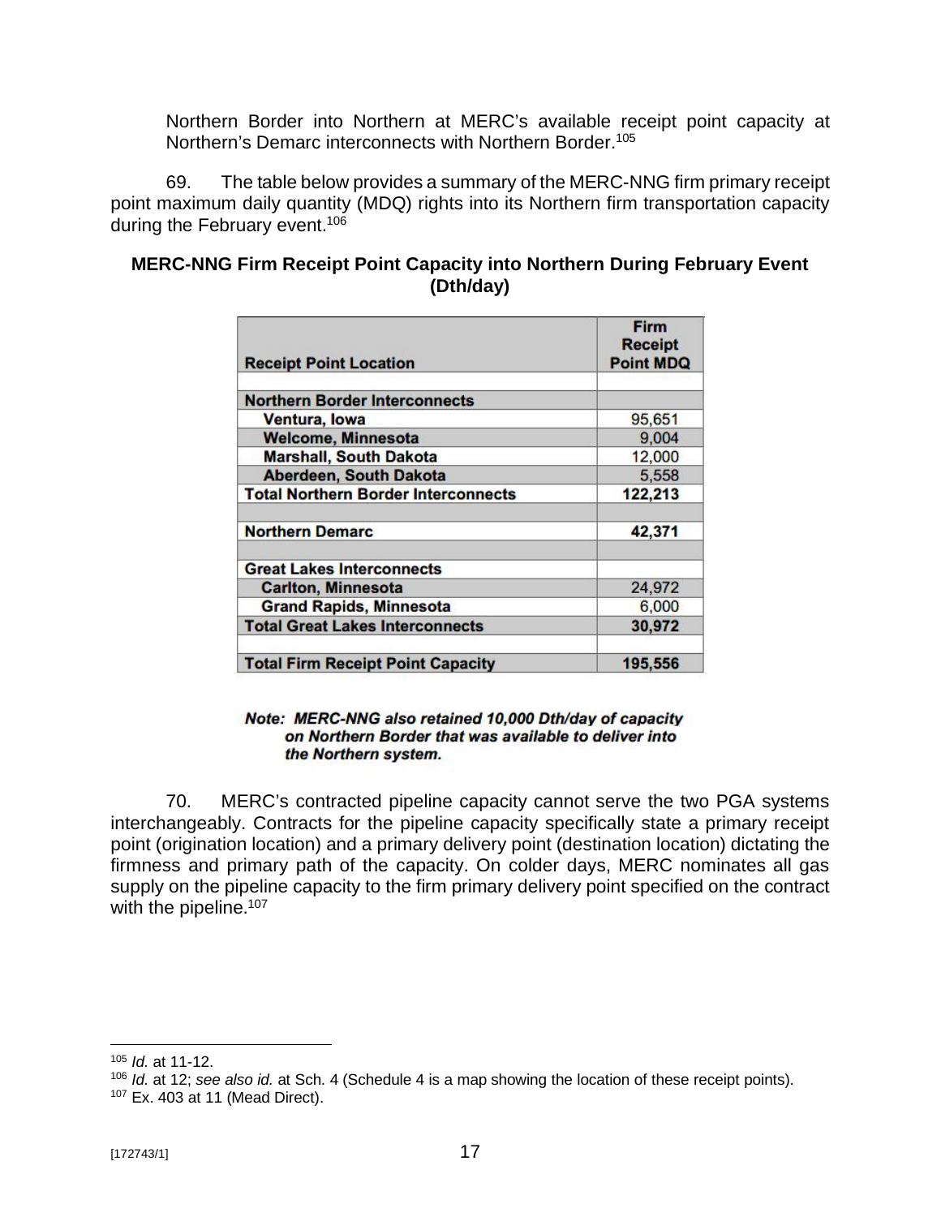Northern Border into Northern at MERC's available receipt point capacity at Northern's Demarc interconnects with Northern Border.[105]

69. The table below provides a summary of the MERC-NNG firm primary receipt point maximum daily quantity (MDQ) rights into its Northern firm transportation capacity during the February event.[106]

**MERC-NNG Firm Receipt Point Capacity into Northern During February Event (Dth/day)**

| Receipt Point Location | Firm Receipt Point MDQ |
|---|---|
| | |
| **Northern Border Interconnects** | |
| **Ventura, Iowa** | 95,651 |
| **Welcome, Minnesota** | 9,004 |
| **Marshall, South Dakota** | 12,000 |
| **Aberdeen, South Dakota** | 5,558 |
| **Total Northern Border Interconnects** | **122,213** |
| | |
| **Northern Demarc** | **42,371** |
| | |
| **Great Lakes Interconnects** | |
| **Carlton, Minnesota** | 24,972 |
| **Grand Rapids, Minnesota** | 6,000 |
| **Total Great Lakes Interconnects** | **30,972** |
| | |
| **Total Firm Receipt Point Capacity** | **195,556** |

***Note: MERC-NNG also retained 10,000 Dth/day of capacity on Northern Border that was available to deliver into the Northern system.***

70. MERC's contracted pipeline capacity cannot serve the two PGA systems interchangeably. Contracts for the pipeline capacity specifically state a primary receipt point (origination location) and a primary delivery point (destination location) dictating the firmness and primary path of the capacity. On colder days, MERC nominates all gas supply on the pipeline capacity to the firm primary delivery point specified on the contract with the pipeline.[107]

---

[105] *Id.* at 11-12.

[106] *Id.* at 12; *see also id.* at Sch. 4 (Schedule 4 is a map showing the location of these receipt points).

[107] Ex. 403 at 11 (Mead Direct).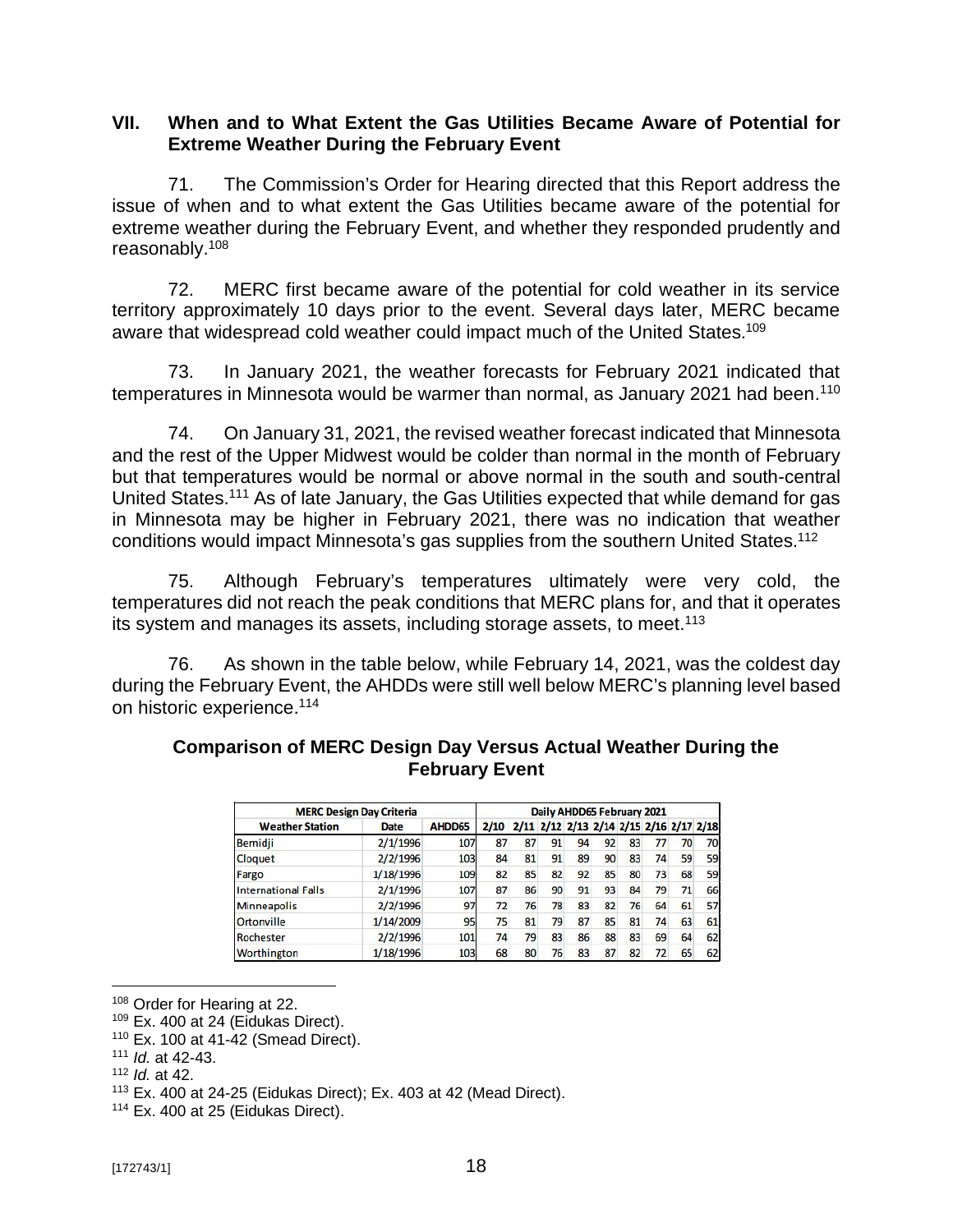## VII. When and to What Extent the Gas Utilities Became Aware of Potential for Extreme Weather During the February Event

71. The Commission's Order for Hearing directed that this Report address the issue of when and to what extent the Gas Utilities became aware of the potential for extreme weather during the February Event, and whether they responded prudently and reasonably.[108]

72. MERC first became aware of the potential for cold weather in its service territory approximately 10 days prior to the event. Several days later, MERC became aware that widespread cold weather could impact much of the United States.[109]

73. In January 2021, the weather forecasts for February 2021 indicated that temperatures in Minnesota would be warmer than normal, as January 2021 had been.[110]

74. On January 31, 2021, the revised weather forecast indicated that Minnesota and the rest of the Upper Midwest would be colder than normal in the month of February but that temperatures would be normal or above normal in the south and south-central United States.[111] As of late January, the Gas Utilities expected that while demand for gas in Minnesota may be higher in February 2021, there was no indication that weather conditions would impact Minnesota's gas supplies from the southern United States.[112]

75. Although February's temperatures ultimately were very cold, the temperatures did not reach the peak conditions that MERC plans for, and that it operates its system and manages its assets, including storage assets, to meet.[113]

76. As shown in the table below, while February 14, 2021, was the coldest day during the February Event, the AHDDs were still well below MERC's planning level based on historic experience.[114]

**Comparison of MERC Design Day Versus Actual Weather During the February Event**

| MERC Design Day Criteria | | | Daily AHDD65 February 2021 | | | | | | | | |
|---|---|---|---|---|---|---|---|---|---|---|---|
| Weather Station | Date | AHDD65 | 2/10 | 2/11 | 2/12 | 2/13 | 2/14 | 2/15 | 2/16 | 2/17 | 2/18 |
| Bemidji | 2/1/1996 | 107 | 87 | 87 | 91 | 94 | 92 | 83 | 77 | 70 | 70 |
| Cloquet | 2/2/1996 | 103 | 84 | 81 | 91 | 89 | 90 | 83 | 74 | 59 | 59 |
| Fargo | 1/18/1996 | 109 | 82 | 85 | 82 | 92 | 85 | 80 | 73 | 68 | 59 |
| International Falls | 2/1/1996 | 107 | 87 | 86 | 90 | 91 | 93 | 84 | 79 | 71 | 66 |
| Minneapolis | 2/2/1996 | 97 | 72 | 76 | 78 | 83 | 82 | 76 | 64 | 61 | 57 |
| Ortonville | 1/14/2009 | 95 | 75 | 81 | 79 | 87 | 85 | 81 | 74 | 63 | 61 |
| Rochester | 2/2/1996 | 101 | 74 | 79 | 83 | 86 | 88 | 83 | 69 | 64 | 62 |
| Worthington | 1/18/1996 | 103 | 68 | 80 | 76 | 83 | 87 | 82 | 72 | 65 | 62 |

---

[108] Order for Hearing at 22.

[109] Ex. 400 at 24 (Eidukas Direct).

[110] Ex. 100 at 41-42 (Smead Direct).

[111] *Id.* at 42-43.

[112] *Id.* at 42.

[113] Ex. 400 at 24-25 (Eidukas Direct); Ex. 403 at 42 (Mead Direct).

[114] Ex. 400 at 25 (Eidukas Direct).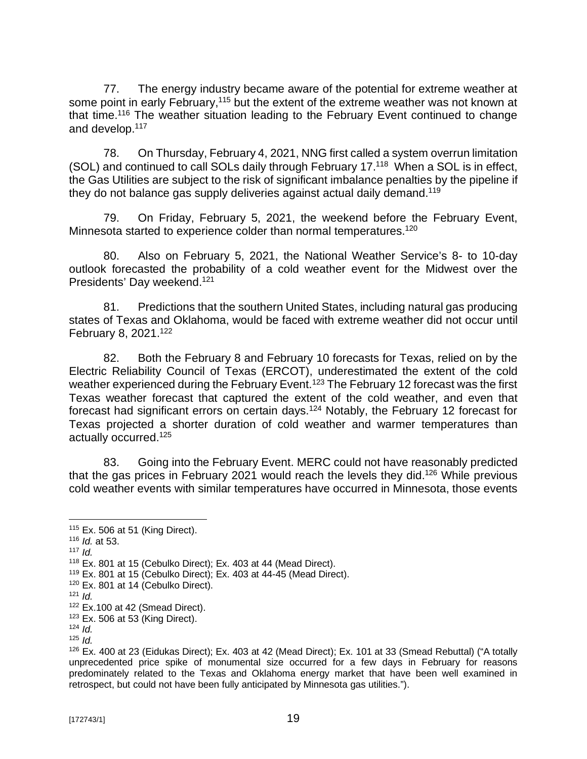77. The energy industry became aware of the potential for extreme weather at some point in early February,[115] but the extent of the extreme weather was not known at that time.[116] The weather situation leading to the February Event continued to change and develop.[117]

78. On Thursday, February 4, 2021, NNG first called a system overrun limitation (SOL) and continued to call SOLs daily through February 17.[118] When a SOL is in effect, the Gas Utilities are subject to the risk of significant imbalance penalties by the pipeline if they do not balance gas supply deliveries against actual daily demand.[119]

79. On Friday, February 5, 2021, the weekend before the February Event, Minnesota started to experience colder than normal temperatures.[120]

80. Also on February 5, 2021, the National Weather Service's 8- to 10-day outlook forecasted the probability of a cold weather event for the Midwest over the Presidents' Day weekend.[121]

81. Predictions that the southern United States, including natural gas producing states of Texas and Oklahoma, would be faced with extreme weather did not occur until February 8, 2021.[122]

82. Both the February 8 and February 10 forecasts for Texas, relied on by the Electric Reliability Council of Texas (ERCOT), underestimated the extent of the cold weather experienced during the February Event.[123] The February 12 forecast was the first Texas weather forecast that captured the extent of the cold weather, and even that forecast had significant errors on certain days.[124] Notably, the February 12 forecast for Texas projected a shorter duration of cold weather and warmer temperatures than actually occurred.[125]

83. Going into the February Event. MERC could not have reasonably predicted that the gas prices in February 2021 would reach the levels they did.[126] While previous cold weather events with similar temperatures have occurred in Minnesota, those events

---

[115] Ex. 506 at 51 (King Direct).

[116] *Id.* at 53.

[117] *Id.*

[118] Ex. 801 at 15 (Cebulko Direct); Ex. 403 at 44 (Mead Direct).

[119] Ex. 801 at 15 (Cebulko Direct); Ex. 403 at 44-45 (Mead Direct).

[120] Ex. 801 at 14 (Cebulko Direct).

[121] *Id.*

[122] Ex.100 at 42 (Smead Direct).

[123] Ex. 506 at 53 (King Direct).

[124] *Id.*

[125] *Id.*

[126] Ex. 400 at 23 (Eidukas Direct); Ex. 403 at 42 (Mead Direct); Ex. 101 at 33 (Smead Rebuttal) ("A totally unprecedented price spike of monumental size occurred for a few days in February for reasons predominately related to the Texas and Oklahoma energy market that have been well examined in retrospect, but could not have been fully anticipated by Minnesota gas utilities.").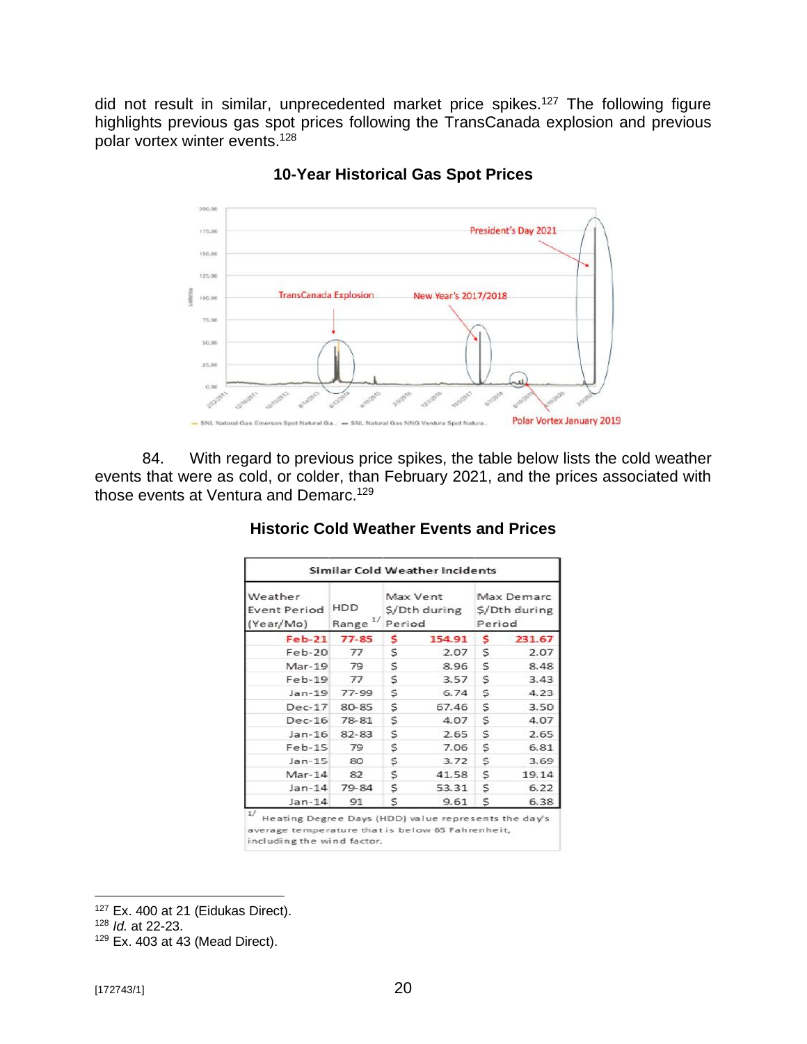did not result in similar, unprecedented market price spikes.[127] The following figure highlights previous gas spot prices following the TransCanada explosion and previous polar vortex winter events.[128]

**10-Year Historical Gas Spot Prices**

84. With regard to previous price spikes, the table below lists the cold weather events that were as cold, or colder, than February 2021, and the prices associated with those events at Ventura and Demarc.[129]

**Historic Cold Weather Events and Prices**

| Similar Cold Weather Incidents | | | |
|---|---|---|---|
| Weather Event Period (Year/Mo) | HDD Range [1/] | Max Vent $/Dth during Period | Max Demarc $/Dth during Period |
| **Feb-21** | **77-85** | **$ 154.91** | **$ 231.67** |
| Feb-20 | 77 | $ 2.07 | $ 2.07 |
| Mar-19 | 79 | $ 8.96 | $ 8.48 |
| Feb-19 | 77 | $ 3.57 | $ 3.43 |
| Jan-19 | 77-99 | $ 6.74 | $ 4.23 |
| Dec-17 | 80-85 | $ 67.46 | $ 3.50 |
| Dec-16 | 78-81 | $ 4.07 | $ 4.07 |
| Jan-16 | 82-83 | $ 2.65 | $ 2.65 |
| Feb-15 | 79 | $ 7.06 | $ 6.81 |
| Jan-15 | 80 | $ 3.72 | $ 3.69 |
| Mar-14 | 82 | $ 41.58 | $ 19.14 |
| Jan-14 | 79-84 | $ 53.31 | $ 6.22 |
| Jan-14 | 91 | $ 9.61 | $ 6.38 |

[1/] Heating Degree Days (HDD) value represents the day's average temperature that is below 65 Fahrenheit, including the wind factor.

---

[127] Ex. 400 at 21 (Eidukas Direct).

[128] *Id.* at 22-23.

[129] Ex. 403 at 43 (Mead Direct).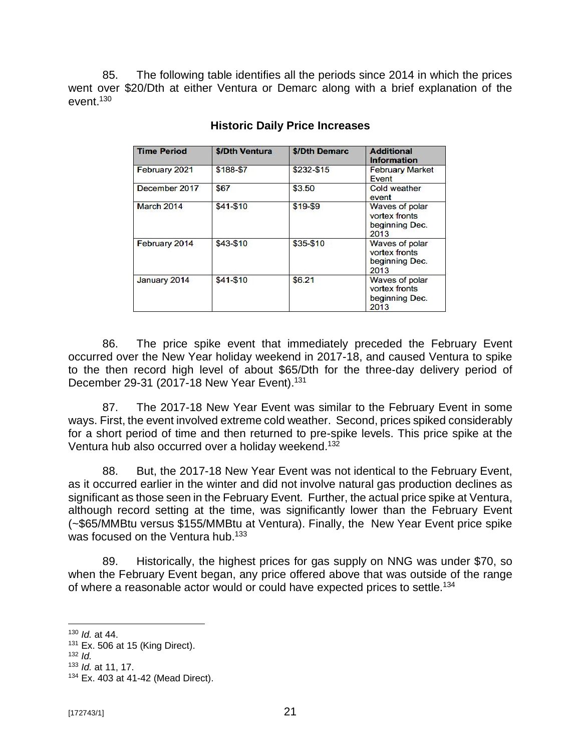85. The following table identifies all the periods since 2014 in which the prices went over $20/Dth at either Ventura or Demarc along with a brief explanation of the event.[130]

**Historic Daily Price Increases**

| Time Period | $/Dth Ventura | $/Dth Demarc | Additional Information |
|---|---|---|---|
| February 2021 | $188-$7 | $232-$15 | February Market Event |
| December 2017 | $67 | $3.50 | Cold weather event |
| March 2014 | $41-$10 | $19-$9 | Waves of polar vortex fronts beginning Dec. 2013 |
| February 2014 | $43-$10 | $35-$10 | Waves of polar vortex fronts beginning Dec. 2013 |
| January 2014 | $41-$10 | $6.21 | Waves of polar vortex fronts beginning Dec. 2013 |

86. The price spike event that immediately preceded the February Event occurred over the New Year holiday weekend in 2017-18, and caused Ventura to spike to the then record high level of about $65/Dth for the three-day delivery period of December 29-31 (2017-18 New Year Event).[131]

87. The 2017-18 New Year Event was similar to the February Event in some ways. First, the event involved extreme cold weather. Second, prices spiked considerably for a short period of time and then returned to pre-spike levels. This price spike at the Ventura hub also occurred over a holiday weekend.[132]

88. But, the 2017-18 New Year Event was not identical to the February Event, as it occurred earlier in the winter and did not involve natural gas production declines as significant as those seen in the February Event. Further, the actual price spike at Ventura, although record setting at the time, was significantly lower than the February Event (~$65/MMBtu versus $155/MMBtu at Ventura). Finally, the New Year Event price spike was focused on the Ventura hub.[133]

89. Historically, the highest prices for gas supply on NNG was under $70, so when the February Event began, any price offered above that was outside of the range of where a reasonable actor would or could have expected prices to settle.[134]

---

[130] *Id.* at 44.

[131] Ex. 506 at 15 (King Direct).

[132] *Id.*

[133] *Id.* at 11, 17.

[134] Ex. 403 at 41-42 (Mead Direct).

[172743/1]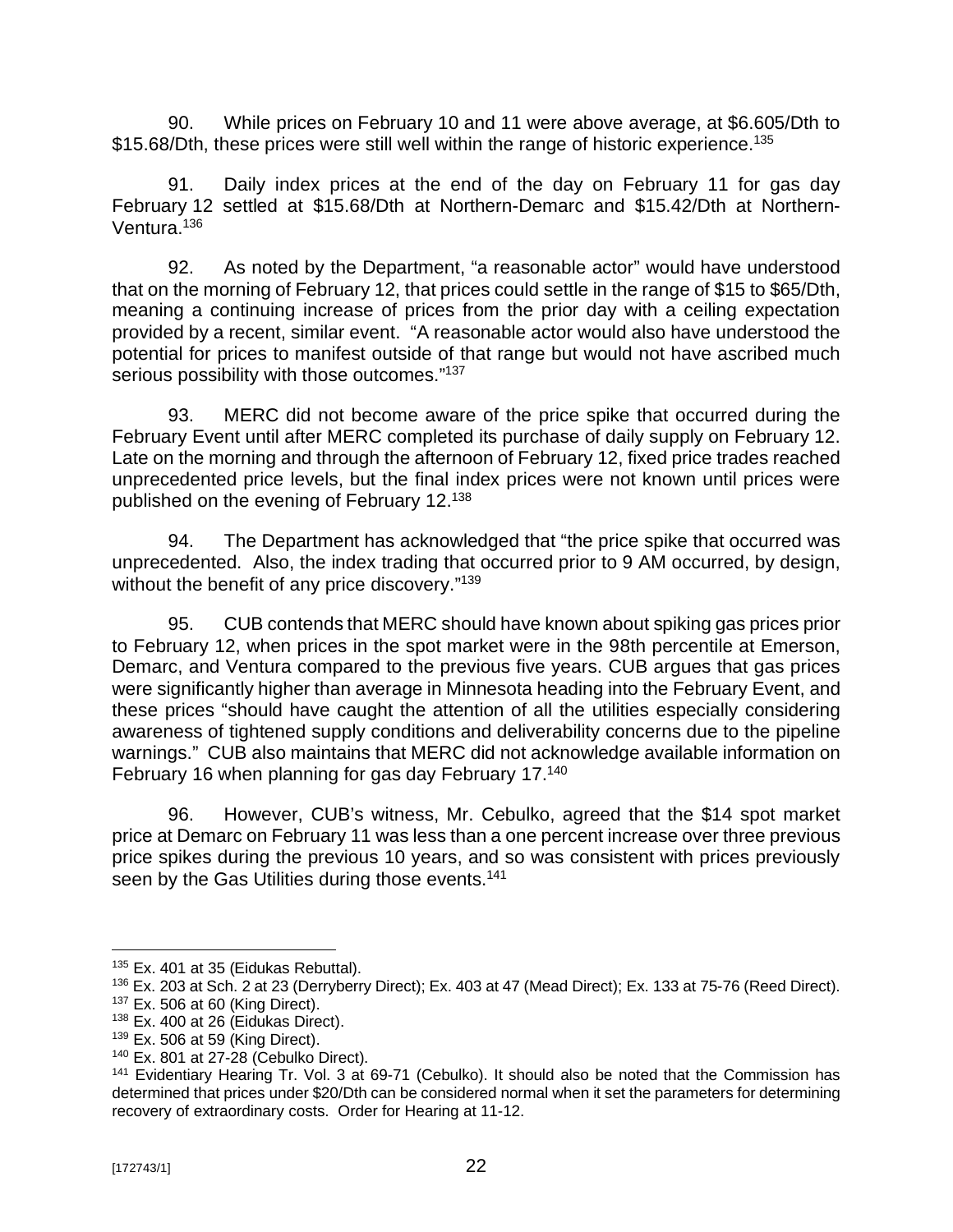90. While prices on February 10 and 11 were above average, at $6.605/Dth to $15.68/Dth, these prices were still well within the range of historic experience.[135]

91. Daily index prices at the end of the day on February 11 for gas day February 12 settled at $15.68/Dth at Northern-Demarc and $15.42/Dth at Northern-Ventura.[136]

92. As noted by the Department, "a reasonable actor" would have understood that on the morning of February 12, that prices could settle in the range of $15 to $65/Dth, meaning a continuing increase of prices from the prior day with a ceiling expectation provided by a recent, similar event. "A reasonable actor would also have understood the potential for prices to manifest outside of that range but would not have ascribed much serious possibility with those outcomes."[137]

93. MERC did not become aware of the price spike that occurred during the February Event until after MERC completed its purchase of daily supply on February 12. Late on the morning and through the afternoon of February 12, fixed price trades reached unprecedented price levels, but the final index prices were not known until prices were published on the evening of February 12.[138]

94. The Department has acknowledged that "the price spike that occurred was unprecedented. Also, the index trading that occurred prior to 9 AM occurred, by design, without the benefit of any price discovery."[139]

95. CUB contends that MERC should have known about spiking gas prices prior to February 12, when prices in the spot market were in the 98th percentile at Emerson, Demarc, and Ventura compared to the previous five years. CUB argues that gas prices were significantly higher than average in Minnesota heading into the February Event, and these prices "should have caught the attention of all the utilities especially considering awareness of tightened supply conditions and deliverability concerns due to the pipeline warnings." CUB also maintains that MERC did not acknowledge available information on February 16 when planning for gas day February 17.[140]

96. However, CUB's witness, Mr. Cebulko, agreed that the $14 spot market price at Demarc on February 11 was less than a one percent increase over three previous price spikes during the previous 10 years, and so was consistent with prices previously seen by the Gas Utilities during those events.[141]

---

[135] Ex. 401 at 35 (Eidukas Rebuttal).

[136] Ex. 203 at Sch. 2 at 23 (Derryberry Direct); Ex. 403 at 47 (Mead Direct); Ex. 133 at 75-76 (Reed Direct).

[137] Ex. 506 at 60 (King Direct).

[138] Ex. 400 at 26 (Eidukas Direct).

[139] Ex. 506 at 59 (King Direct).

[140] Ex. 801 at 27-28 (Cebulko Direct).

[141] Evidentiary Hearing Tr. Vol. 3 at 69-71 (Cebulko). It should also be noted that the Commission has determined that prices under $20/Dth can be considered normal when it set the parameters for determining recovery of extraordinary costs. Order for Hearing at 11-12.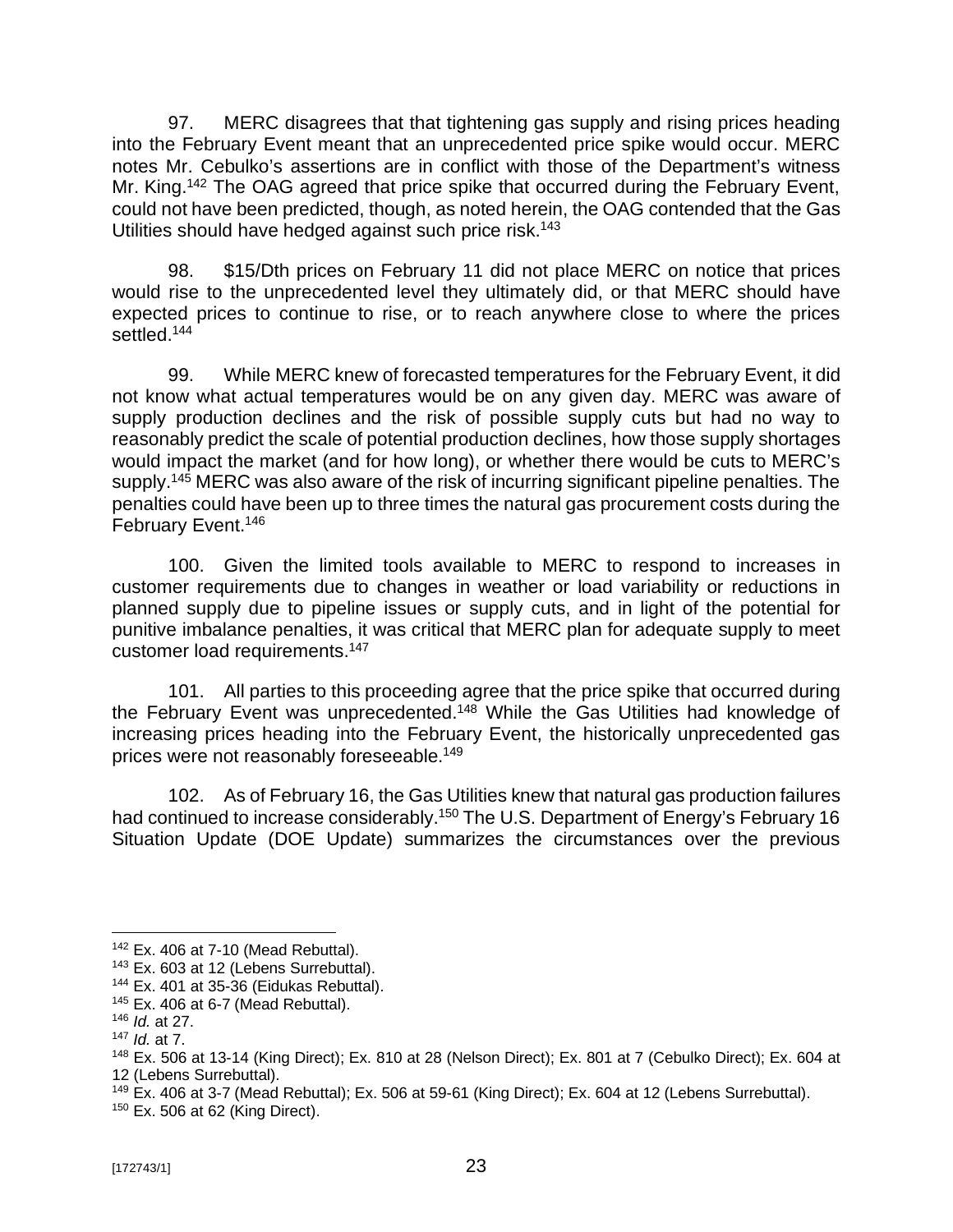97. MERC disagrees that that tightening gas supply and rising prices heading into the February Event meant that an unprecedented price spike would occur. MERC notes Mr. Cebulko's assertions are in conflict with those of the Department's witness Mr. King.[142] The OAG agreed that price spike that occurred during the February Event, could not have been predicted, though, as noted herein, the OAG contended that the Gas Utilities should have hedged against such price risk.[143]

98. $15/Dth prices on February 11 did not place MERC on notice that prices would rise to the unprecedented level they ultimately did, or that MERC should have expected prices to continue to rise, or to reach anywhere close to where the prices settled.[144]

99. While MERC knew of forecasted temperatures for the February Event, it did not know what actual temperatures would be on any given day. MERC was aware of supply production declines and the risk of possible supply cuts but had no way to reasonably predict the scale of potential production declines, how those supply shortages would impact the market (and for how long), or whether there would be cuts to MERC's supply.[145] MERC was also aware of the risk of incurring significant pipeline penalties. The penalties could have been up to three times the natural gas procurement costs during the February Event.[146]

100. Given the limited tools available to MERC to respond to increases in customer requirements due to changes in weather or load variability or reductions in planned supply due to pipeline issues or supply cuts, and in light of the potential for punitive imbalance penalties, it was critical that MERC plan for adequate supply to meet customer load requirements.[147]

101. All parties to this proceeding agree that the price spike that occurred during the February Event was unprecedented.[148] While the Gas Utilities had knowledge of increasing prices heading into the February Event, the historically unprecedented gas prices were not reasonably foreseeable.[149]

102. As of February 16, the Gas Utilities knew that natural gas production failures had continued to increase considerably.[150] The U.S. Department of Energy's February 16 Situation Update (DOE Update) summarizes the circumstances over the previous

---

[142] Ex. 406 at 7-10 (Mead Rebuttal).

[143] Ex. 603 at 12 (Lebens Surrebuttal).

[144] Ex. 401 at 35-36 (Eidukas Rebuttal).

[145] Ex. 406 at 6-7 (Mead Rebuttal).

[146] *Id.* at 27.

[147] *Id.* at 7.

[148] Ex. 506 at 13-14 (King Direct); Ex. 810 at 28 (Nelson Direct); Ex. 801 at 7 (Cebulko Direct); Ex. 604 at 12 (Lebens Surrebuttal).

[149] Ex. 406 at 3-7 (Mead Rebuttal); Ex. 506 at 59-61 (King Direct); Ex. 604 at 12 (Lebens Surrebuttal).

[150] Ex. 506 at 62 (King Direct).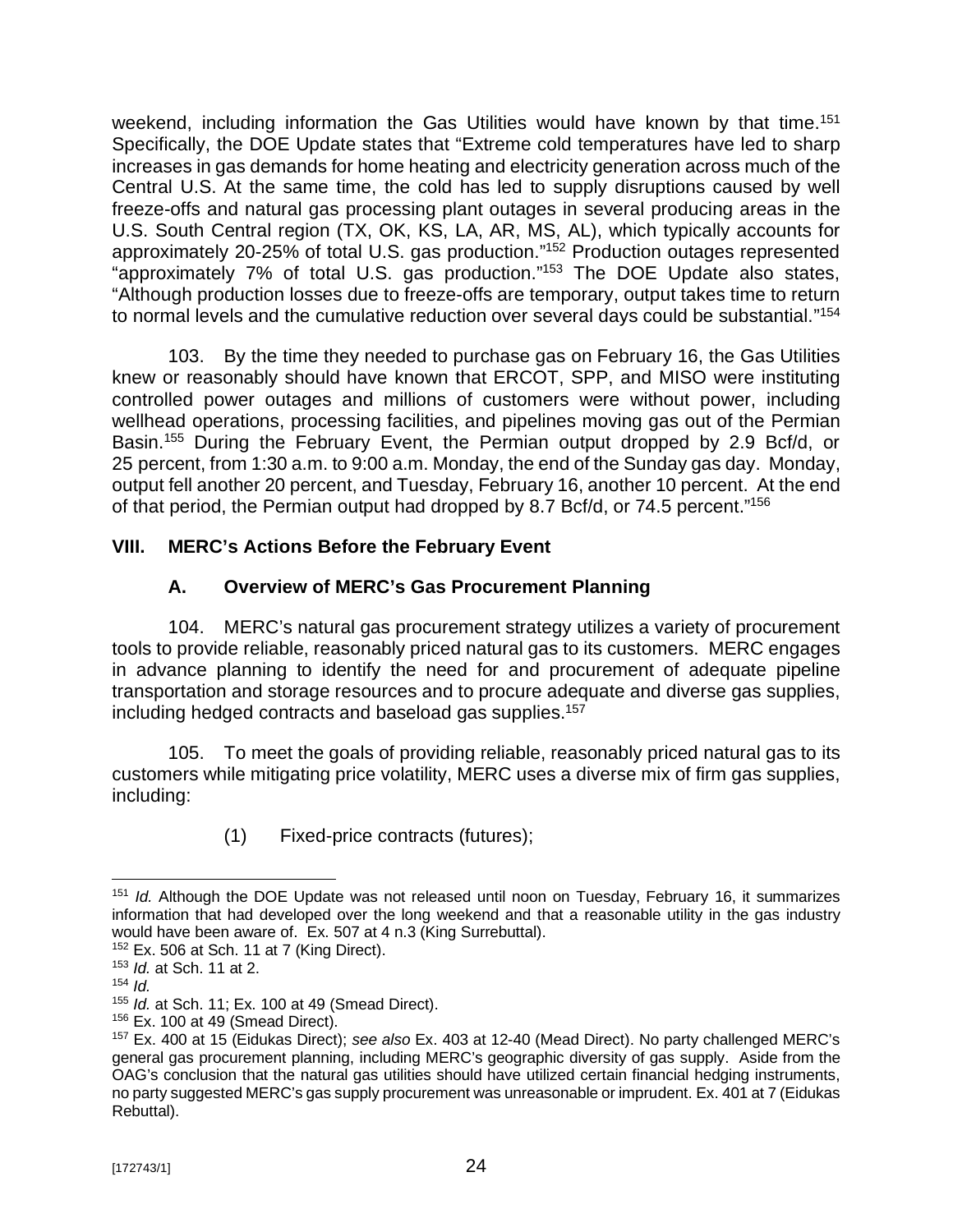weekend, including information the Gas Utilities would have known by that time.[151] Specifically, the DOE Update states that "Extreme cold temperatures have led to sharp increases in gas demands for home heating and electricity generation across much of the Central U.S. At the same time, the cold has led to supply disruptions caused by well freeze-offs and natural gas processing plant outages in several producing areas in the U.S. South Central region (TX, OK, KS, LA, AR, MS, AL), which typically accounts for approximately 20-25% of total U.S. gas production."[152] Production outages represented "approximately 7% of total U.S. gas production."[153] The DOE Update also states, "Although production losses due to freeze-offs are temporary, output takes time to return to normal levels and the cumulative reduction over several days could be substantial."[154]

103. By the time they needed to purchase gas on February 16, the Gas Utilities knew or reasonably should have known that ERCOT, SPP, and MISO were instituting controlled power outages and millions of customers were without power, including wellhead operations, processing facilities, and pipelines moving gas out of the Permian Basin.[155] During the February Event, the Permian output dropped by 2.9 Bcf/d, or 25 percent, from 1:30 a.m. to 9:00 a.m. Monday, the end of the Sunday gas day. Monday, output fell another 20 percent, and Tuesday, February 16, another 10 percent. At the end of that period, the Permian output had dropped by 8.7 Bcf/d, or 74.5 percent."[156]

## VIII. MERC's Actions Before the February Event

### A. Overview of MERC's Gas Procurement Planning

104. MERC's natural gas procurement strategy utilizes a variety of procurement tools to provide reliable, reasonably priced natural gas to its customers. MERC engages in advance planning to identify the need for and procurement of adequate pipeline transportation and storage resources and to procure adequate and diverse gas supplies, including hedged contracts and baseload gas supplies.[157]

105. To meet the goals of providing reliable, reasonably priced natural gas to its customers while mitigating price volatility, MERC uses a diverse mix of firm gas supplies, including:

(1) Fixed-price contracts (futures);

---

[151] *Id.* Although the DOE Update was not released until noon on Tuesday, February 16, it summarizes information that had developed over the long weekend and that a reasonable utility in the gas industry would have been aware of. Ex. 507 at 4 n.3 (King Surrebuttal).

[152] Ex. 506 at Sch. 11 at 7 (King Direct).

[153] *Id.* at Sch. 11 at 2.

[154] *Id.*

[155] *Id.* at Sch. 11; Ex. 100 at 49 (Smead Direct).

[156] Ex. 100 at 49 (Smead Direct).

[157] Ex. 400 at 15 (Eidukas Direct); *see also* Ex. 403 at 12-40 (Mead Direct). No party challenged MERC's general gas procurement planning, including MERC's geographic diversity of gas supply. Aside from the OAG's conclusion that the natural gas utilities should have utilized certain financial hedging instruments, no party suggested MERC's gas supply procurement was unreasonable or imprudent. Ex. 401 at 7 (Eidukas Rebuttal).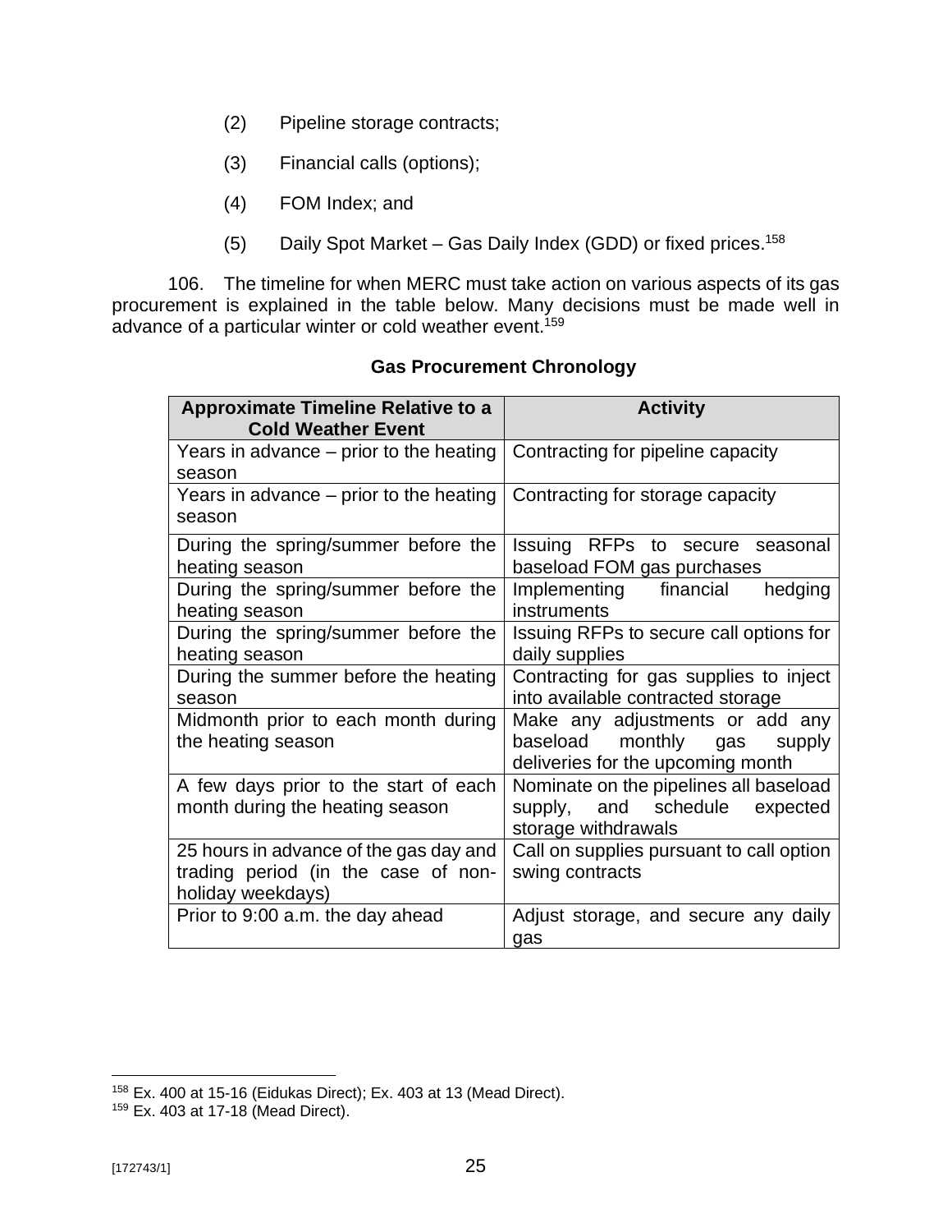(2) Pipeline storage contracts;

(3) Financial calls (options);

(4) FOM Index; and

(5) Daily Spot Market – Gas Daily Index (GDD) or fixed prices.[158]

106. The timeline for when MERC must take action on various aspects of its gas procurement is explained in the table below. Many decisions must be made well in advance of a particular winter or cold weather event.[159]

**Gas Procurement Chronology**

| Approximate Timeline Relative to a Cold Weather Event | Activity |
|---|---|
| Years in advance – prior to the heating season | Contracting for pipeline capacity |
| Years in advance – prior to the heating season | Contracting for storage capacity |
| During the spring/summer before the heating season | Issuing RFPs to secure seasonal baseload FOM gas purchases |
| During the spring/summer before the heating season | Implementing financial hedging instruments |
| During the spring/summer before the heating season | Issuing RFPs to secure call options for daily supplies |
| During the summer before the heating season | Contracting for gas supplies to inject into available contracted storage |
| Midmonth prior to each month during the heating season | Make any adjustments or add any baseload monthly gas supply deliveries for the upcoming month |
| A few days prior to the start of each month during the heating season | Nominate on the pipelines all baseload supply, and schedule expected storage withdrawals |
| 25 hours in advance of the gas day and trading period (in the case of non-holiday weekdays) | Call on supplies pursuant to call option swing contracts |
| Prior to 9:00 a.m. the day ahead | Adjust storage, and secure any daily gas |

[158] Ex. 400 at 15-16 (Eidukas Direct); Ex. 403 at 13 (Mead Direct).
[159] Ex. 403 at 17-18 (Mead Direct).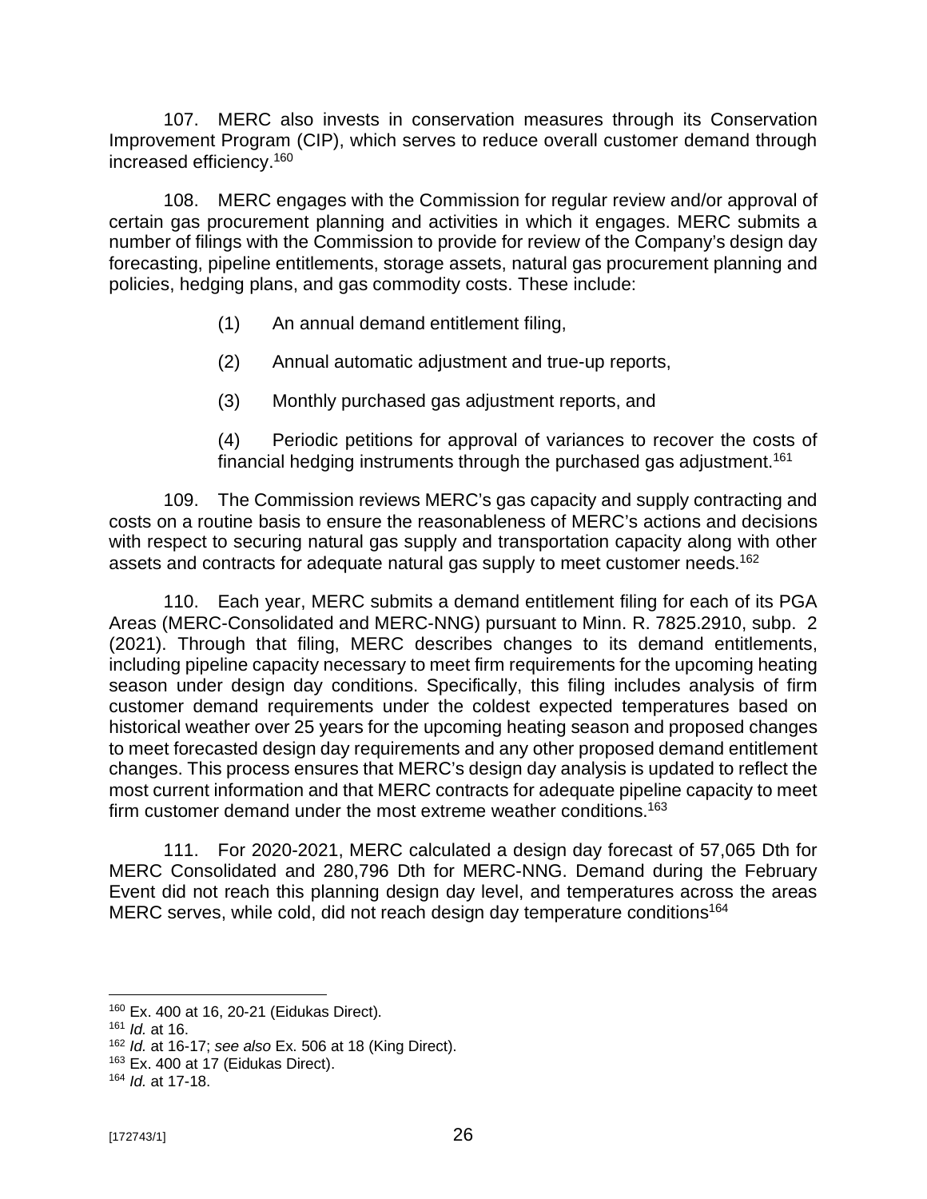107. MERC also invests in conservation measures through its Conservation Improvement Program (CIP), which serves to reduce overall customer demand through increased efficiency.[160]

108. MERC engages with the Commission for regular review and/or approval of certain gas procurement planning and activities in which it engages. MERC submits a number of filings with the Commission to provide for review of the Company's design day forecasting, pipeline entitlements, storage assets, natural gas procurement planning and policies, hedging plans, and gas commodity costs. These include:

(1) An annual demand entitlement filing,

(2) Annual automatic adjustment and true-up reports,

(3) Monthly purchased gas adjustment reports, and

(4) Periodic petitions for approval of variances to recover the costs of financial hedging instruments through the purchased gas adjustment.[161]

109. The Commission reviews MERC's gas capacity and supply contracting and costs on a routine basis to ensure the reasonableness of MERC's actions and decisions with respect to securing natural gas supply and transportation capacity along with other assets and contracts for adequate natural gas supply to meet customer needs.[162]

110. Each year, MERC submits a demand entitlement filing for each of its PGA Areas (MERC-Consolidated and MERC-NNG) pursuant to Minn. R. 7825.2910, subp. 2 (2021). Through that filing, MERC describes changes to its demand entitlements, including pipeline capacity necessary to meet firm requirements for the upcoming heating season under design day conditions. Specifically, this filing includes analysis of firm customer demand requirements under the coldest expected temperatures based on historical weather over 25 years for the upcoming heating season and proposed changes to meet forecasted design day requirements and any other proposed demand entitlement changes. This process ensures that MERC's design day analysis is updated to reflect the most current information and that MERC contracts for adequate pipeline capacity to meet firm customer demand under the most extreme weather conditions.[163]

111. For 2020-2021, MERC calculated a design day forecast of 57,065 Dth for MERC Consolidated and 280,796 Dth for MERC-NNG. Demand during the February Event did not reach this planning design day level, and temperatures across the areas MERC serves, while cold, did not reach design day temperature conditions[164]

---

[160] Ex. 400 at 16, 20-21 (Eidukas Direct).

[161] *Id.* at 16.

[162] *Id.* at 16-17; *see also* Ex. 506 at 18 (King Direct).

[163] Ex. 400 at 17 (Eidukas Direct).

[164] *Id.* at 17-18.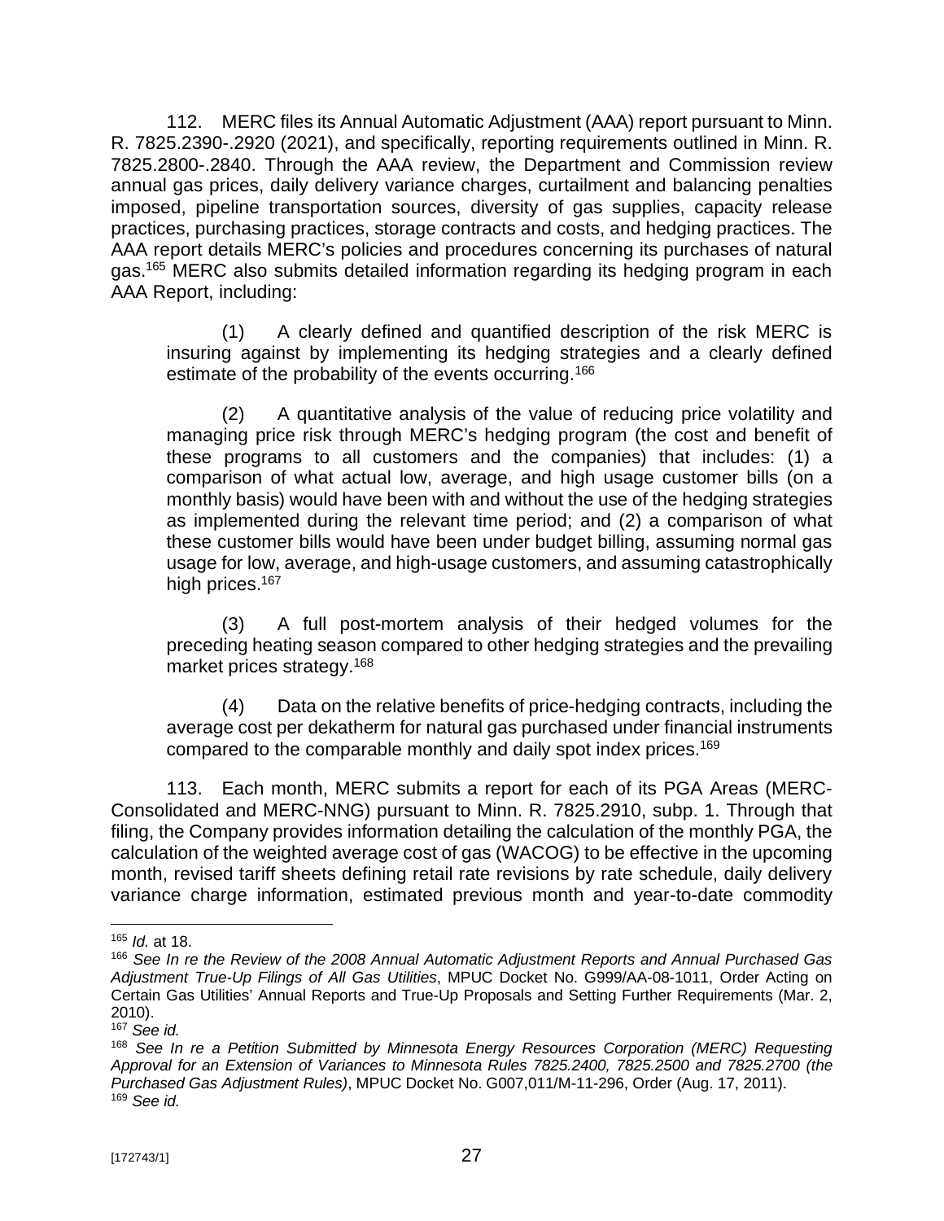112. MERC files its Annual Automatic Adjustment (AAA) report pursuant to Minn. R. 7825.2390-.2920 (2021), and specifically, reporting requirements outlined in Minn. R. 7825.2800-.2840. Through the AAA review, the Department and Commission review annual gas prices, daily delivery variance charges, curtailment and balancing penalties imposed, pipeline transportation sources, diversity of gas supplies, capacity release practices, purchasing practices, storage contracts and costs, and hedging practices. The AAA report details MERC's policies and procedures concerning its purchases of natural gas.[165] MERC also submits detailed information regarding its hedging program in each AAA Report, including:

> (1) A clearly defined and quantified description of the risk MERC is insuring against by implementing its hedging strategies and a clearly defined estimate of the probability of the events occurring.[166]
>
> (2) A quantitative analysis of the value of reducing price volatility and managing price risk through MERC's hedging program (the cost and benefit of these programs to all customers and the companies) that includes: (1) a comparison of what actual low, average, and high usage customer bills (on a monthly basis) would have been with and without the use of the hedging strategies as implemented during the relevant time period; and (2) a comparison of what these customer bills would have been under budget billing, assuming normal gas usage for low, average, and high-usage customers, and assuming catastrophically high prices.[167]
>
> (3) A full post-mortem analysis of their hedged volumes for the preceding heating season compared to other hedging strategies and the prevailing market prices strategy.[168]
>
> (4) Data on the relative benefits of price-hedging contracts, including the average cost per dekatherm for natural gas purchased under financial instruments compared to the comparable monthly and daily spot index prices.[169]

113. Each month, MERC submits a report for each of its PGA Areas (MERC-Consolidated and MERC-NNG) pursuant to Minn. R. 7825.2910, subp. 1. Through that filing, the Company provides information detailing the calculation of the monthly PGA, the calculation of the weighted average cost of gas (WACOG) to be effective in the upcoming month, revised tariff sheets defining retail rate revisions by rate schedule, daily delivery variance charge information, estimated previous month and year-to-date commodity

---

[165] *Id.* at 18.

[166] *See In re the Review of the 2008 Annual Automatic Adjustment Reports and Annual Purchased Gas Adjustment True-Up Filings of All Gas Utilities*, MPUC Docket No. G999/AA-08-1011, Order Acting on Certain Gas Utilities' Annual Reports and True-Up Proposals and Setting Further Requirements (Mar. 2, 2010).

[167] *See id.*

[168] *See In re a Petition Submitted by Minnesota Energy Resources Corporation (MERC) Requesting Approval for an Extension of Variances to Minnesota Rules 7825.2400, 7825.2500 and 7825.2700 (the Purchased Gas Adjustment Rules)*, MPUC Docket No. G007,011/M-11-296, Order (Aug. 17, 2011).

[169] *See id.*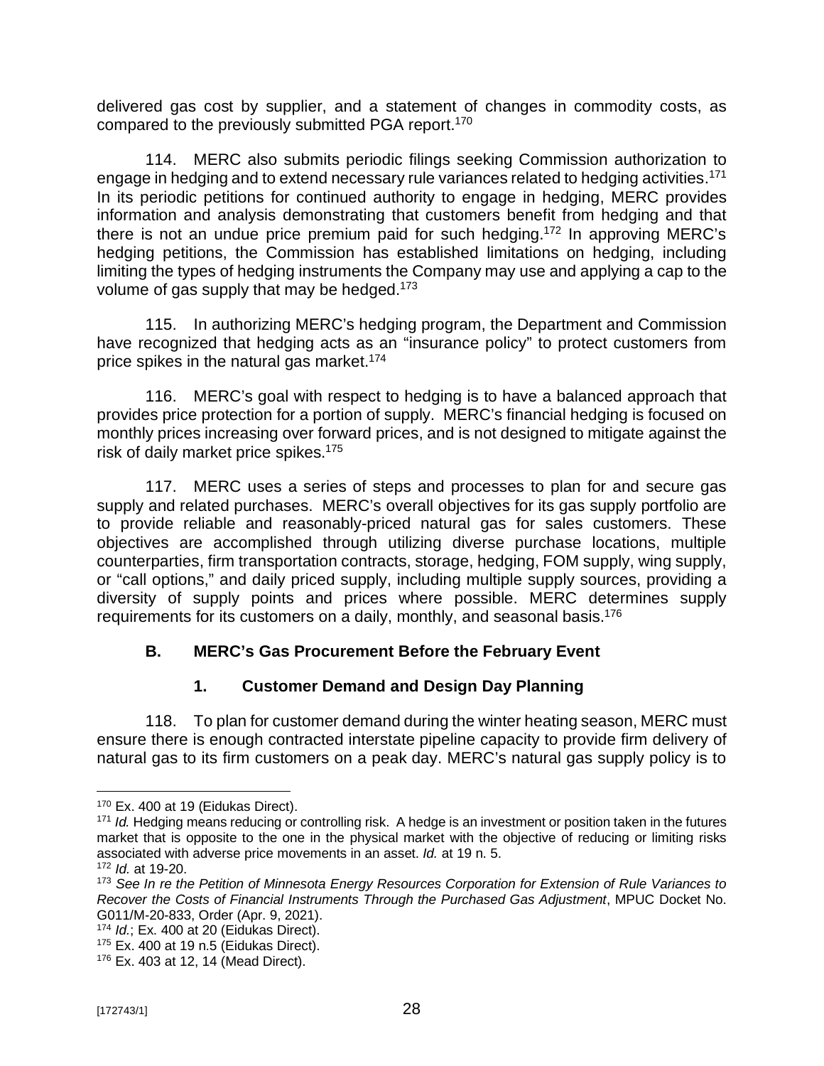delivered gas cost by supplier, and a statement of changes in commodity costs, as compared to the previously submitted PGA report.[170]

114. MERC also submits periodic filings seeking Commission authorization to engage in hedging and to extend necessary rule variances related to hedging activities.[171] In its periodic petitions for continued authority to engage in hedging, MERC provides information and analysis demonstrating that customers benefit from hedging and that there is not an undue price premium paid for such hedging.[172] In approving MERC's hedging petitions, the Commission has established limitations on hedging, including limiting the types of hedging instruments the Company may use and applying a cap to the volume of gas supply that may be hedged.[173]

115. In authorizing MERC's hedging program, the Department and Commission have recognized that hedging acts as an "insurance policy" to protect customers from price spikes in the natural gas market.[174]

116. MERC's goal with respect to hedging is to have a balanced approach that provides price protection for a portion of supply. MERC's financial hedging is focused on monthly prices increasing over forward prices, and is not designed to mitigate against the risk of daily market price spikes.[175]

117. MERC uses a series of steps and processes to plan for and secure gas supply and related purchases. MERC's overall objectives for its gas supply portfolio are to provide reliable and reasonably-priced natural gas for sales customers. These objectives are accomplished through utilizing diverse purchase locations, multiple counterparties, firm transportation contracts, storage, hedging, FOM supply, wing supply, or "call options," and daily priced supply, including multiple supply sources, providing a diversity of supply points and prices where possible. MERC determines supply requirements for its customers on a daily, monthly, and seasonal basis.[176]

### B. MERC's Gas Procurement Before the February Event

#### 1. Customer Demand and Design Day Planning

118. To plan for customer demand during the winter heating season, MERC must ensure there is enough contracted interstate pipeline capacity to provide firm delivery of natural gas to its firm customers on a peak day. MERC's natural gas supply policy is to

---

[170] Ex. 400 at 19 (Eidukas Direct).

[171] *Id.* Hedging means reducing or controlling risk. A hedge is an investment or position taken in the futures market that is opposite to the one in the physical market with the objective of reducing or limiting risks associated with adverse price movements in an asset. *Id.* at 19 n. 5.

[172] *Id.* at 19-20.

[173] *See In re the Petition of Minnesota Energy Resources Corporation for Extension of Rule Variances to Recover the Costs of Financial Instruments Through the Purchased Gas Adjustment*, MPUC Docket No. G011/M-20-833, Order (Apr. 9, 2021).

[174] *Id.*; Ex. 400 at 20 (Eidukas Direct).

[175] Ex. 400 at 19 n.5 (Eidukas Direct).

[176] Ex. 403 at 12, 14 (Mead Direct).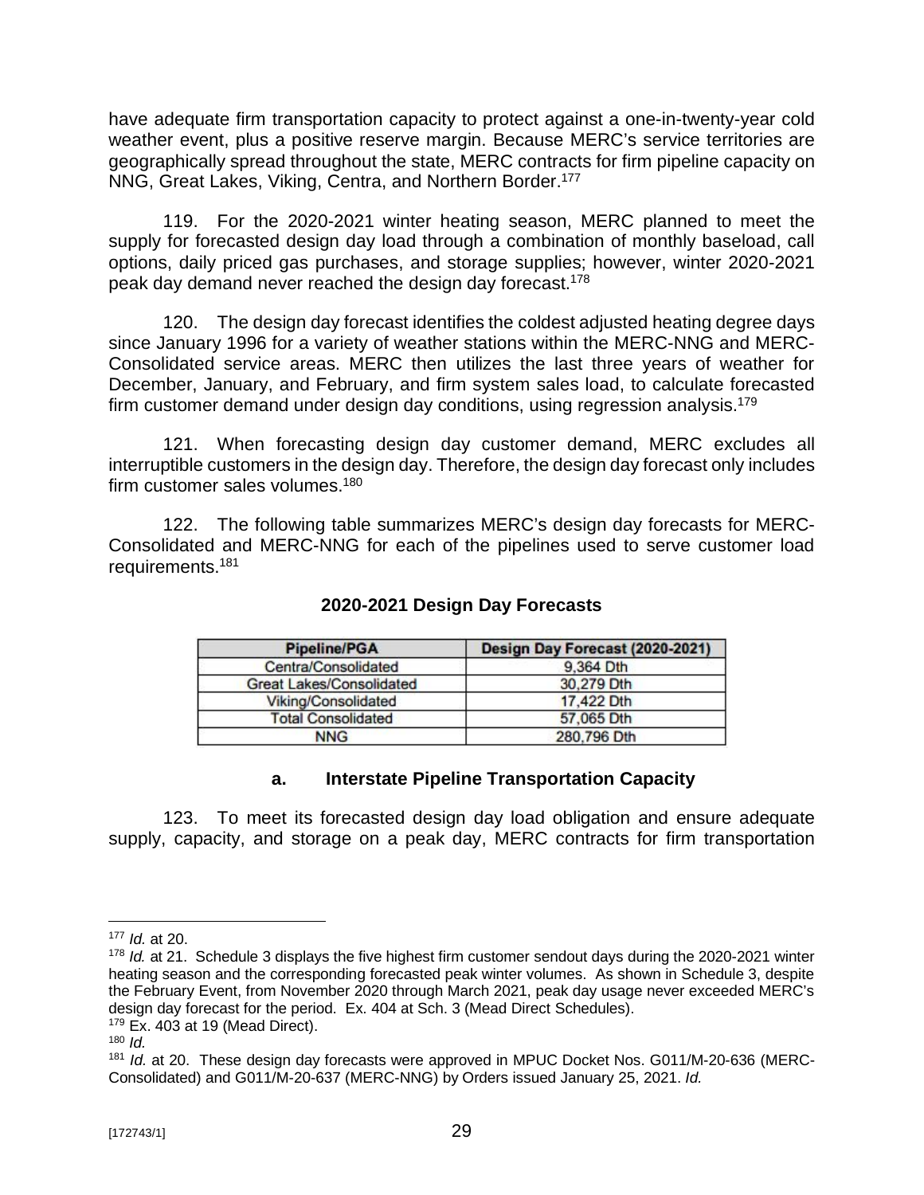have adequate firm transportation capacity to protect against a one-in-twenty-year cold weather event, plus a positive reserve margin. Because MERC's service territories are geographically spread throughout the state, MERC contracts for firm pipeline capacity on NNG, Great Lakes, Viking, Centra, and Northern Border.[177]

119. For the 2020-2021 winter heating season, MERC planned to meet the supply for forecasted design day load through a combination of monthly baseload, call options, daily priced gas purchases, and storage supplies; however, winter 2020-2021 peak day demand never reached the design day forecast.[178]

120. The design day forecast identifies the coldest adjusted heating degree days since January 1996 for a variety of weather stations within the MERC-NNG and MERC-Consolidated service areas. MERC then utilizes the last three years of weather for December, January, and February, and firm system sales load, to calculate forecasted firm customer demand under design day conditions, using regression analysis.[179]

121. When forecasting design day customer demand, MERC excludes all interruptible customers in the design day. Therefore, the design day forecast only includes firm customer sales volumes.[180]

122. The following table summarizes MERC's design day forecasts for MERC-Consolidated and MERC-NNG for each of the pipelines used to serve customer load requirements.[181]

**2020-2021 Design Day Forecasts**

| Pipeline/PGA | Design Day Forecast (2020-2021) |
| --- | --- |
| Centra/Consolidated | 9,364 Dth |
| Great Lakes/Consolidated | 30,279 Dth |
| Viking/Consolidated | 17,422 Dth |
| Total Consolidated | 57,065 Dth |
| NNG | 280,796 Dth |

### a. Interstate Pipeline Transportation Capacity

123. To meet its forecasted design day load obligation and ensure adequate supply, capacity, and storage on a peak day, MERC contracts for firm transportation

---

[177] *Id.* at 20.

[178] *Id.* at 21. Schedule 3 displays the five highest firm customer sendout days during the 2020-2021 winter heating season and the corresponding forecasted peak winter volumes. As shown in Schedule 3, despite the February Event, from November 2020 through March 2021, peak day usage never exceeded MERC's design day forecast for the period. Ex. 404 at Sch. 3 (Mead Direct Schedules).

[179] Ex. 403 at 19 (Mead Direct).

[180] *Id.*

[181] *Id.* at 20. These design day forecasts were approved in MPUC Docket Nos. G011/M-20-636 (MERC-Consolidated) and G011/M-20-637 (MERC-NNG) by Orders issued January 25, 2021. *Id.*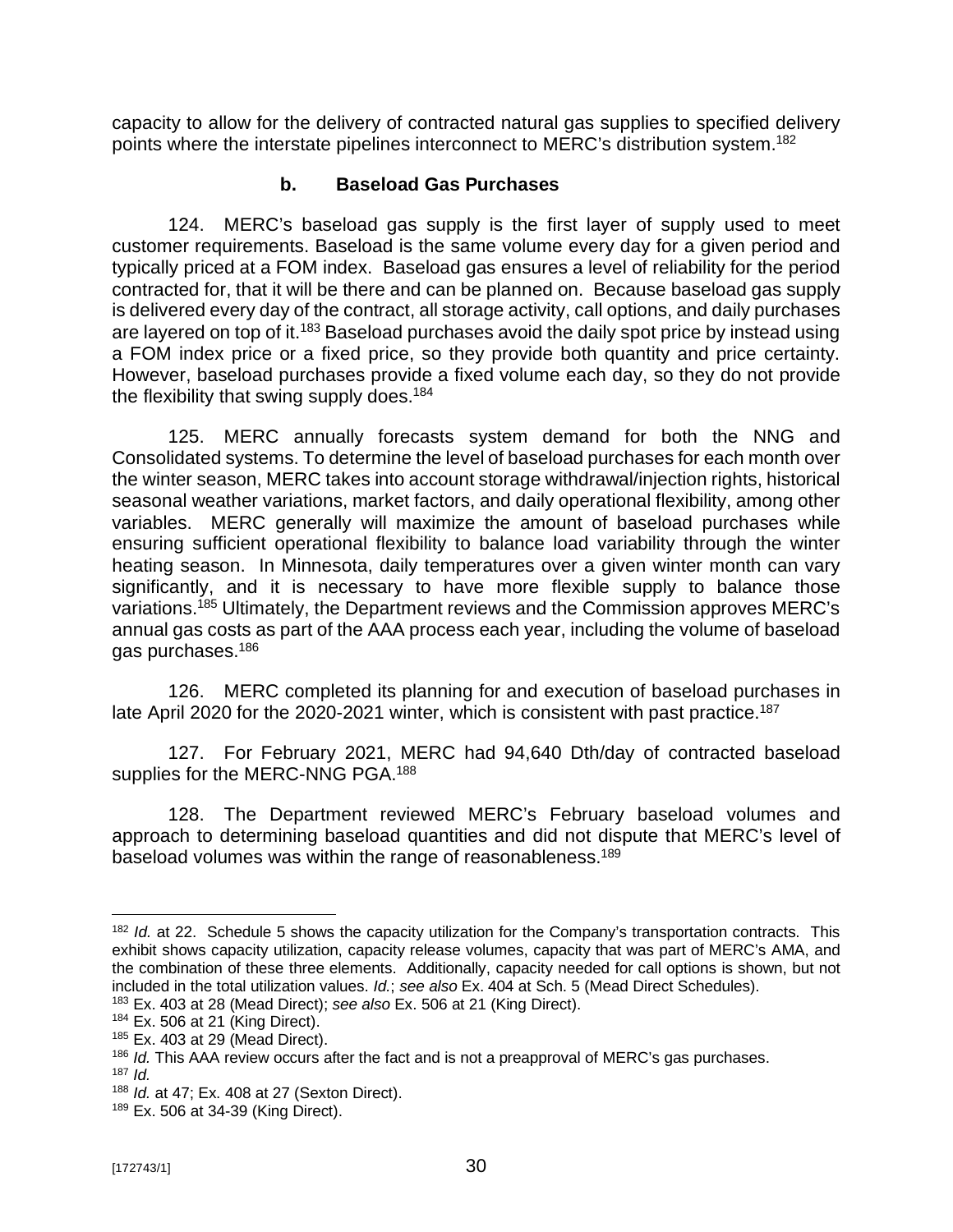capacity to allow for the delivery of contracted natural gas supplies to specified delivery points where the interstate pipelines interconnect to MERC's distribution system.[182]

### b. Baseload Gas Purchases

124. MERC's baseload gas supply is the first layer of supply used to meet customer requirements. Baseload is the same volume every day for a given period and typically priced at a FOM index. Baseload gas ensures a level of reliability for the period contracted for, that it will be there and can be planned on. Because baseload gas supply is delivered every day of the contract, all storage activity, call options, and daily purchases are layered on top of it.[183] Baseload purchases avoid the daily spot price by instead using a FOM index price or a fixed price, so they provide both quantity and price certainty. However, baseload purchases provide a fixed volume each day, so they do not provide the flexibility that swing supply does.[184]

125. MERC annually forecasts system demand for both the NNG and Consolidated systems. To determine the level of baseload purchases for each month over the winter season, MERC takes into account storage withdrawal/injection rights, historical seasonal weather variations, market factors, and daily operational flexibility, among other variables. MERC generally will maximize the amount of baseload purchases while ensuring sufficient operational flexibility to balance load variability through the winter heating season. In Minnesota, daily temperatures over a given winter month can vary significantly, and it is necessary to have more flexible supply to balance those variations.[185] Ultimately, the Department reviews and the Commission approves MERC's annual gas costs as part of the AAA process each year, including the volume of baseload gas purchases.[186]

126. MERC completed its planning for and execution of baseload purchases in late April 2020 for the 2020-2021 winter, which is consistent with past practice.[187]

127. For February 2021, MERC had 94,640 Dth/day of contracted baseload supplies for the MERC-NNG PGA.[188]

128. The Department reviewed MERC's February baseload volumes and approach to determining baseload quantities and did not dispute that MERC's level of baseload volumes was within the range of reasonableness.[189]

---

[182] *Id.* at 22. Schedule 5 shows the capacity utilization for the Company's transportation contracts. This exhibit shows capacity utilization, capacity release volumes, capacity that was part of MERC's AMA, and the combination of these three elements. Additionally, capacity needed for call options is shown, but not included in the total utilization values. *Id.*; *see also* Ex. 404 at Sch. 5 (Mead Direct Schedules).

[183] Ex. 403 at 28 (Mead Direct); *see also* Ex. 506 at 21 (King Direct).

[184] Ex. 506 at 21 (King Direct).

[185] Ex. 403 at 29 (Mead Direct).

[186] *Id.* This AAA review occurs after the fact and is not a preapproval of MERC's gas purchases.

[187] *Id.*

[188] *Id.* at 47; Ex. 408 at 27 (Sexton Direct).

[189] Ex. 506 at 34-39 (King Direct).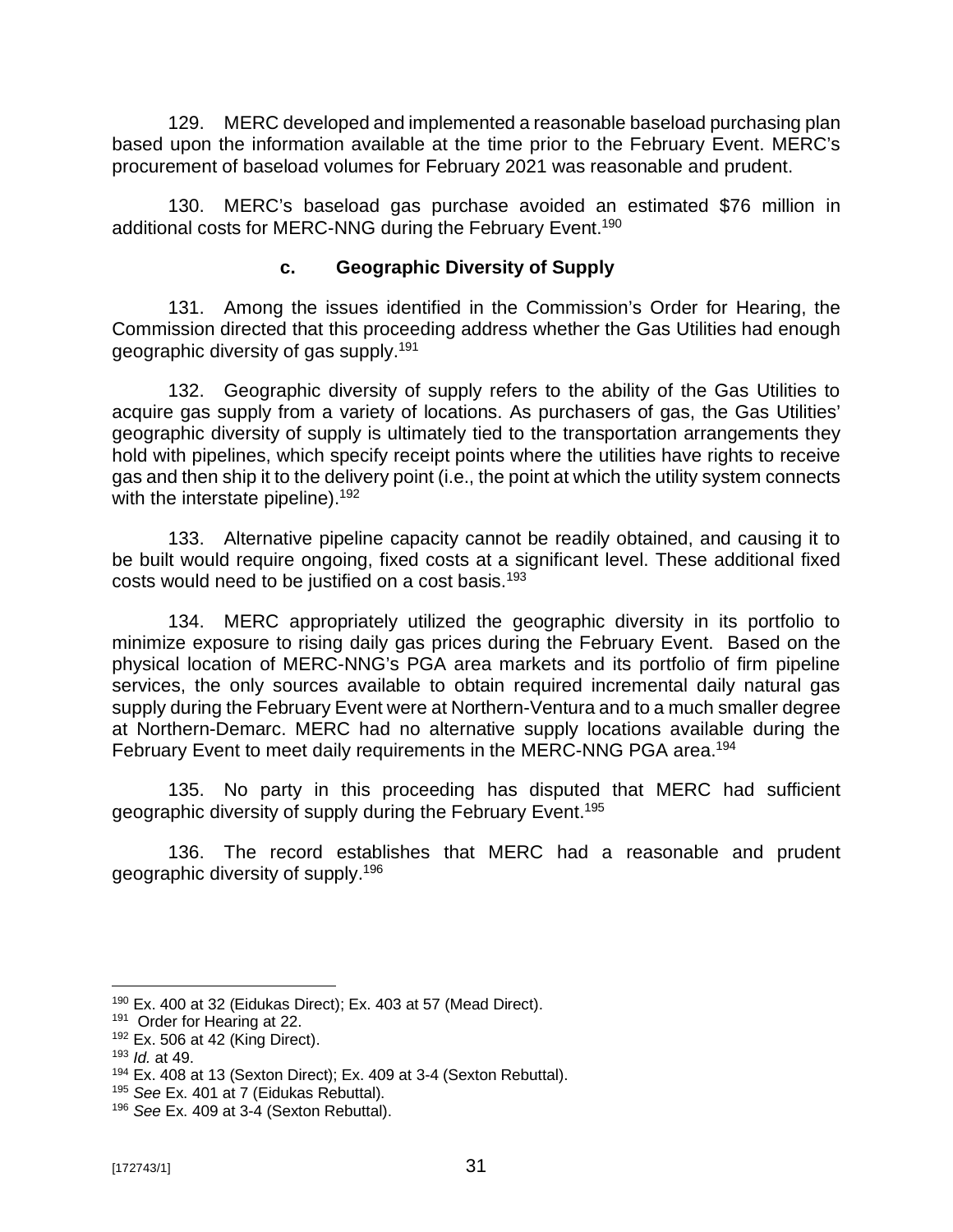129. MERC developed and implemented a reasonable baseload purchasing plan based upon the information available at the time prior to the February Event. MERC's procurement of baseload volumes for February 2021 was reasonable and prudent.

130. MERC's baseload gas purchase avoided an estimated $76 million in additional costs for MERC-NNG during the February Event.[190]

### c. Geographic Diversity of Supply

131. Among the issues identified in the Commission's Order for Hearing, the Commission directed that this proceeding address whether the Gas Utilities had enough geographic diversity of gas supply.[191]

132. Geographic diversity of supply refers to the ability of the Gas Utilities to acquire gas supply from a variety of locations. As purchasers of gas, the Gas Utilities' geographic diversity of supply is ultimately tied to the transportation arrangements they hold with pipelines, which specify receipt points where the utilities have rights to receive gas and then ship it to the delivery point (i.e., the point at which the utility system connects with the interstate pipeline).[192]

133. Alternative pipeline capacity cannot be readily obtained, and causing it to be built would require ongoing, fixed costs at a significant level. These additional fixed costs would need to be justified on a cost basis.[193]

134. MERC appropriately utilized the geographic diversity in its portfolio to minimize exposure to rising daily gas prices during the February Event. Based on the physical location of MERC-NNG's PGA area markets and its portfolio of firm pipeline services, the only sources available to obtain required incremental daily natural gas supply during the February Event were at Northern-Ventura and to a much smaller degree at Northern-Demarc. MERC had no alternative supply locations available during the February Event to meet daily requirements in the MERC-NNG PGA area.[194]

135. No party in this proceeding has disputed that MERC had sufficient geographic diversity of supply during the February Event.[195]

136. The record establishes that MERC had a reasonable and prudent geographic diversity of supply.[196]

---

[190] Ex. 400 at 32 (Eidukas Direct); Ex. 403 at 57 (Mead Direct).

[191] Order for Hearing at 22.

[192] Ex. 506 at 42 (King Direct).

[193] *Id.* at 49.

[194] Ex. 408 at 13 (Sexton Direct); Ex. 409 at 3-4 (Sexton Rebuttal).

[195] *See* Ex. 401 at 7 (Eidukas Rebuttal).

[196] *See* Ex. 409 at 3-4 (Sexton Rebuttal).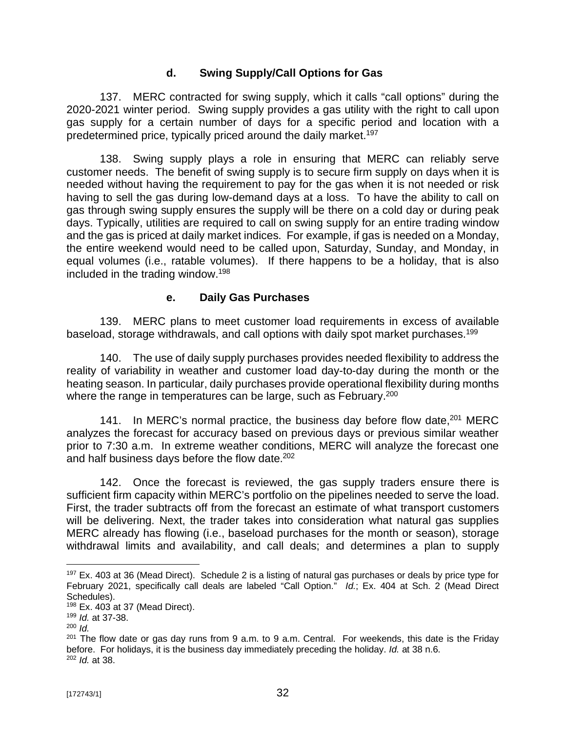### d. Swing Supply/Call Options for Gas

137. MERC contracted for swing supply, which it calls "call options" during the 2020-2021 winter period. Swing supply provides a gas utility with the right to call upon gas supply for a certain number of days for a specific period and location with a predetermined price, typically priced around the daily market.[197]

138. Swing supply plays a role in ensuring that MERC can reliably serve customer needs. The benefit of swing supply is to secure firm supply on days when it is needed without having the requirement to pay for the gas when it is not needed or risk having to sell the gas during low-demand days at a loss. To have the ability to call on gas through swing supply ensures the supply will be there on a cold day or during peak days. Typically, utilities are required to call on swing supply for an entire trading window and the gas is priced at daily market indices. For example, if gas is needed on a Monday, the entire weekend would need to be called upon, Saturday, Sunday, and Monday, in equal volumes (i.e., ratable volumes). If there happens to be a holiday, that is also included in the trading window.[198]

### e. Daily Gas Purchases

139. MERC plans to meet customer load requirements in excess of available baseload, storage withdrawals, and call options with daily spot market purchases.[199]

140. The use of daily supply purchases provides needed flexibility to address the reality of variability in weather and customer load day-to-day during the month or the heating season. In particular, daily purchases provide operational flexibility during months where the range in temperatures can be large, such as February.[200]

141. In MERC's normal practice, the business day before flow date,[201] MERC analyzes the forecast for accuracy based on previous days or previous similar weather prior to 7:30 a.m. In extreme weather conditions, MERC will analyze the forecast one and half business days before the flow date.[202]

142. Once the forecast is reviewed, the gas supply traders ensure there is sufficient firm capacity within MERC's portfolio on the pipelines needed to serve the load. First, the trader subtracts off from the forecast an estimate of what transport customers will be delivering. Next, the trader takes into consideration what natural gas supplies MERC already has flowing (i.e., baseload purchases for the month or season), storage withdrawal limits and availability, and call deals; and determines a plan to supply

---

[197] Ex. 403 at 36 (Mead Direct). Schedule 2 is a listing of natural gas purchases or deals by price type for February 2021, specifically call deals are labeled "Call Option." *Id.*; Ex. 404 at Sch. 2 (Mead Direct Schedules).

[198] Ex. 403 at 37 (Mead Direct).

[199] *Id.* at 37-38.

[200] *Id.*

[201] The flow date or gas day runs from 9 a.m. to 9 a.m. Central. For weekends, this date is the Friday before. For holidays, it is the business day immediately preceding the holiday. *Id.* at 38 n.6.

[202] *Id.* at 38.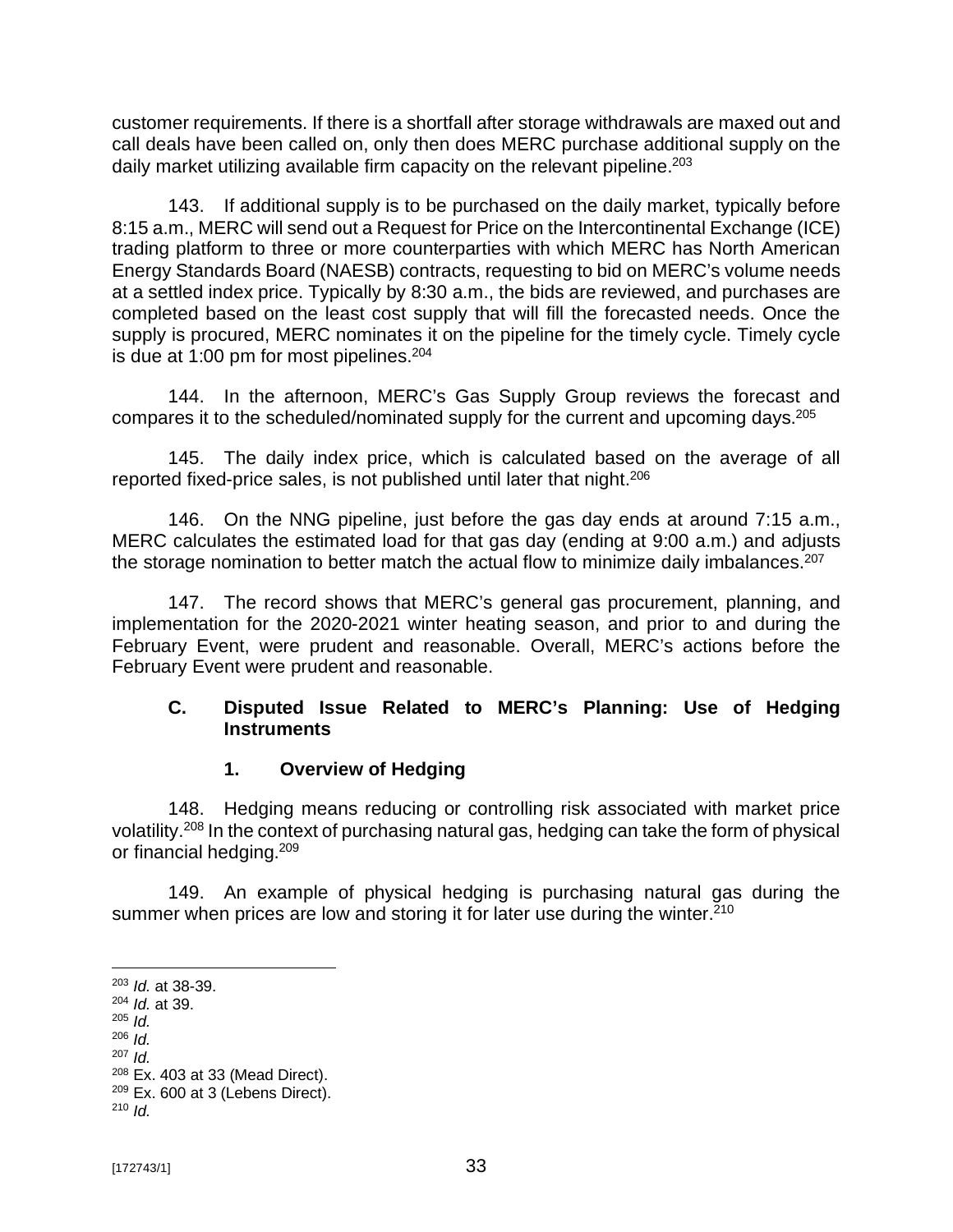customer requirements. If there is a shortfall after storage withdrawals are maxed out and call deals have been called on, only then does MERC purchase additional supply on the daily market utilizing available firm capacity on the relevant pipeline.[203]

143. If additional supply is to be purchased on the daily market, typically before 8:15 a.m., MERC will send out a Request for Price on the Intercontinental Exchange (ICE) trading platform to three or more counterparties with which MERC has North American Energy Standards Board (NAESB) contracts, requesting to bid on MERC's volume needs at a settled index price. Typically by 8:30 a.m., the bids are reviewed, and purchases are completed based on the least cost supply that will fill the forecasted needs. Once the supply is procured, MERC nominates it on the pipeline for the timely cycle. Timely cycle is due at 1:00 pm for most pipelines.[204]

144. In the afternoon, MERC's Gas Supply Group reviews the forecast and compares it to the scheduled/nominated supply for the current and upcoming days.[205]

145. The daily index price, which is calculated based on the average of all reported fixed-price sales, is not published until later that night.[206]

146. On the NNG pipeline, just before the gas day ends at around 7:15 a.m., MERC calculates the estimated load for that gas day (ending at 9:00 a.m.) and adjusts the storage nomination to better match the actual flow to minimize daily imbalances.[207]

147. The record shows that MERC's general gas procurement, planning, and implementation for the 2020-2021 winter heating season, and prior to and during the February Event, were prudent and reasonable. Overall, MERC's actions before the February Event were prudent and reasonable.

### C. Disputed Issue Related to MERC's Planning: Use of Hedging Instruments

#### 1. Overview of Hedging

148. Hedging means reducing or controlling risk associated with market price volatility.[208] In the context of purchasing natural gas, hedging can take the form of physical or financial hedging.[209]

149. An example of physical hedging is purchasing natural gas during the summer when prices are low and storing it for later use during the winter.[210]

---

[203] *Id.* at 38-39.
[204] *Id.* at 39.
[205] *Id.*
[206] *Id.*
[207] *Id.*
[208] Ex. 403 at 33 (Mead Direct).
[209] Ex. 600 at 3 (Lebens Direct).
[210] *Id.*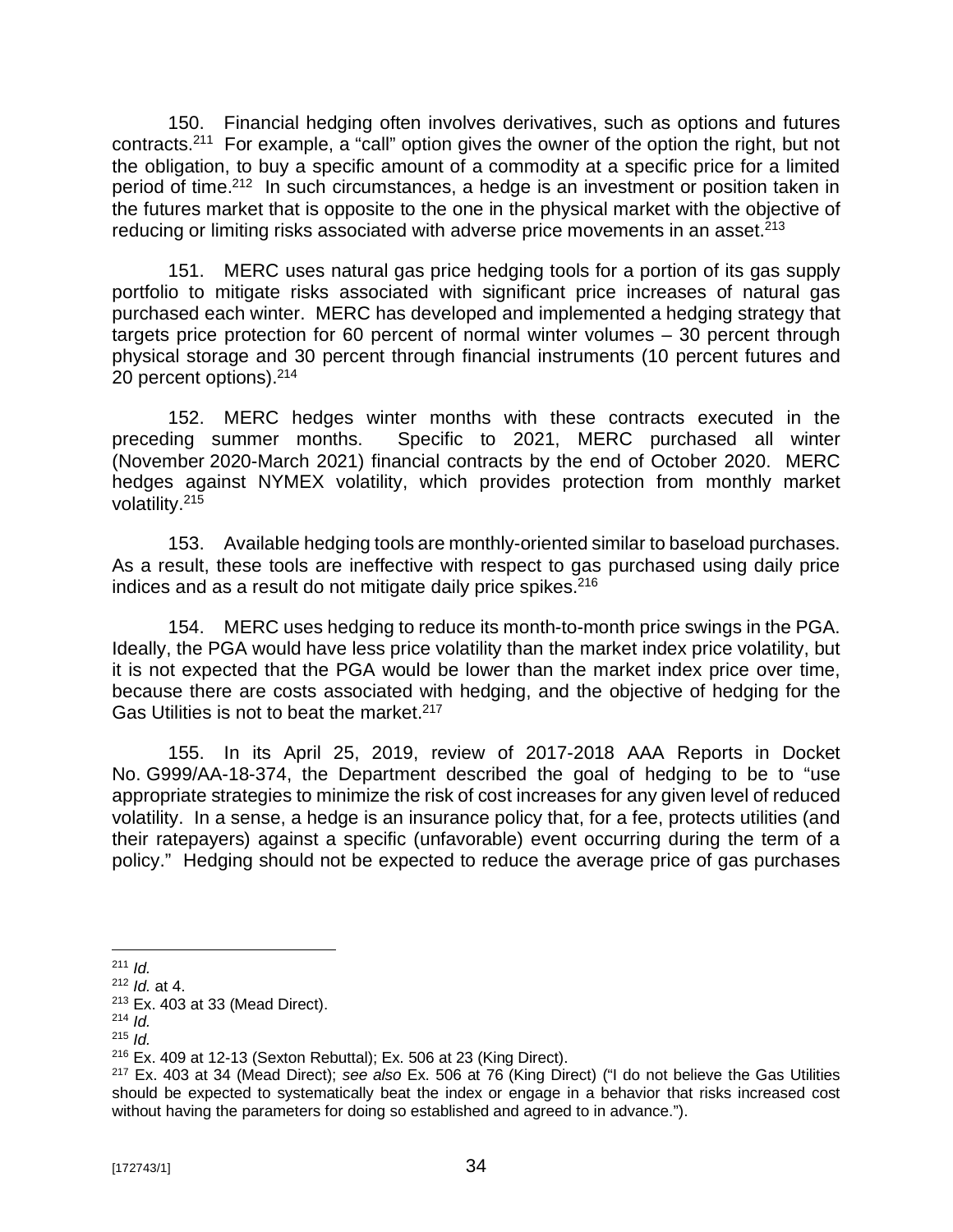150. Financial hedging often involves derivatives, such as options and futures contracts.[211] For example, a "call" option gives the owner of the option the right, but not the obligation, to buy a specific amount of a commodity at a specific price for a limited period of time.[212] In such circumstances, a hedge is an investment or position taken in the futures market that is opposite to the one in the physical market with the objective of reducing or limiting risks associated with adverse price movements in an asset.[213]

151. MERC uses natural gas price hedging tools for a portion of its gas supply portfolio to mitigate risks associated with significant price increases of natural gas purchased each winter. MERC has developed and implemented a hedging strategy that targets price protection for 60 percent of normal winter volumes – 30 percent through physical storage and 30 percent through financial instruments (10 percent futures and 20 percent options).[214]

152. MERC hedges winter months with these contracts executed in the preceding summer months. Specific to 2021, MERC purchased all winter (November 2020-March 2021) financial contracts by the end of October 2020. MERC hedges against NYMEX volatility, which provides protection from monthly market volatility.[215]

153. Available hedging tools are monthly-oriented similar to baseload purchases. As a result, these tools are ineffective with respect to gas purchased using daily price indices and as a result do not mitigate daily price spikes.[216]

154. MERC uses hedging to reduce its month-to-month price swings in the PGA. Ideally, the PGA would have less price volatility than the market index price volatility, but it is not expected that the PGA would be lower than the market index price over time, because there are costs associated with hedging, and the objective of hedging for the Gas Utilities is not to beat the market.[217]

155. In its April 25, 2019, review of 2017-2018 AAA Reports in Docket No. G999/AA-18-374, the Department described the goal of hedging to be to "use appropriate strategies to minimize the risk of cost increases for any given level of reduced volatility. In a sense, a hedge is an insurance policy that, for a fee, protects utilities (and their ratepayers) against a specific (unfavorable) event occurring during the term of a policy." Hedging should not be expected to reduce the average price of gas purchases

---

[211] *Id.*

[212] *Id.* at 4.

[213] Ex. 403 at 33 (Mead Direct).

[214] *Id.*

[215] *Id.*

[216] Ex. 409 at 12-13 (Sexton Rebuttal); Ex. 506 at 23 (King Direct).

[217] Ex. 403 at 34 (Mead Direct); *see also* Ex. 506 at 76 (King Direct) ("I do not believe the Gas Utilities should be expected to systematically beat the index or engage in a behavior that risks increased cost without having the parameters for doing so established and agreed to in advance.").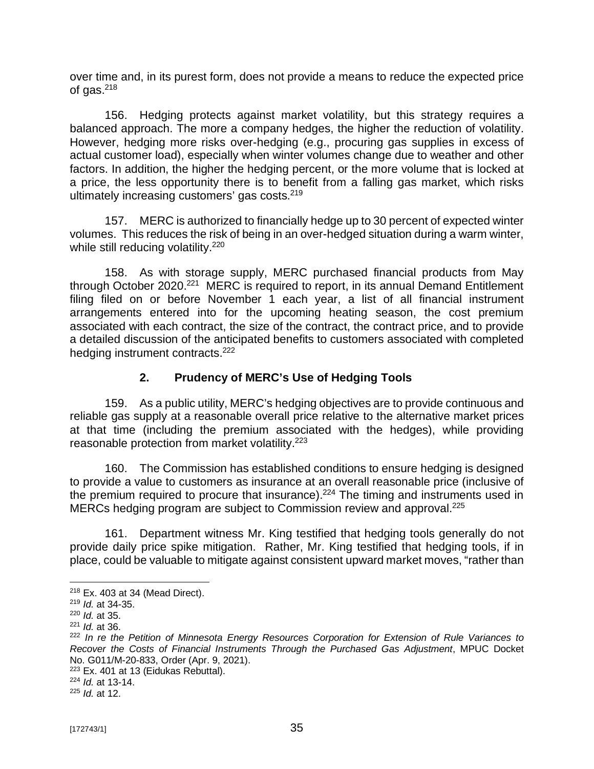over time and, in its purest form, does not provide a means to reduce the expected price of gas.[218]

156. Hedging protects against market volatility, but this strategy requires a balanced approach. The more a company hedges, the higher the reduction of volatility. However, hedging more risks over-hedging (e.g., procuring gas supplies in excess of actual customer load), especially when winter volumes change due to weather and other factors. In addition, the higher the hedging percent, or the more volume that is locked at a price, the less opportunity there is to benefit from a falling gas market, which risks ultimately increasing customers' gas costs.[219]

157. MERC is authorized to financially hedge up to 30 percent of expected winter volumes. This reduces the risk of being in an over-hedged situation during a warm winter, while still reducing volatility.[220]

158. As with storage supply, MERC purchased financial products from May through October 2020.[221] MERC is required to report, in its annual Demand Entitlement filing filed on or before November 1 each year, a list of all financial instrument arrangements entered into for the upcoming heating season, the cost premium associated with each contract, the size of the contract, the contract price, and to provide a detailed discussion of the anticipated benefits to customers associated with completed hedging instrument contracts.[222]

### 2. Prudency of MERC's Use of Hedging Tools

159. As a public utility, MERC's hedging objectives are to provide continuous and reliable gas supply at a reasonable overall price relative to the alternative market prices at that time (including the premium associated with the hedges), while providing reasonable protection from market volatility.[223]

160. The Commission has established conditions to ensure hedging is designed to provide a value to customers as insurance at an overall reasonable price (inclusive of the premium required to procure that insurance).[224] The timing and instruments used in MERCs hedging program are subject to Commission review and approval.[225]

161. Department witness Mr. King testified that hedging tools generally do not provide daily price spike mitigation. Rather, Mr. King testified that hedging tools, if in place, could be valuable to mitigate against consistent upward market moves, "rather than

---

[218] Ex. 403 at 34 (Mead Direct).
[219] *Id.* at 34-35.
[220] *Id.* at 35.
[221] *Id.* at 36.
[222] *In re the Petition of Minnesota Energy Resources Corporation for Extension of Rule Variances to Recover the Costs of Financial Instruments Through the Purchased Gas Adjustment*, MPUC Docket No. G011/M-20-833, Order (Apr. 9, 2021).
[223] Ex. 401 at 13 (Eidukas Rebuttal).
[224] *Id.* at 13-14.
[225] *Id.* at 12.

[172743/1]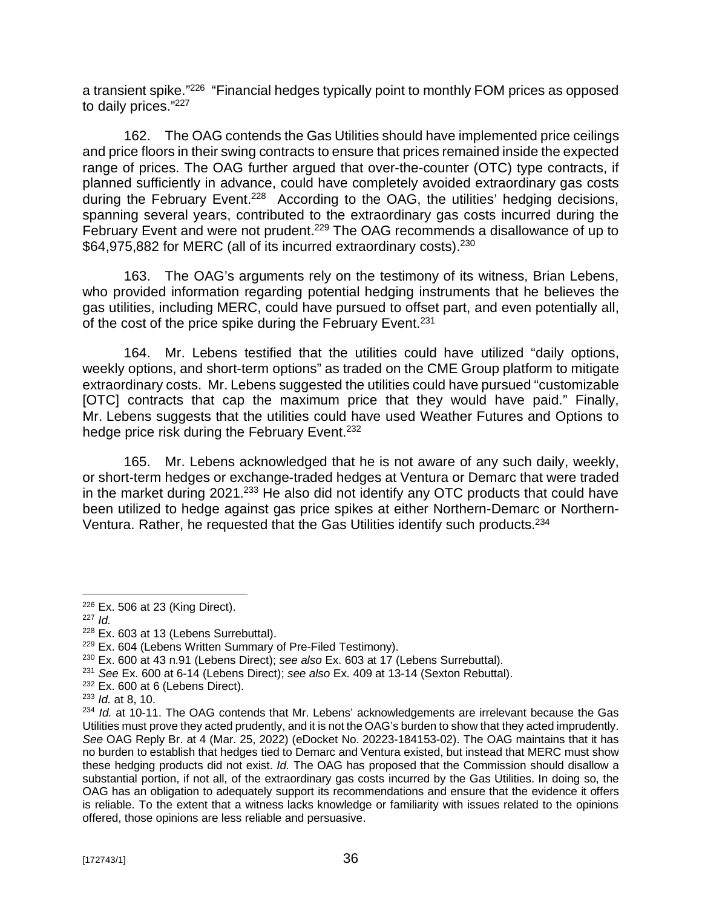a transient spike."[226] "Financial hedges typically point to monthly FOM prices as opposed to daily prices."[227]

162. The OAG contends the Gas Utilities should have implemented price ceilings and price floors in their swing contracts to ensure that prices remained inside the expected range of prices. The OAG further argued that over-the-counter (OTC) type contracts, if planned sufficiently in advance, could have completely avoided extraordinary gas costs during the February Event.[228] According to the OAG, the utilities' hedging decisions, spanning several years, contributed to the extraordinary gas costs incurred during the February Event and were not prudent.[229] The OAG recommends a disallowance of up to $64,975,882 for MERC (all of its incurred extraordinary costs).[230]

163. The OAG's arguments rely on the testimony of its witness, Brian Lebens, who provided information regarding potential hedging instruments that he believes the gas utilities, including MERC, could have pursued to offset part, and even potentially all, of the cost of the price spike during the February Event.[231]

164. Mr. Lebens testified that the utilities could have utilized "daily options, weekly options, and short-term options" as traded on the CME Group platform to mitigate extraordinary costs. Mr. Lebens suggested the utilities could have pursued "customizable [OTC] contracts that cap the maximum price that they would have paid." Finally, Mr. Lebens suggests that the utilities could have used Weather Futures and Options to hedge price risk during the February Event.[232]

165. Mr. Lebens acknowledged that he is not aware of any such daily, weekly, or short-term hedges or exchange-traded hedges at Ventura or Demarc that were traded in the market during 2021.[233] He also did not identify any OTC products that could have been utilized to hedge against gas price spikes at either Northern-Demarc or Northern-Ventura. Rather, he requested that the Gas Utilities identify such products.[234]

---

[226] Ex. 506 at 23 (King Direct).

[227] *Id.*

[228] Ex. 603 at 13 (Lebens Surrebuttal).

[229] Ex. 604 (Lebens Written Summary of Pre-Filed Testimony).

[230] Ex. 600 at 43 n.91 (Lebens Direct); *see also* Ex. 603 at 17 (Lebens Surrebuttal).

[231] *See* Ex. 600 at 6-14 (Lebens Direct); *see also* Ex. 409 at 13-14 (Sexton Rebuttal).

[232] Ex. 600 at 6 (Lebens Direct).

[233] *Id.* at 8, 10.

[234] *Id.* at 10-11. The OAG contends that Mr. Lebens' acknowledgements are irrelevant because the Gas Utilities must prove they acted prudently, and it is not the OAG's burden to show that they acted imprudently. *See* OAG Reply Br. at 4 (Mar. 25, 2022) (eDocket No. 20223-184153-02). The OAG maintains that it has no burden to establish that hedges tied to Demarc and Ventura existed, but instead that MERC must show these hedging products did not exist. *Id.* The OAG has proposed that the Commission should disallow a substantial portion, if not all, of the extraordinary gas costs incurred by the Gas Utilities. In doing so, the OAG has an obligation to adequately support its recommendations and ensure that the evidence it offers is reliable. To the extent that a witness lacks knowledge or familiarity with issues related to the opinions offered, those opinions are less reliable and persuasive.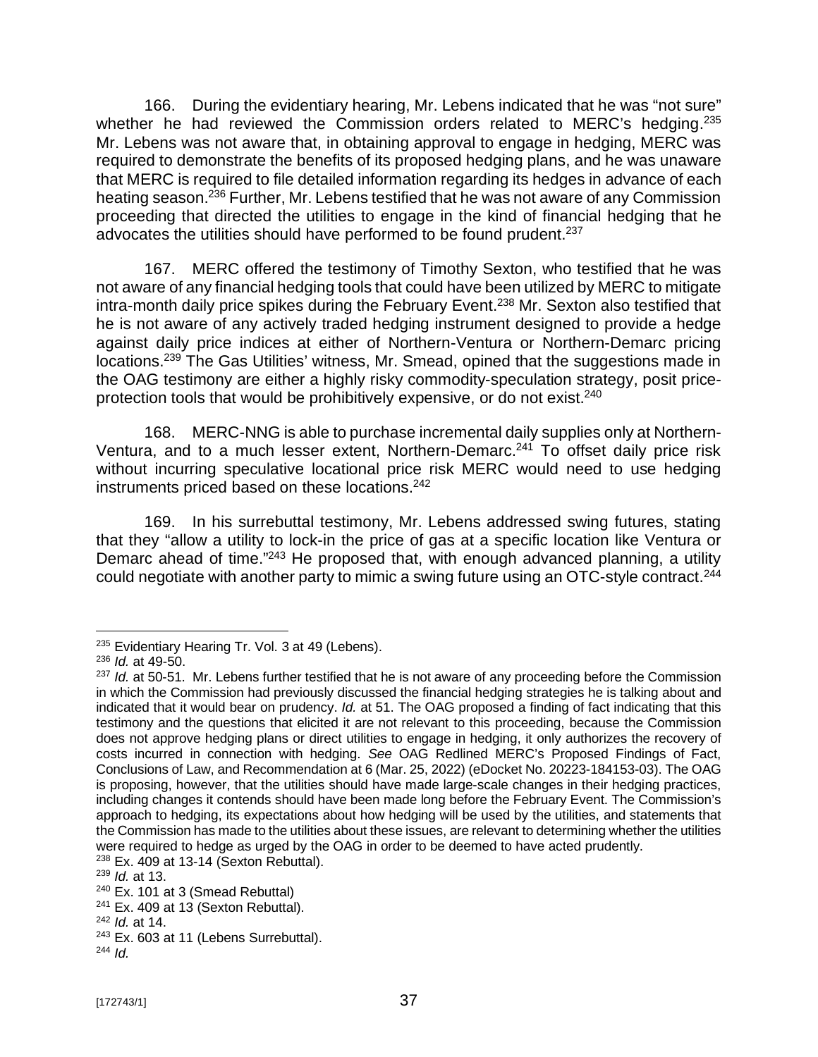166. During the evidentiary hearing, Mr. Lebens indicated that he was "not sure" whether he had reviewed the Commission orders related to MERC's hedging.[235] Mr. Lebens was not aware that, in obtaining approval to engage in hedging, MERC was required to demonstrate the benefits of its proposed hedging plans, and he was unaware that MERC is required to file detailed information regarding its hedges in advance of each heating season.[236] Further, Mr. Lebens testified that he was not aware of any Commission proceeding that directed the utilities to engage in the kind of financial hedging that he advocates the utilities should have performed to be found prudent.[237]

167. MERC offered the testimony of Timothy Sexton, who testified that he was not aware of any financial hedging tools that could have been utilized by MERC to mitigate intra-month daily price spikes during the February Event.[238] Mr. Sexton also testified that he is not aware of any actively traded hedging instrument designed to provide a hedge against daily price indices at either of Northern-Ventura or Northern-Demarc pricing locations.[239] The Gas Utilities' witness, Mr. Smead, opined that the suggestions made in the OAG testimony are either a highly risky commodity-speculation strategy, posit price-protection tools that would be prohibitively expensive, or do not exist.[240]

168. MERC-NNG is able to purchase incremental daily supplies only at Northern-Ventura, and to a much lesser extent, Northern-Demarc.[241] To offset daily price risk without incurring speculative locational price risk MERC would need to use hedging instruments priced based on these locations.[242]

169. In his surrebuttal testimony, Mr. Lebens addressed swing futures, stating that they "allow a utility to lock-in the price of gas at a specific location like Ventura or Demarc ahead of time."[243] He proposed that, with enough advanced planning, a utility could negotiate with another party to mimic a swing future using an OTC-style contract.[244]

---

[235] Evidentiary Hearing Tr. Vol. 3 at 49 (Lebens).

[236] *Id.* at 49-50.

[237] *Id.* at 50-51. Mr. Lebens further testified that he is not aware of any proceeding before the Commission in which the Commission had previously discussed the financial hedging strategies he is talking about and indicated that it would bear on prudency. *Id.* at 51. The OAG proposed a finding of fact indicating that this testimony and the questions that elicited it are not relevant to this proceeding, because the Commission does not approve hedging plans or direct utilities to engage in hedging, it only authorizes the recovery of costs incurred in connection with hedging. *See* OAG Redlined MERC's Proposed Findings of Fact, Conclusions of Law, and Recommendation at 6 (Mar. 25, 2022) (eDocket No. 20223-184153-03). The OAG is proposing, however, that the utilities should have made large-scale changes in their hedging practices, including changes it contends should have been made long before the February Event. The Commission's approach to hedging, its expectations about how hedging will be used by the utilities, and statements that the Commission has made to the utilities about these issues, are relevant to determining whether the utilities were required to hedge as urged by the OAG in order to be deemed to have acted prudently.

[238] Ex. 409 at 13-14 (Sexton Rebuttal).

[239] *Id.* at 13.

[240] Ex. 101 at 3 (Smead Rebuttal)

[241] Ex. 409 at 13 (Sexton Rebuttal).

[242] *Id.* at 14.

[243] Ex. 603 at 11 (Lebens Surrebuttal).

[244] *Id.*

[172743/1]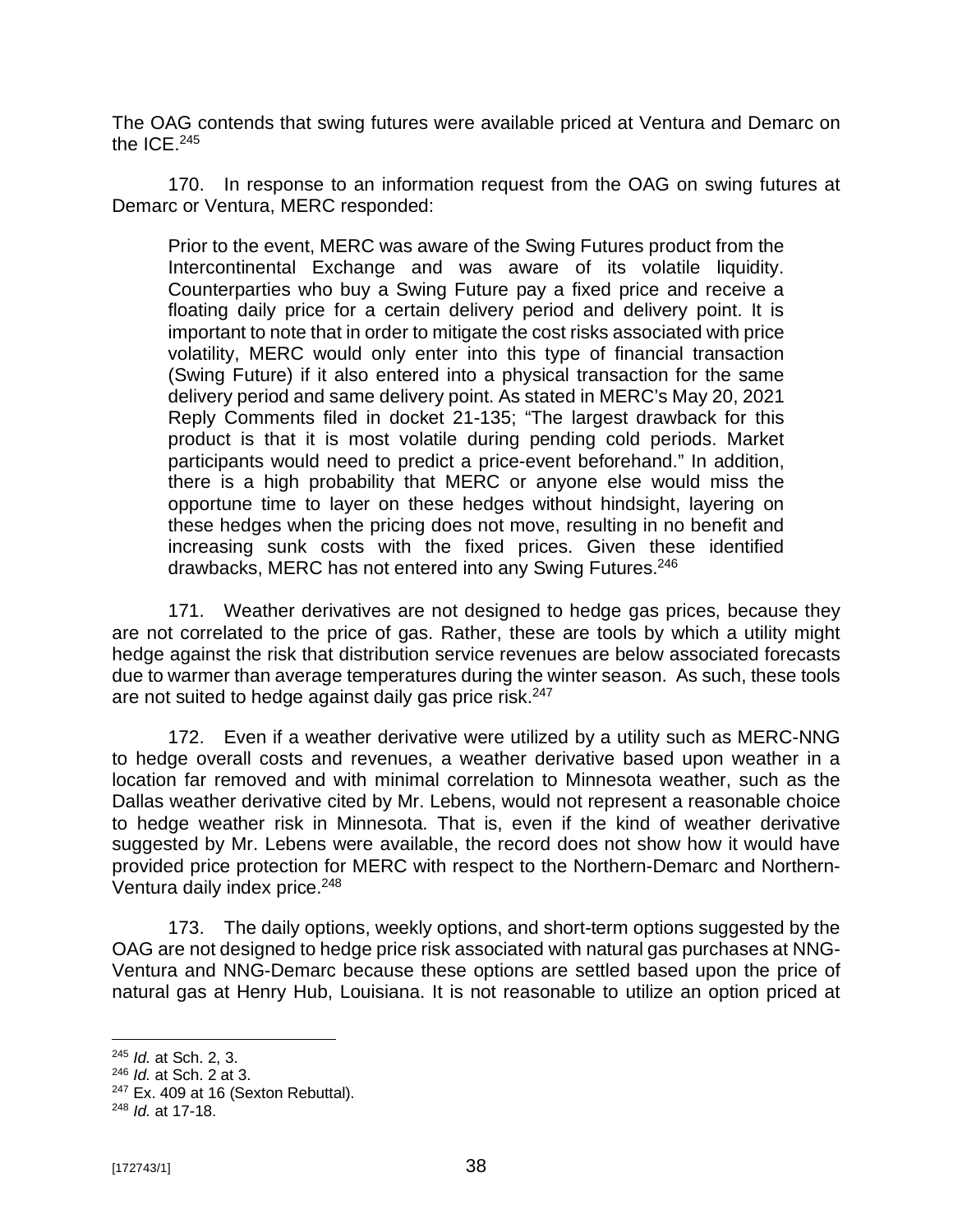The OAG contends that swing futures were available priced at Ventura and Demarc on the ICE.[245]

170. In response to an information request from the OAG on swing futures at Demarc or Ventura, MERC responded:

> Prior to the event, MERC was aware of the Swing Futures product from the Intercontinental Exchange and was aware of its volatile liquidity. Counterparties who buy a Swing Future pay a fixed price and receive a floating daily price for a certain delivery period and delivery point. It is important to note that in order to mitigate the cost risks associated with price volatility, MERC would only enter into this type of financial transaction (Swing Future) if it also entered into a physical transaction for the same delivery period and same delivery point. As stated in MERC's May 20, 2021 Reply Comments filed in docket 21-135; "The largest drawback for this product is that it is most volatile during pending cold periods. Market participants would need to predict a price-event beforehand." In addition, there is a high probability that MERC or anyone else would miss the opportune time to layer on these hedges without hindsight, layering on these hedges when the pricing does not move, resulting in no benefit and increasing sunk costs with the fixed prices. Given these identified drawbacks, MERC has not entered into any Swing Futures.[246]

171. Weather derivatives are not designed to hedge gas prices, because they are not correlated to the price of gas. Rather, these are tools by which a utility might hedge against the risk that distribution service revenues are below associated forecasts due to warmer than average temperatures during the winter season. As such, these tools are not suited to hedge against daily gas price risk.[247]

172. Even if a weather derivative were utilized by a utility such as MERC-NNG to hedge overall costs and revenues, a weather derivative based upon weather in a location far removed and with minimal correlation to Minnesota weather, such as the Dallas weather derivative cited by Mr. Lebens, would not represent a reasonable choice to hedge weather risk in Minnesota. That is, even if the kind of weather derivative suggested by Mr. Lebens were available, the record does not show how it would have provided price protection for MERC with respect to the Northern-Demarc and Northern-Ventura daily index price.[248]

173. The daily options, weekly options, and short-term options suggested by the OAG are not designed to hedge price risk associated with natural gas purchases at NNG-Ventura and NNG-Demarc because these options are settled based upon the price of natural gas at Henry Hub, Louisiana. It is not reasonable to utilize an option priced at

---

[245] *Id.* at Sch. 2, 3.

[246] *Id.* at Sch. 2 at 3.

[247] Ex. 409 at 16 (Sexton Rebuttal).

[248] *Id.* at 17-18.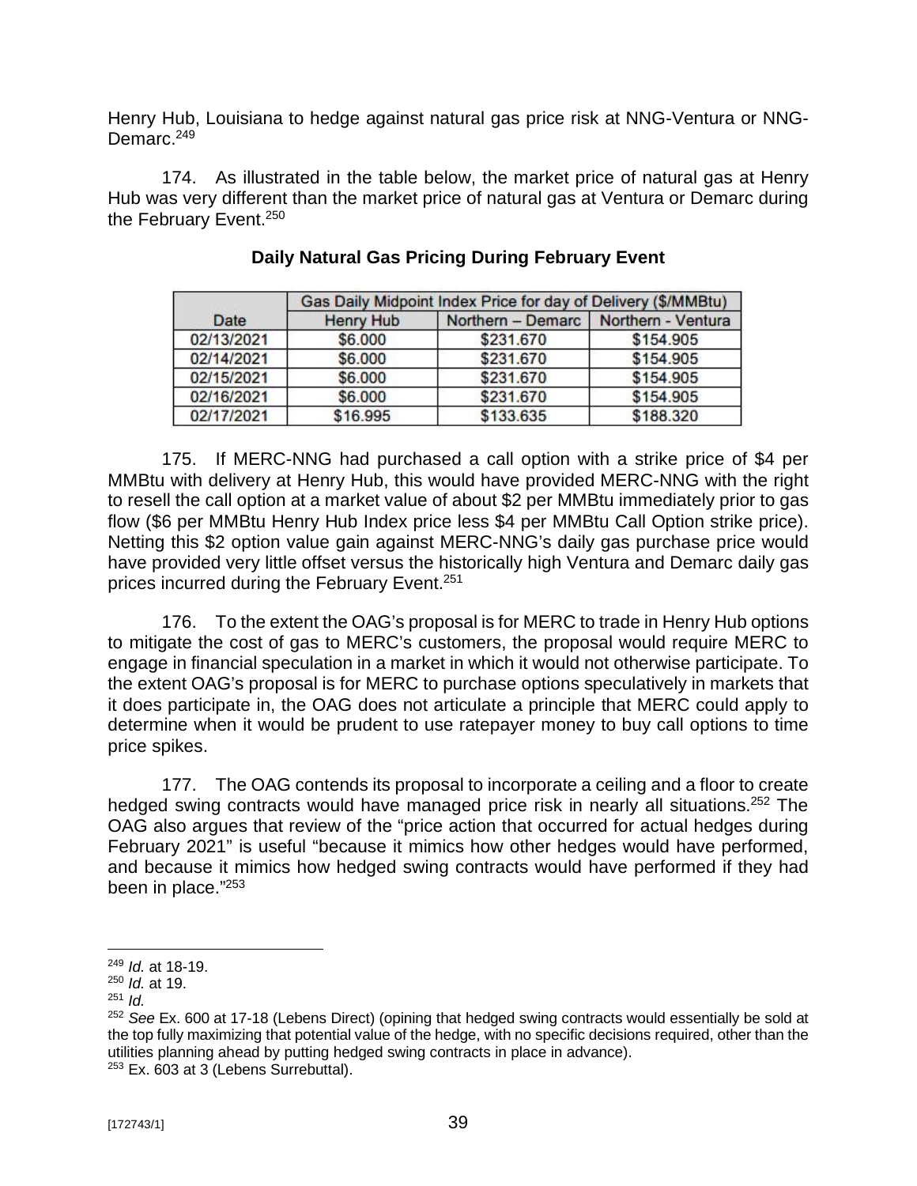Henry Hub, Louisiana to hedge against natural gas price risk at NNG-Ventura or NNG-Demarc.[249]

174. As illustrated in the table below, the market price of natural gas at Henry Hub was very different than the market price of natural gas at Ventura or Demarc during the February Event.[250]

**Daily Natural Gas Pricing During February Event**

| Date | Gas Daily Midpoint Index Price for day of Delivery ($/MMBtu) | | |
|---|---|---|---|
| | Henry Hub | Northern – Demarc | Northern - Ventura |
| 02/13/2021 | $6.000 | $231.670 | $154.905 |
| 02/14/2021 | $6.000 | $231.670 | $154.905 |
| 02/15/2021 | $6.000 | $231.670 | $154.905 |
| 02/16/2021 | $6.000 | $231.670 | $154.905 |
| 02/17/2021 | $16.995 | $133.635 | $188.320 |

175. If MERC-NNG had purchased a call option with a strike price of $4 per MMBtu with delivery at Henry Hub, this would have provided MERC-NNG with the right to resell the call option at a market value of about $2 per MMBtu immediately prior to gas flow ($6 per MMBtu Henry Hub Index price less $4 per MMBtu Call Option strike price). Netting this $2 option value gain against MERC-NNG's daily gas purchase price would have provided very little offset versus the historically high Ventura and Demarc daily gas prices incurred during the February Event.[251]

176. To the extent the OAG's proposal is for MERC to trade in Henry Hub options to mitigate the cost of gas to MERC's customers, the proposal would require MERC to engage in financial speculation in a market in which it would not otherwise participate. To the extent OAG's proposal is for MERC to purchase options speculatively in markets that it does participate in, the OAG does not articulate a principle that MERC could apply to determine when it would be prudent to use ratepayer money to buy call options to time price spikes.

177. The OAG contends its proposal to incorporate a ceiling and a floor to create hedged swing contracts would have managed price risk in nearly all situations.[252] The OAG also argues that review of the "price action that occurred for actual hedges during February 2021" is useful "because it mimics how other hedges would have performed, and because it mimics how hedged swing contracts would have performed if they had been in place."[253]

---

[249] *Id.* at 18-19.

[250] *Id.* at 19.

[251] *Id.*

[252] *See* Ex. 600 at 17-18 (Lebens Direct) (opining that hedged swing contracts would essentially be sold at the top fully maximizing that potential value of the hedge, with no specific decisions required, other than the utilities planning ahead by putting hedged swing contracts in place in advance).

[253] Ex. 603 at 3 (Lebens Surrebuttal).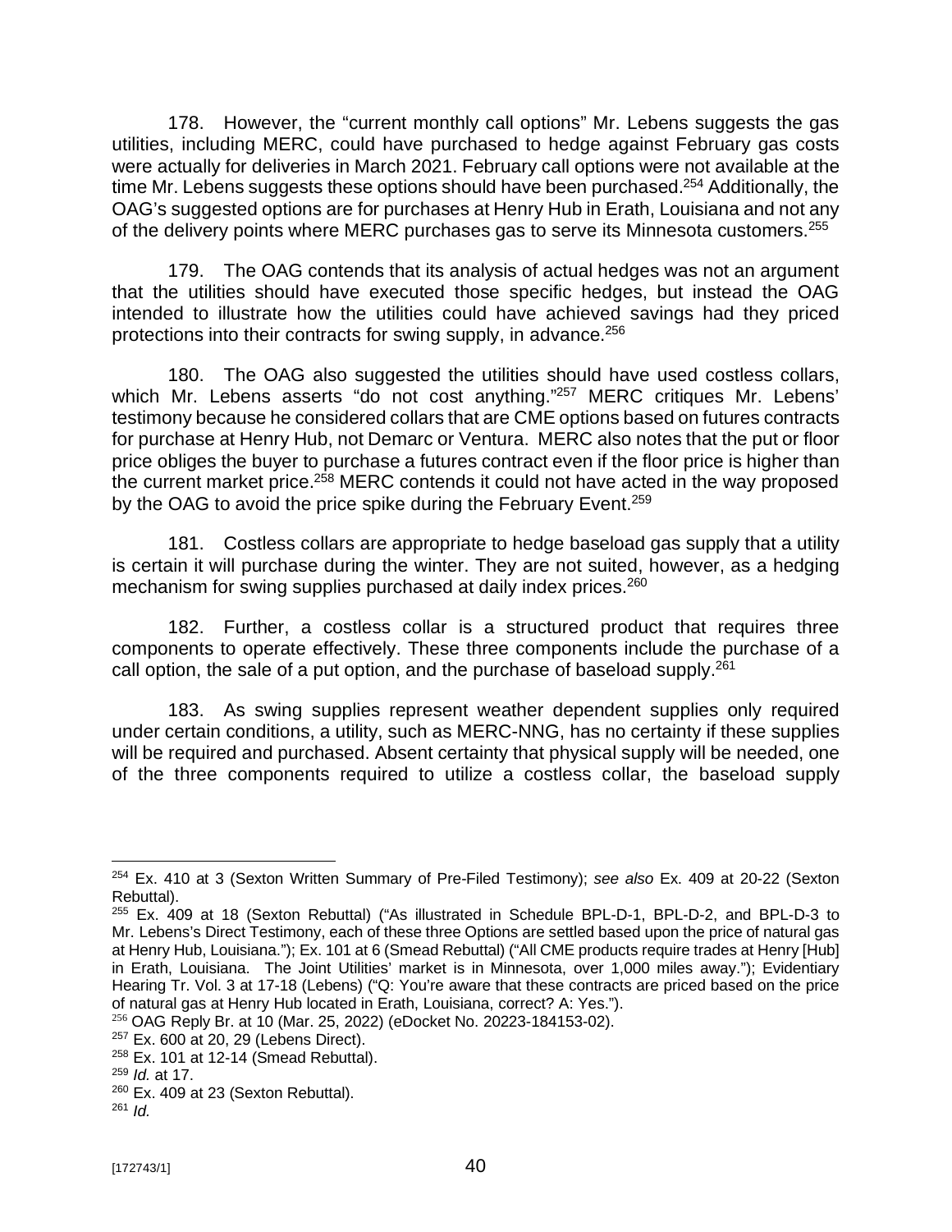178. However, the "current monthly call options" Mr. Lebens suggests the gas utilities, including MERC, could have purchased to hedge against February gas costs were actually for deliveries in March 2021. February call options were not available at the time Mr. Lebens suggests these options should have been purchased.[254] Additionally, the OAG's suggested options are for purchases at Henry Hub in Erath, Louisiana and not any of the delivery points where MERC purchases gas to serve its Minnesota customers.[255]

179. The OAG contends that its analysis of actual hedges was not an argument that the utilities should have executed those specific hedges, but instead the OAG intended to illustrate how the utilities could have achieved savings had they priced protections into their contracts for swing supply, in advance.[256]

180. The OAG also suggested the utilities should have used costless collars, which Mr. Lebens asserts "do not cost anything."[257] MERC critiques Mr. Lebens' testimony because he considered collars that are CME options based on futures contracts for purchase at Henry Hub, not Demarc or Ventura. MERC also notes that the put or floor price obliges the buyer to purchase a futures contract even if the floor price is higher than the current market price.[258] MERC contends it could not have acted in the way proposed by the OAG to avoid the price spike during the February Event.[259]

181. Costless collars are appropriate to hedge baseload gas supply that a utility is certain it will purchase during the winter. They are not suited, however, as a hedging mechanism for swing supplies purchased at daily index prices.[260]

182. Further, a costless collar is a structured product that requires three components to operate effectively. These three components include the purchase of a call option, the sale of a put option, and the purchase of baseload supply.[261]

183. As swing supplies represent weather dependent supplies only required under certain conditions, a utility, such as MERC-NNG, has no certainty if these supplies will be required and purchased. Absent certainty that physical supply will be needed, one of the three components required to utilize a costless collar, the baseload supply

---

[254] Ex. 410 at 3 (Sexton Written Summary of Pre-Filed Testimony); *see also* Ex. 409 at 20-22 (Sexton Rebuttal).

[255] Ex. 409 at 18 (Sexton Rebuttal) ("As illustrated in Schedule BPL-D-1, BPL-D-2, and BPL-D-3 to Mr. Lebens's Direct Testimony, each of these three Options are settled based upon the price of natural gas at Henry Hub, Louisiana."); Ex. 101 at 6 (Smead Rebuttal) ("All CME products require trades at Henry [Hub] in Erath, Louisiana. The Joint Utilities' market is in Minnesota, over 1,000 miles away."); Evidentiary Hearing Tr. Vol. 3 at 17-18 (Lebens) ("Q: You're aware that these contracts are priced based on the price of natural gas at Henry Hub located in Erath, Louisiana, correct? A: Yes.").

[256] OAG Reply Br. at 10 (Mar. 25, 2022) (eDocket No. 20223-184153-02).

[257] Ex. 600 at 20, 29 (Lebens Direct).

[258] Ex. 101 at 12-14 (Smead Rebuttal).

[259] *Id.* at 17.

[260] Ex. 409 at 23 (Sexton Rebuttal).

[261] *Id.*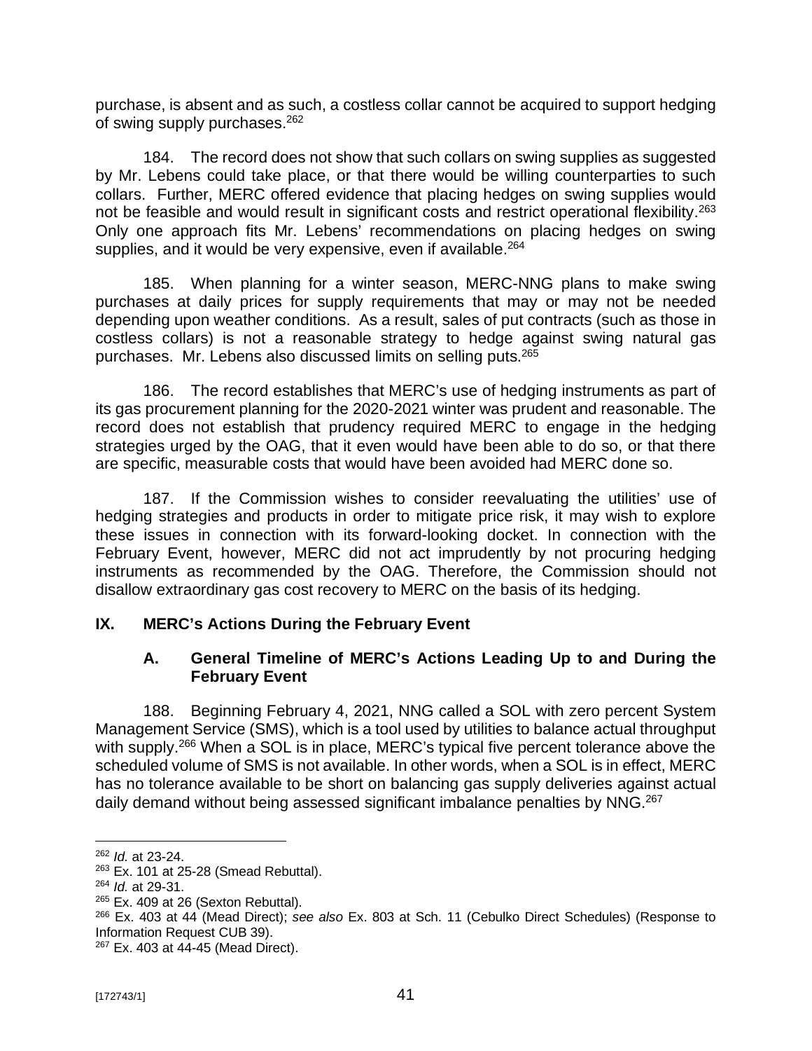purchase, is absent and as such, a costless collar cannot be acquired to support hedging of swing supply purchases.[262]

184. The record does not show that such collars on swing supplies as suggested by Mr. Lebens could take place, or that there would be willing counterparties to such collars. Further, MERC offered evidence that placing hedges on swing supplies would not be feasible and would result in significant costs and restrict operational flexibility.[263] Only one approach fits Mr. Lebens' recommendations on placing hedges on swing supplies, and it would be very expensive, even if available.[264]

185. When planning for a winter season, MERC-NNG plans to make swing purchases at daily prices for supply requirements that may or may not be needed depending upon weather conditions. As a result, sales of put contracts (such as those in costless collars) is not a reasonable strategy to hedge against swing natural gas purchases. Mr. Lebens also discussed limits on selling puts.[265]

186. The record establishes that MERC's use of hedging instruments as part of its gas procurement planning for the 2020-2021 winter was prudent and reasonable. The record does not establish that prudency required MERC to engage in the hedging strategies urged by the OAG, that it even would have been able to do so, or that there are specific, measurable costs that would have been avoided had MERC done so.

187. If the Commission wishes to consider reevaluating the utilities' use of hedging strategies and products in order to mitigate price risk, it may wish to explore these issues in connection with its forward-looking docket. In connection with the February Event, however, MERC did not act imprudently by not procuring hedging instruments as recommended by the OAG. Therefore, the Commission should not disallow extraordinary gas cost recovery to MERC on the basis of its hedging.

## IX. MERC's Actions During the February Event

### A. General Timeline of MERC's Actions Leading Up to and During the February Event

188. Beginning February 4, 2021, NNG called a SOL with zero percent System Management Service (SMS), which is a tool used by utilities to balance actual throughput with supply.[266] When a SOL is in place, MERC's typical five percent tolerance above the scheduled volume of SMS is not available. In other words, when a SOL is in effect, MERC has no tolerance available to be short on balancing gas supply deliveries against actual daily demand without being assessed significant imbalance penalties by NNG.[267]

---

[262] *Id.* at 23-24.

[263] Ex. 101 at 25-28 (Smead Rebuttal).

[264] *Id.* at 29-31.

[265] Ex. 409 at 26 (Sexton Rebuttal).

[266] Ex. 403 at 44 (Mead Direct); *see also* Ex. 803 at Sch. 11 (Cebulko Direct Schedules) (Response to Information Request CUB 39).

[267] Ex. 403 at 44-45 (Mead Direct).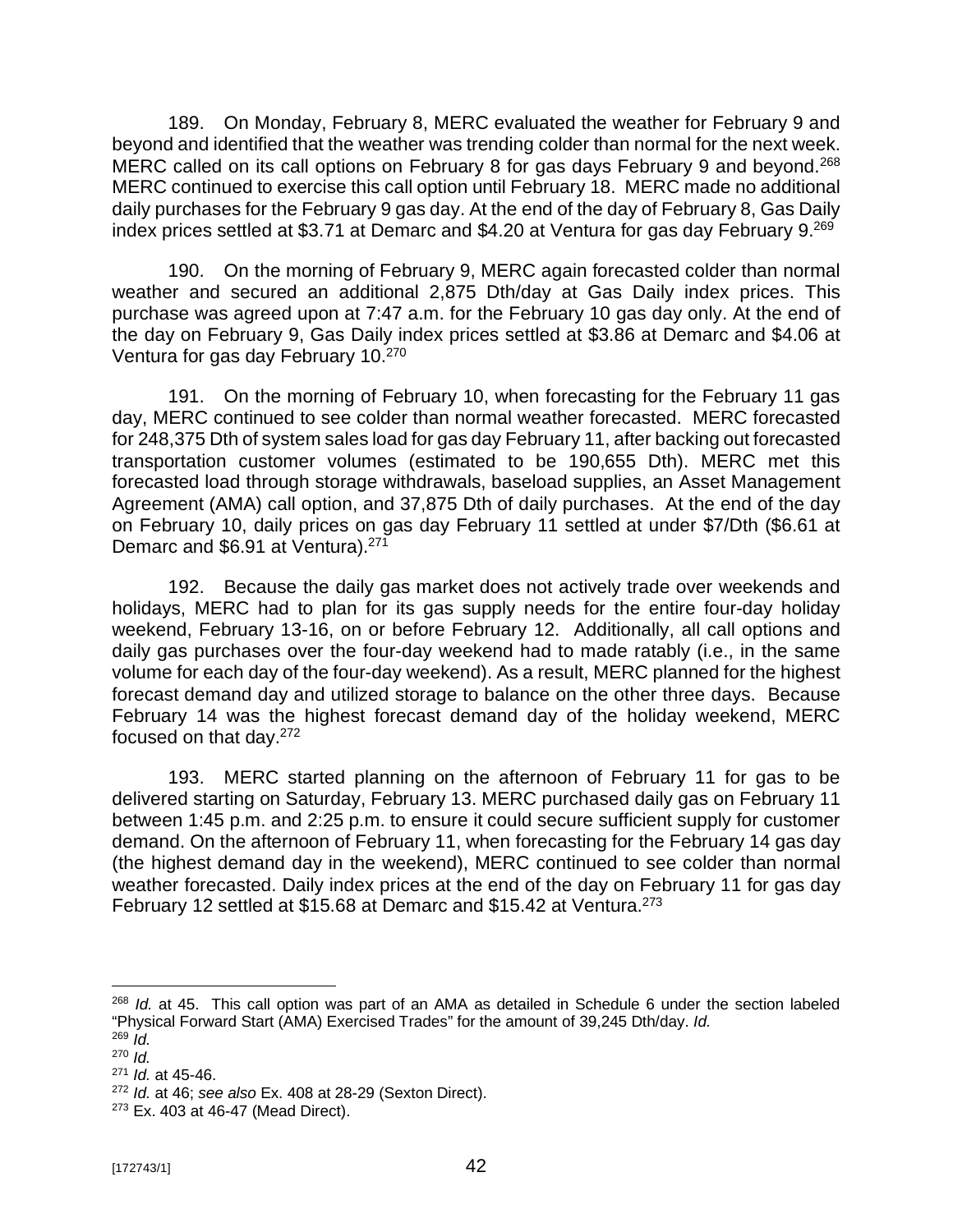189. On Monday, February 8, MERC evaluated the weather for February 9 and beyond and identified that the weather was trending colder than normal for the next week. MERC called on its call options on February 8 for gas days February 9 and beyond.[268] MERC continued to exercise this call option until February 18. MERC made no additional daily purchases for the February 9 gas day. At the end of the day of February 8, Gas Daily index prices settled at $3.71 at Demarc and $4.20 at Ventura for gas day February 9.[269]

190. On the morning of February 9, MERC again forecasted colder than normal weather and secured an additional 2,875 Dth/day at Gas Daily index prices. This purchase was agreed upon at 7:47 a.m. for the February 10 gas day only. At the end of the day on February 9, Gas Daily index prices settled at $3.86 at Demarc and $4.06 at Ventura for gas day February 10.[270]

191. On the morning of February 10, when forecasting for the February 11 gas day, MERC continued to see colder than normal weather forecasted. MERC forecasted for 248,375 Dth of system sales load for gas day February 11, after backing out forecasted transportation customer volumes (estimated to be 190,655 Dth). MERC met this forecasted load through storage withdrawals, baseload supplies, an Asset Management Agreement (AMA) call option, and 37,875 Dth of daily purchases. At the end of the day on February 10, daily prices on gas day February 11 settled at under $7/Dth ($6.61 at Demarc and $6.91 at Ventura).[271]

192. Because the daily gas market does not actively trade over weekends and holidays, MERC had to plan for its gas supply needs for the entire four-day holiday weekend, February 13-16, on or before February 12. Additionally, all call options and daily gas purchases over the four-day weekend had to made ratably (i.e., in the same volume for each day of the four-day weekend). As a result, MERC planned for the highest forecast demand day and utilized storage to balance on the other three days. Because February 14 was the highest forecast demand day of the holiday weekend, MERC focused on that day.[272]

193. MERC started planning on the afternoon of February 11 for gas to be delivered starting on Saturday, February 13. MERC purchased daily gas on February 11 between 1:45 p.m. and 2:25 p.m. to ensure it could secure sufficient supply for customer demand. On the afternoon of February 11, when forecasting for the February 14 gas day (the highest demand day in the weekend), MERC continued to see colder than normal weather forecasted. Daily index prices at the end of the day on February 11 for gas day February 12 settled at $15.68 at Demarc and $15.42 at Ventura.[273]

---

[268] *Id.* at 45. This call option was part of an AMA as detailed in Schedule 6 under the section labeled "Physical Forward Start (AMA) Exercised Trades" for the amount of 39,245 Dth/day. *Id.*

[269] *Id.*

[270] *Id.*

[271] *Id.* at 45-46.

[272] *Id.* at 46; *see also* Ex. 408 at 28-29 (Sexton Direct).

[273] Ex. 403 at 46-47 (Mead Direct).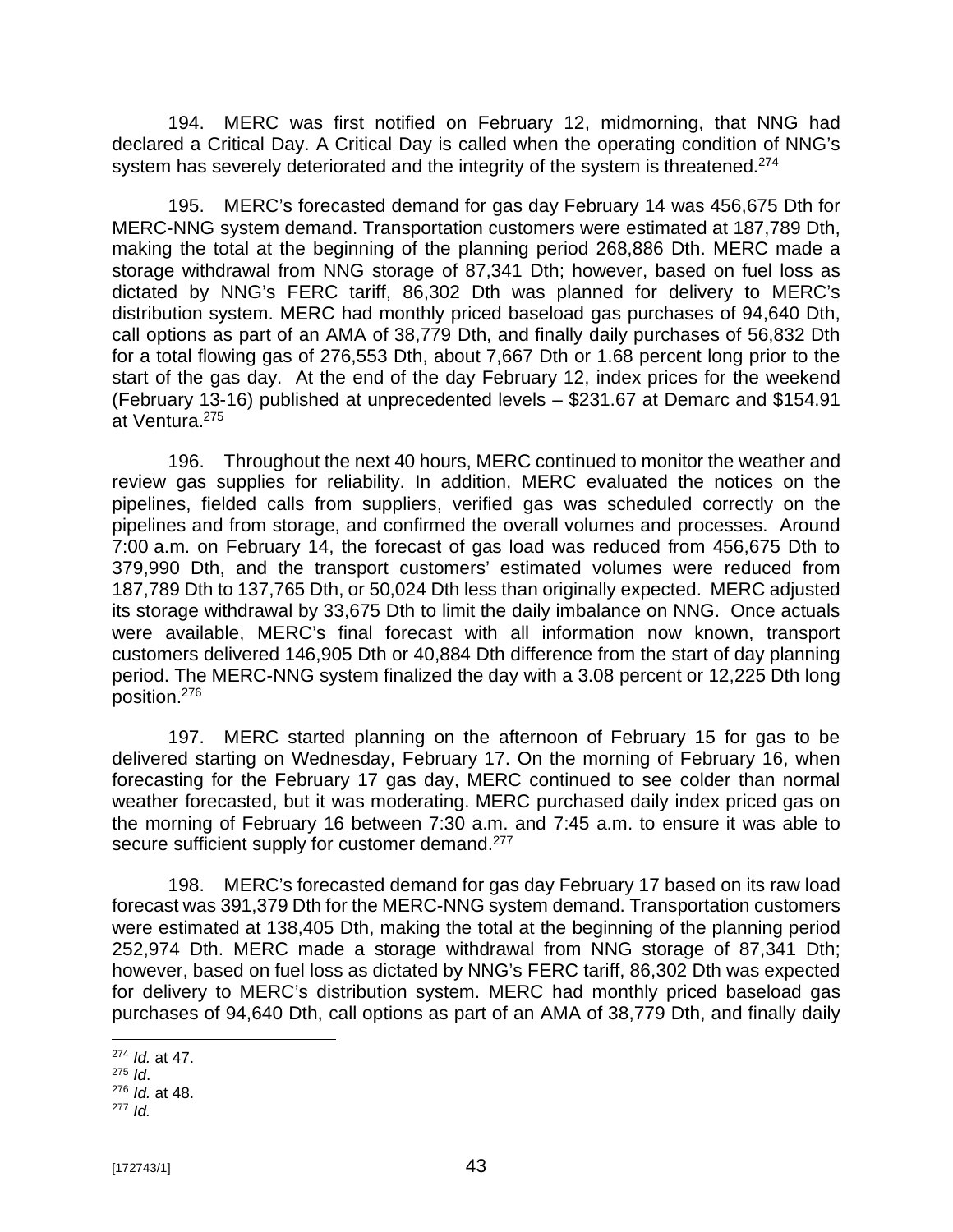194. MERC was first notified on February 12, midmorning, that NNG had declared a Critical Day. A Critical Day is called when the operating condition of NNG's system has severely deteriorated and the integrity of the system is threatened.[274]

195. MERC's forecasted demand for gas day February 14 was 456,675 Dth for MERC-NNG system demand. Transportation customers were estimated at 187,789 Dth, making the total at the beginning of the planning period 268,886 Dth. MERC made a storage withdrawal from NNG storage of 87,341 Dth; however, based on fuel loss as dictated by NNG's FERC tariff, 86,302 Dth was planned for delivery to MERC's distribution system. MERC had monthly priced baseload gas purchases of 94,640 Dth, call options as part of an AMA of 38,779 Dth, and finally daily purchases of 56,832 Dth for a total flowing gas of 276,553 Dth, about 7,667 Dth or 1.68 percent long prior to the start of the gas day. At the end of the day February 12, index prices for the weekend (February 13-16) published at unprecedented levels – $231.67 at Demarc and $154.91 at Ventura.[275]

196. Throughout the next 40 hours, MERC continued to monitor the weather and review gas supplies for reliability. In addition, MERC evaluated the notices on the pipelines, fielded calls from suppliers, verified gas was scheduled correctly on the pipelines and from storage, and confirmed the overall volumes and processes. Around 7:00 a.m. on February 14, the forecast of gas load was reduced from 456,675 Dth to 379,990 Dth, and the transport customers' estimated volumes were reduced from 187,789 Dth to 137,765 Dth, or 50,024 Dth less than originally expected. MERC adjusted its storage withdrawal by 33,675 Dth to limit the daily imbalance on NNG. Once actuals were available, MERC's final forecast with all information now known, transport customers delivered 146,905 Dth or 40,884 Dth difference from the start of day planning period. The MERC-NNG system finalized the day with a 3.08 percent or 12,225 Dth long position.[276]

197. MERC started planning on the afternoon of February 15 for gas to be delivered starting on Wednesday, February 17. On the morning of February 16, when forecasting for the February 17 gas day, MERC continued to see colder than normal weather forecasted, but it was moderating. MERC purchased daily index priced gas on the morning of February 16 between 7:30 a.m. and 7:45 a.m. to ensure it was able to secure sufficient supply for customer demand.[277]

198. MERC's forecasted demand for gas day February 17 based on its raw load forecast was 391,379 Dth for the MERC-NNG system demand. Transportation customers were estimated at 138,405 Dth, making the total at the beginning of the planning period 252,974 Dth. MERC made a storage withdrawal from NNG storage of 87,341 Dth; however, based on fuel loss as dictated by NNG's FERC tariff, 86,302 Dth was expected for delivery to MERC's distribution system. MERC had monthly priced baseload gas purchases of 94,640 Dth, call options as part of an AMA of 38,779 Dth, and finally daily

---

[274] *Id.* at 47.
[275] *Id*.
[276] *Id.* at 48.
[277] *Id.*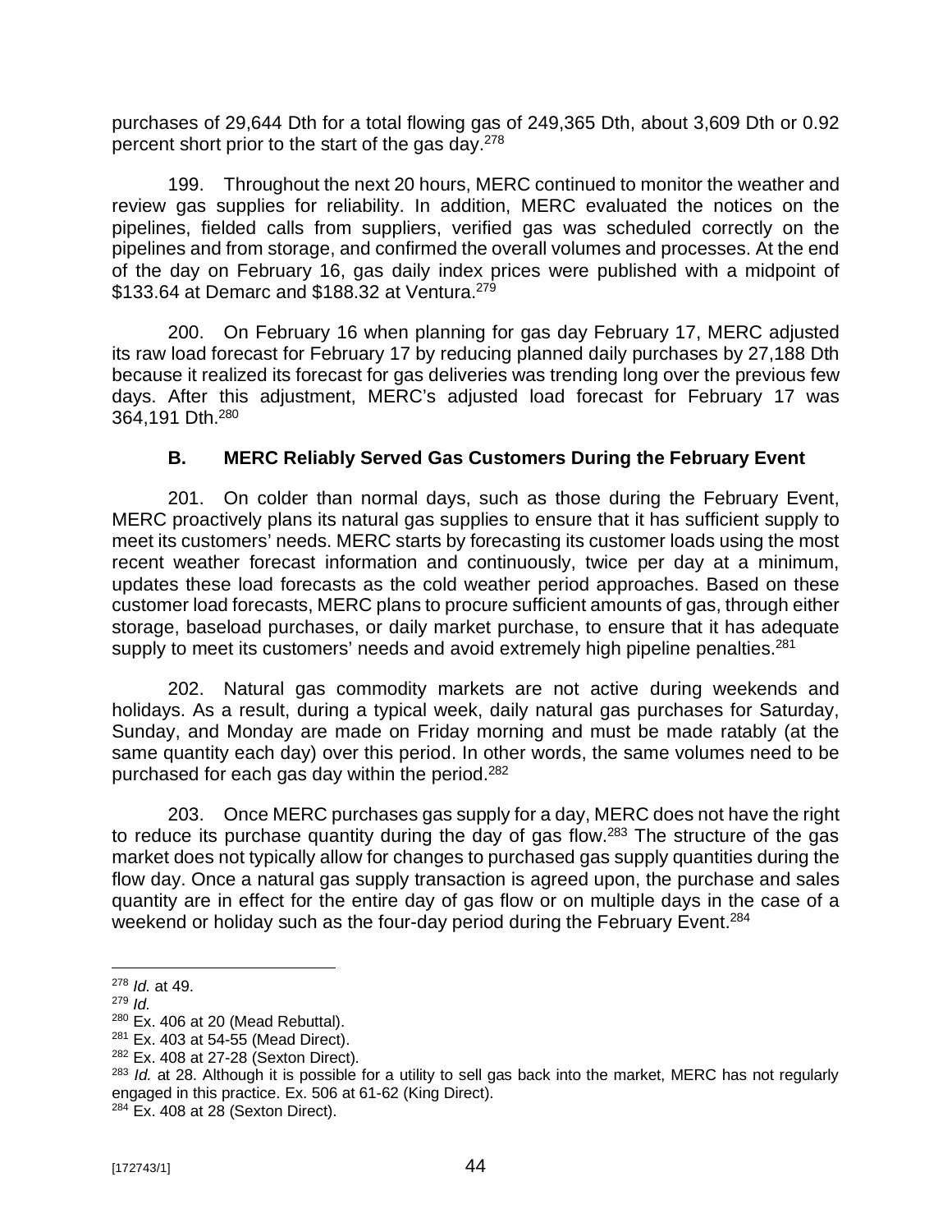purchases of 29,644 Dth for a total flowing gas of 249,365 Dth, about 3,609 Dth or 0.92 percent short prior to the start of the gas day.[278]

199. Throughout the next 20 hours, MERC continued to monitor the weather and review gas supplies for reliability. In addition, MERC evaluated the notices on the pipelines, fielded calls from suppliers, verified gas was scheduled correctly on the pipelines and from storage, and confirmed the overall volumes and processes. At the end of the day on February 16, gas daily index prices were published with a midpoint of $133.64 at Demarc and $188.32 at Ventura.[279]

200. On February 16 when planning for gas day February 17, MERC adjusted its raw load forecast for February 17 by reducing planned daily purchases by 27,188 Dth because it realized its forecast for gas deliveries was trending long over the previous few days. After this adjustment, MERC's adjusted load forecast for February 17 was 364,191 Dth.[280]

### B. MERC Reliably Served Gas Customers During the February Event

201. On colder than normal days, such as those during the February Event, MERC proactively plans its natural gas supplies to ensure that it has sufficient supply to meet its customers' needs. MERC starts by forecasting its customer loads using the most recent weather forecast information and continuously, twice per day at a minimum, updates these load forecasts as the cold weather period approaches. Based on these customer load forecasts, MERC plans to procure sufficient amounts of gas, through either storage, baseload purchases, or daily market purchase, to ensure that it has adequate supply to meet its customers' needs and avoid extremely high pipeline penalties.[281]

202. Natural gas commodity markets are not active during weekends and holidays. As a result, during a typical week, daily natural gas purchases for Saturday, Sunday, and Monday are made on Friday morning and must be made ratably (at the same quantity each day) over this period. In other words, the same volumes need to be purchased for each gas day within the period.[282]

203. Once MERC purchases gas supply for a day, MERC does not have the right to reduce its purchase quantity during the day of gas flow.[283] The structure of the gas market does not typically allow for changes to purchased gas supply quantities during the flow day. Once a natural gas supply transaction is agreed upon, the purchase and sales quantity are in effect for the entire day of gas flow or on multiple days in the case of a weekend or holiday such as the four-day period during the February Event.[284]

---

[278] *Id.* at 49.

[279] *Id.*

[280] Ex. 406 at 20 (Mead Rebuttal).

[281] Ex. 403 at 54-55 (Mead Direct).

[282] Ex. 408 at 27-28 (Sexton Direct).

[283] *Id.* at 28. Although it is possible for a utility to sell gas back into the market, MERC has not regularly engaged in this practice. Ex. 506 at 61-62 (King Direct).

[284] Ex. 408 at 28 (Sexton Direct).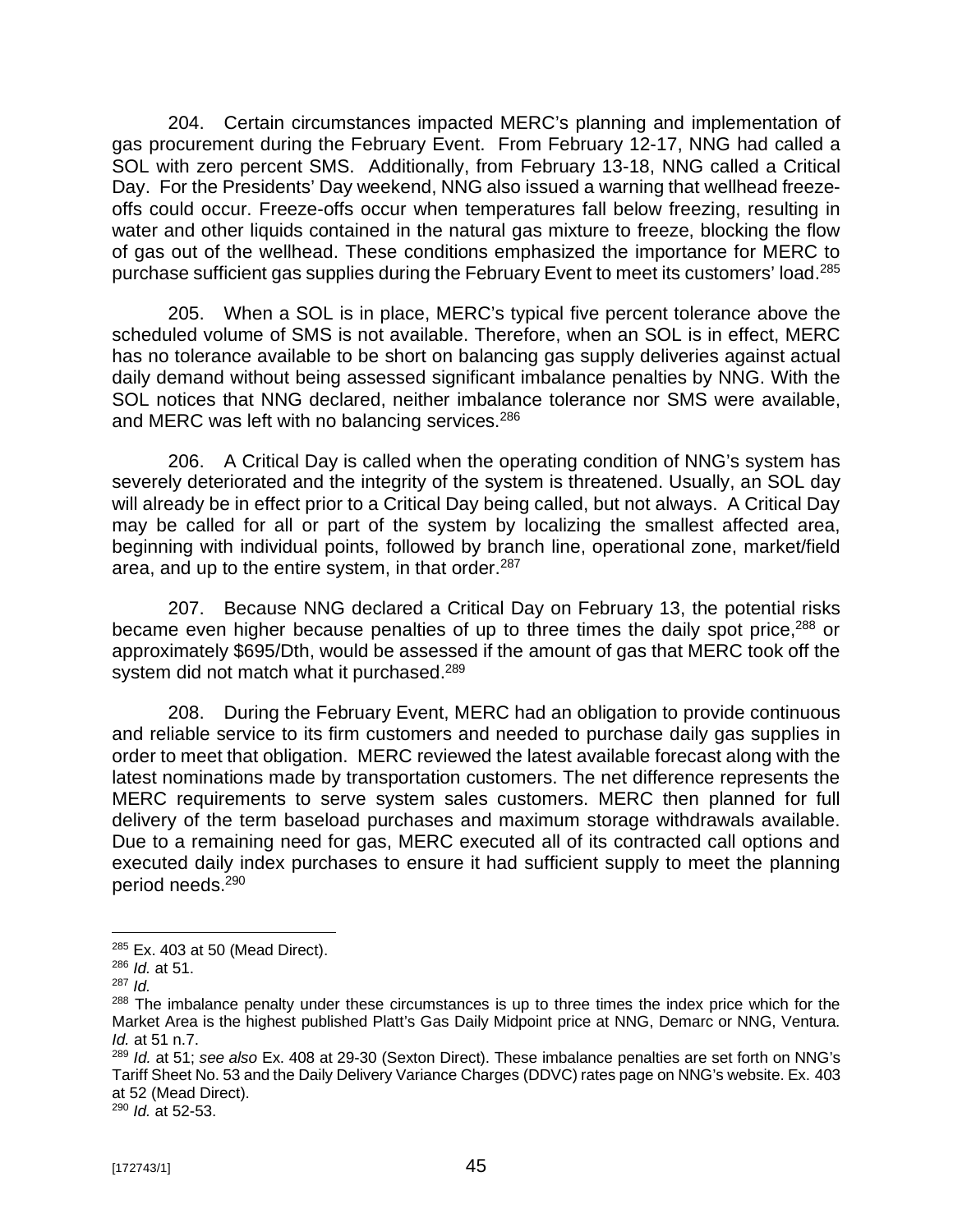204. Certain circumstances impacted MERC's planning and implementation of gas procurement during the February Event. From February 12-17, NNG had called a SOL with zero percent SMS. Additionally, from February 13-18, NNG called a Critical Day. For the Presidents' Day weekend, NNG also issued a warning that wellhead freeze-offs could occur. Freeze-offs occur when temperatures fall below freezing, resulting in water and other liquids contained in the natural gas mixture to freeze, blocking the flow of gas out of the wellhead. These conditions emphasized the importance for MERC to purchase sufficient gas supplies during the February Event to meet its customers' load.[285]

205. When a SOL is in place, MERC's typical five percent tolerance above the scheduled volume of SMS is not available. Therefore, when an SOL is in effect, MERC has no tolerance available to be short on balancing gas supply deliveries against actual daily demand without being assessed significant imbalance penalties by NNG. With the SOL notices that NNG declared, neither imbalance tolerance nor SMS were available, and MERC was left with no balancing services.[286]

206. A Critical Day is called when the operating condition of NNG's system has severely deteriorated and the integrity of the system is threatened. Usually, an SOL day will already be in effect prior to a Critical Day being called, but not always. A Critical Day may be called for all or part of the system by localizing the smallest affected area, beginning with individual points, followed by branch line, operational zone, market/field area, and up to the entire system, in that order.[287]

207. Because NNG declared a Critical Day on February 13, the potential risks became even higher because penalties of up to three times the daily spot price,[288] or approximately $695/Dth, would be assessed if the amount of gas that MERC took off the system did not match what it purchased.[289]

208. During the February Event, MERC had an obligation to provide continuous and reliable service to its firm customers and needed to purchase daily gas supplies in order to meet that obligation. MERC reviewed the latest available forecast along with the latest nominations made by transportation customers. The net difference represents the MERC requirements to serve system sales customers. MERC then planned for full delivery of the term baseload purchases and maximum storage withdrawals available. Due to a remaining need for gas, MERC executed all of its contracted call options and executed daily index purchases to ensure it had sufficient supply to meet the planning period needs.[290]

---

[285] Ex. 403 at 50 (Mead Direct).

[286] *Id.* at 51.

[287] *Id.*

[288] The imbalance penalty under these circumstances is up to three times the index price which for the Market Area is the highest published Platt's Gas Daily Midpoint price at NNG, Demarc or NNG, Ventura. *Id.* at 51 n.7.

[289] *Id.* at 51; *see also* Ex. 408 at 29-30 (Sexton Direct). These imbalance penalties are set forth on NNG's Tariff Sheet No. 53 and the Daily Delivery Variance Charges (DDVC) rates page on NNG's website. Ex. 403 at 52 (Mead Direct).

[290] *Id.* at 52-53.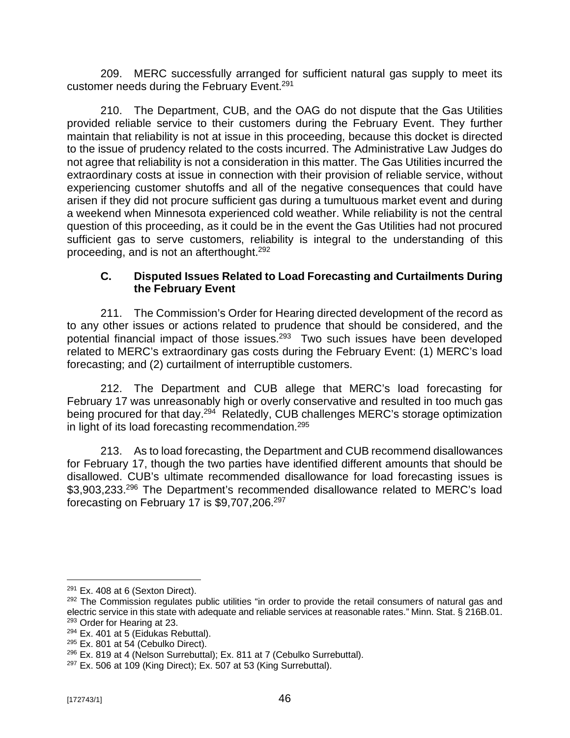209. MERC successfully arranged for sufficient natural gas supply to meet its customer needs during the February Event.[291]

210. The Department, CUB, and the OAG do not dispute that the Gas Utilities provided reliable service to their customers during the February Event. They further maintain that reliability is not at issue in this proceeding, because this docket is directed to the issue of prudency related to the costs incurred. The Administrative Law Judges do not agree that reliability is not a consideration in this matter. The Gas Utilities incurred the extraordinary costs at issue in connection with their provision of reliable service, without experiencing customer shutoffs and all of the negative consequences that could have arisen if they did not procure sufficient gas during a tumultuous market event and during a weekend when Minnesota experienced cold weather. While reliability is not the central question of this proceeding, as it could be in the event the Gas Utilities had not procured sufficient gas to serve customers, reliability is integral to the understanding of this proceeding, and is not an afterthought.[292]

### C. Disputed Issues Related to Load Forecasting and Curtailments During the February Event

211. The Commission's Order for Hearing directed development of the record as to any other issues or actions related to prudence that should be considered, and the potential financial impact of those issues.[293] Two such issues have been developed related to MERC's extraordinary gas costs during the February Event: (1) MERC's load forecasting; and (2) curtailment of interruptible customers.

212. The Department and CUB allege that MERC's load forecasting for February 17 was unreasonably high or overly conservative and resulted in too much gas being procured for that day.[294] Relatedly, CUB challenges MERC's storage optimization in light of its load forecasting recommendation.[295]

213. As to load forecasting, the Department and CUB recommend disallowances for February 17, though the two parties have identified different amounts that should be disallowed. CUB's ultimate recommended disallowance for load forecasting issues is \$3,903,233.[296] The Department's recommended disallowance related to MERC's load forecasting on February 17 is \$9,707,206.[297]

---

[291] Ex. 408 at 6 (Sexton Direct).

[292] The Commission regulates public utilities "in order to provide the retail consumers of natural gas and electric service in this state with adequate and reliable services at reasonable rates." Minn. Stat. § 216B.01.

[293] Order for Hearing at 23.

[294] Ex. 401 at 5 (Eidukas Rebuttal).

[295] Ex. 801 at 54 (Cebulko Direct).

[296] Ex. 819 at 4 (Nelson Surrebuttal); Ex. 811 at 7 (Cebulko Surrebuttal).

[297] Ex. 506 at 109 (King Direct); Ex. 507 at 53 (King Surrebuttal).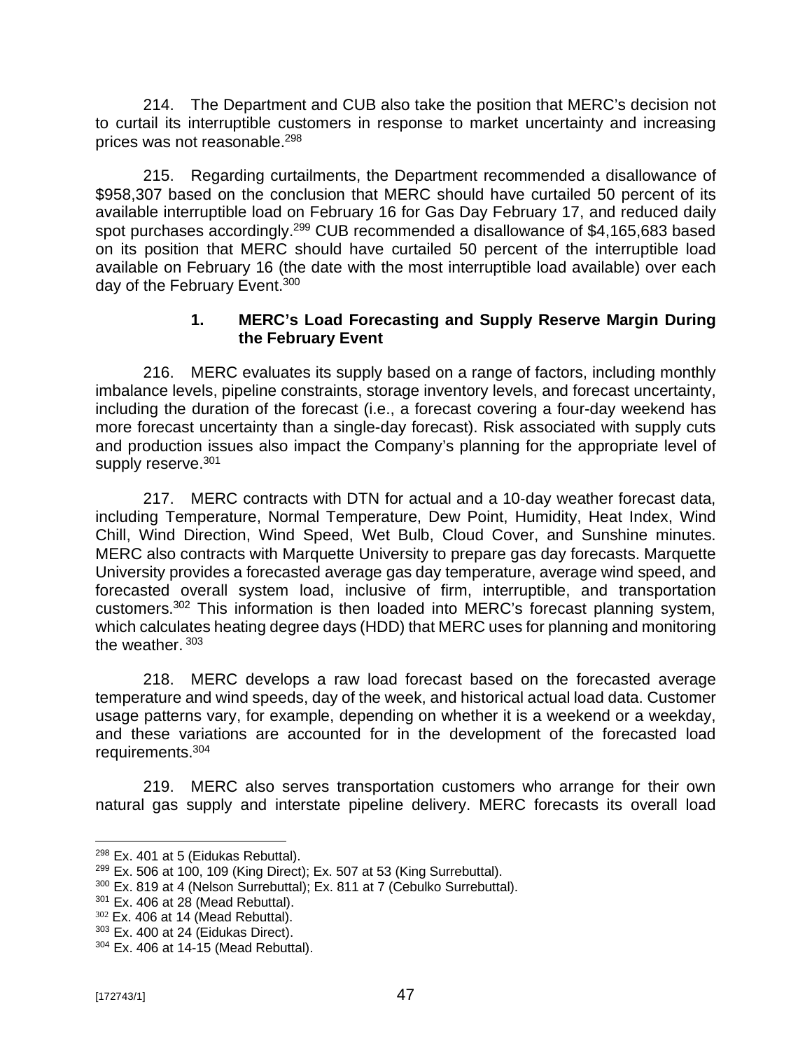214. The Department and CUB also take the position that MERC's decision not to curtail its interruptible customers in response to market uncertainty and increasing prices was not reasonable.[298]

215. Regarding curtailments, the Department recommended a disallowance of $958,307 based on the conclusion that MERC should have curtailed 50 percent of its available interruptible load on February 16 for Gas Day February 17, and reduced daily spot purchases accordingly.[299] CUB recommended a disallowance of $4,165,683 based on its position that MERC should have curtailed 50 percent of the interruptible load available on February 16 (the date with the most interruptible load available) over each day of the February Event.[300]

### 1. MERC's Load Forecasting and Supply Reserve Margin During the February Event

216. MERC evaluates its supply based on a range of factors, including monthly imbalance levels, pipeline constraints, storage inventory levels, and forecast uncertainty, including the duration of the forecast (i.e., a forecast covering a four-day weekend has more forecast uncertainty than a single-day forecast). Risk associated with supply cuts and production issues also impact the Company's planning for the appropriate level of supply reserve.[301]

217. MERC contracts with DTN for actual and a 10-day weather forecast data, including Temperature, Normal Temperature, Dew Point, Humidity, Heat Index, Wind Chill, Wind Direction, Wind Speed, Wet Bulb, Cloud Cover, and Sunshine minutes. MERC also contracts with Marquette University to prepare gas day forecasts. Marquette University provides a forecasted average gas day temperature, average wind speed, and forecasted overall system load, inclusive of firm, interruptible, and transportation customers.[302] This information is then loaded into MERC's forecast planning system, which calculates heating degree days (HDD) that MERC uses for planning and monitoring the weather.[303]

218. MERC develops a raw load forecast based on the forecasted average temperature and wind speeds, day of the week, and historical actual load data. Customer usage patterns vary, for example, depending on whether it is a weekend or a weekday, and these variations are accounted for in the development of the forecasted load requirements.[304]

219. MERC also serves transportation customers who arrange for their own natural gas supply and interstate pipeline delivery. MERC forecasts its overall load

---

[298] Ex. 401 at 5 (Eidukas Rebuttal).

[299] Ex. 506 at 100, 109 (King Direct); Ex. 507 at 53 (King Surrebuttal).

[300] Ex. 819 at 4 (Nelson Surrebuttal); Ex. 811 at 7 (Cebulko Surrebuttal).

[301] Ex. 406 at 28 (Mead Rebuttal).

[302] Ex. 406 at 14 (Mead Rebuttal).

[303] Ex. 400 at 24 (Eidukas Direct).

[304] Ex. 406 at 14-15 (Mead Rebuttal).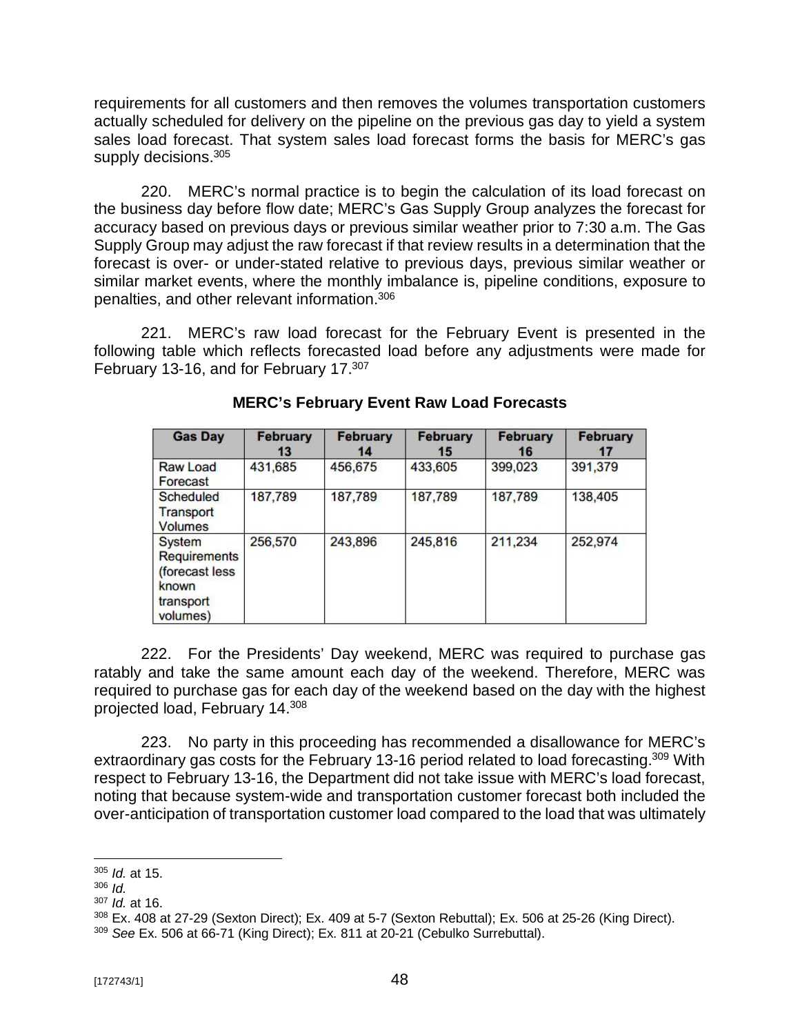requirements for all customers and then removes the volumes transportation customers actually scheduled for delivery on the pipeline on the previous gas day to yield a system sales load forecast. That system sales load forecast forms the basis for MERC's gas supply decisions.[305]

220. MERC's normal practice is to begin the calculation of its load forecast on the business day before flow date; MERC's Gas Supply Group analyzes the forecast for accuracy based on previous days or previous similar weather prior to 7:30 a.m. The Gas Supply Group may adjust the raw forecast if that review results in a determination that the forecast is over- or under-stated relative to previous days, previous similar weather or similar market events, where the monthly imbalance is, pipeline conditions, exposure to penalties, and other relevant information.[306]

221. MERC's raw load forecast for the February Event is presented in the following table which reflects forecasted load before any adjustments were made for February 13-16, and for February 17.[307]

**MERC's February Event Raw Load Forecasts**

| Gas Day | February 13 | February 14 | February 15 | February 16 | February 17 |
|---|---|---|---|---|---|
| Raw Load Forecast | 431,685 | 456,675 | 433,605 | 399,023 | 391,379 |
| Scheduled Transport Volumes | 187,789 | 187,789 | 187,789 | 187,789 | 138,405 |
| System Requirements (forecast less known transport volumes) | 256,570 | 243,896 | 245,816 | 211,234 | 252,974 |

222. For the Presidents' Day weekend, MERC was required to purchase gas ratably and take the same amount each day of the weekend. Therefore, MERC was required to purchase gas for each day of the weekend based on the day with the highest projected load, February 14.[308]

223. No party in this proceeding has recommended a disallowance for MERC's extraordinary gas costs for the February 13-16 period related to load forecasting.[309] With respect to February 13-16, the Department did not take issue with MERC's load forecast, noting that because system-wide and transportation customer forecast both included the over-anticipation of transportation customer load compared to the load that was ultimately

[305] *Id.* at 15.
[306] *Id.*
[307] *Id.* at 16.
[308] Ex. 408 at 27-29 (Sexton Direct); Ex. 409 at 5-7 (Sexton Rebuttal); Ex. 506 at 25-26 (King Direct).
[309] *See* Ex. 506 at 66-71 (King Direct); Ex. 811 at 20-21 (Cebulko Surrebuttal).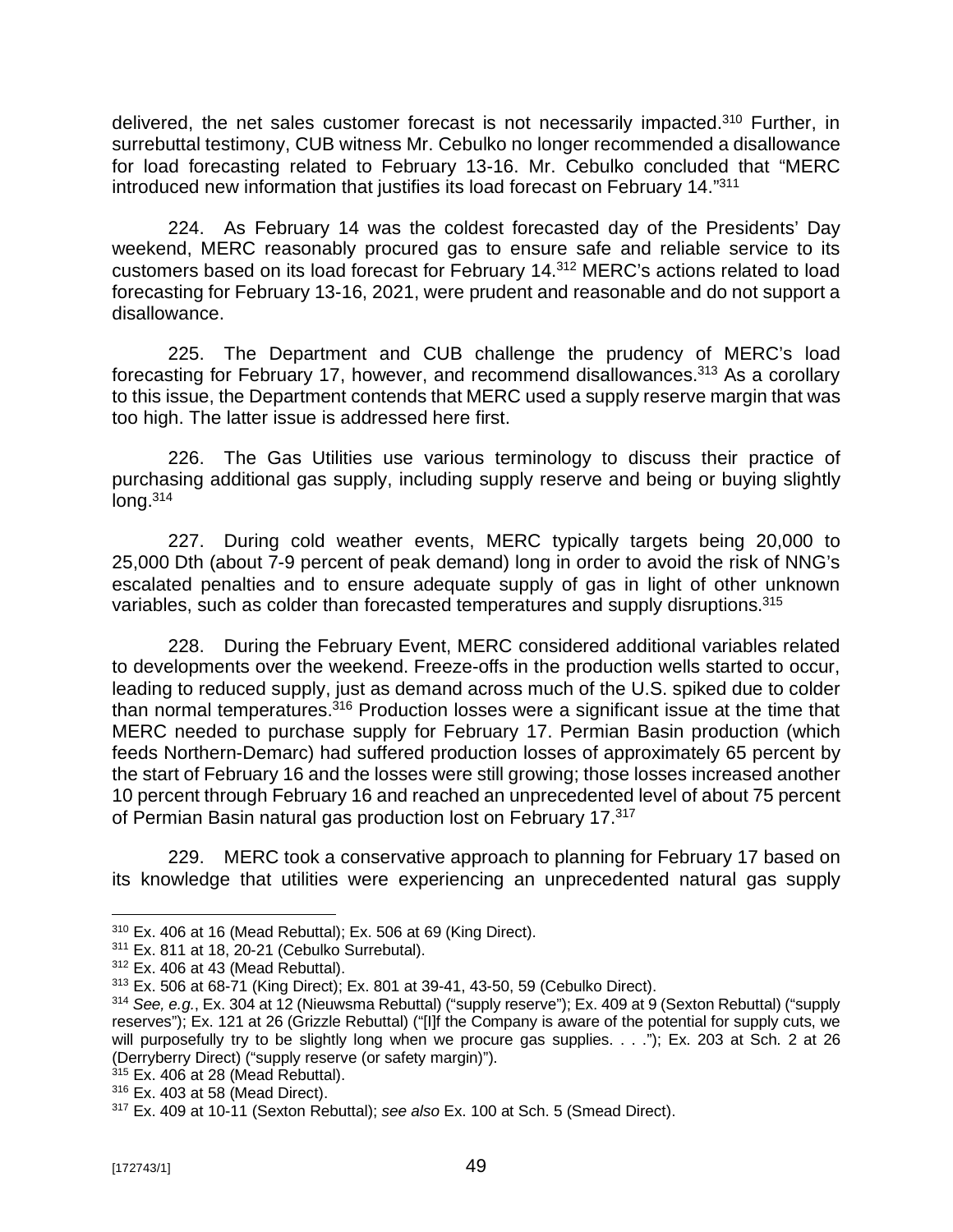delivered, the net sales customer forecast is not necessarily impacted.[310] Further, in surrebuttal testimony, CUB witness Mr. Cebulko no longer recommended a disallowance for load forecasting related to February 13-16. Mr. Cebulko concluded that "MERC introduced new information that justifies its load forecast on February 14."[311]

224. As February 14 was the coldest forecasted day of the Presidents' Day weekend, MERC reasonably procured gas to ensure safe and reliable service to its customers based on its load forecast for February 14.[312] MERC's actions related to load forecasting for February 13-16, 2021, were prudent and reasonable and do not support a disallowance.

225. The Department and CUB challenge the prudency of MERC's load forecasting for February 17, however, and recommend disallowances.[313] As a corollary to this issue, the Department contends that MERC used a supply reserve margin that was too high. The latter issue is addressed here first.

226. The Gas Utilities use various terminology to discuss their practice of purchasing additional gas supply, including supply reserve and being or buying slightly long.[314]

227. During cold weather events, MERC typically targets being 20,000 to 25,000 Dth (about 7-9 percent of peak demand) long in order to avoid the risk of NNG's escalated penalties and to ensure adequate supply of gas in light of other unknown variables, such as colder than forecasted temperatures and supply disruptions.[315]

228. During the February Event, MERC considered additional variables related to developments over the weekend. Freeze-offs in the production wells started to occur, leading to reduced supply, just as demand across much of the U.S. spiked due to colder than normal temperatures.[316] Production losses were a significant issue at the time that MERC needed to purchase supply for February 17. Permian Basin production (which feeds Northern-Demarc) had suffered production losses of approximately 65 percent by the start of February 16 and the losses were still growing; those losses increased another 10 percent through February 16 and reached an unprecedented level of about 75 percent of Permian Basin natural gas production lost on February 17.[317]

229. MERC took a conservative approach to planning for February 17 based on its knowledge that utilities were experiencing an unprecedented natural gas supply

---

[310] Ex. 406 at 16 (Mead Rebuttal); Ex. 506 at 69 (King Direct).

[311] Ex. 811 at 18, 20-21 (Cebulko Surrebutal).

[312] Ex. 406 at 43 (Mead Rebuttal).

[313] Ex. 506 at 68-71 (King Direct); Ex. 801 at 39-41, 43-50, 59 (Cebulko Direct).

[314] *See, e.g.*, Ex. 304 at 12 (Nieuwsma Rebuttal) ("supply reserve"); Ex. 409 at 9 (Sexton Rebuttal) ("supply reserves"); Ex. 121 at 26 (Grizzle Rebuttal) ("[I]f the Company is aware of the potential for supply cuts, we will purposefully try to be slightly long when we procure gas supplies. . . ."); Ex. 203 at Sch. 2 at 26 (Derryberry Direct) ("supply reserve (or safety margin)").

[315] Ex. 406 at 28 (Mead Rebuttal).

[316] Ex. 403 at 58 (Mead Direct).

[317] Ex. 409 at 10-11 (Sexton Rebuttal); *see also* Ex. 100 at Sch. 5 (Smead Direct).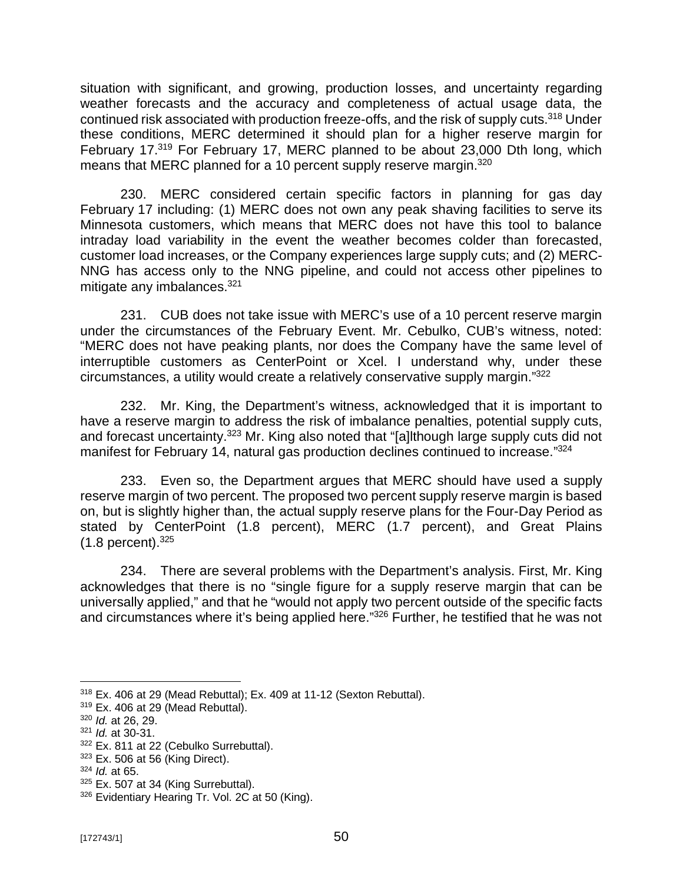situation with significant, and growing, production losses, and uncertainty regarding weather forecasts and the accuracy and completeness of actual usage data, the continued risk associated with production freeze-offs, and the risk of supply cuts.[318] Under these conditions, MERC determined it should plan for a higher reserve margin for February 17.[319] For February 17, MERC planned to be about 23,000 Dth long, which means that MERC planned for a 10 percent supply reserve margin.[320]

230. MERC considered certain specific factors in planning for gas day February 17 including: (1) MERC does not own any peak shaving facilities to serve its Minnesota customers, which means that MERC does not have this tool to balance intraday load variability in the event the weather becomes colder than forecasted, customer load increases, or the Company experiences large supply cuts; and (2) MERC-NNG has access only to the NNG pipeline, and could not access other pipelines to mitigate any imbalances.[321]

231. CUB does not take issue with MERC's use of a 10 percent reserve margin under the circumstances of the February Event. Mr. Cebulko, CUB's witness, noted: "MERC does not have peaking plants, nor does the Company have the same level of interruptible customers as CenterPoint or Xcel. I understand why, under these circumstances, a utility would create a relatively conservative supply margin."[322]

232. Mr. King, the Department's witness, acknowledged that it is important to have a reserve margin to address the risk of imbalance penalties, potential supply cuts, and forecast uncertainty.[323] Mr. King also noted that "[a]lthough large supply cuts did not manifest for February 14, natural gas production declines continued to increase."[324]

233. Even so, the Department argues that MERC should have used a supply reserve margin of two percent. The proposed two percent supply reserve margin is based on, but is slightly higher than, the actual supply reserve plans for the Four-Day Period as stated by CenterPoint (1.8 percent), MERC (1.7 percent), and Great Plains (1.8 percent).[325]

234. There are several problems with the Department's analysis. First, Mr. King acknowledges that there is no "single figure for a supply reserve margin that can be universally applied," and that he "would not apply two percent outside of the specific facts and circumstances where it's being applied here."[326] Further, he testified that he was not

---

[318] Ex. 406 at 29 (Mead Rebuttal); Ex. 409 at 11-12 (Sexton Rebuttal).

[319] Ex. 406 at 29 (Mead Rebuttal).

[320] *Id.* at 26, 29.

[321] *Id.* at 30-31.

[322] Ex. 811 at 22 (Cebulko Surrebuttal).

[323] Ex. 506 at 56 (King Direct).

[324] *Id.* at 65.

[325] Ex. 507 at 34 (King Surrebuttal).

[326] Evidentiary Hearing Tr. Vol. 2C at 50 (King).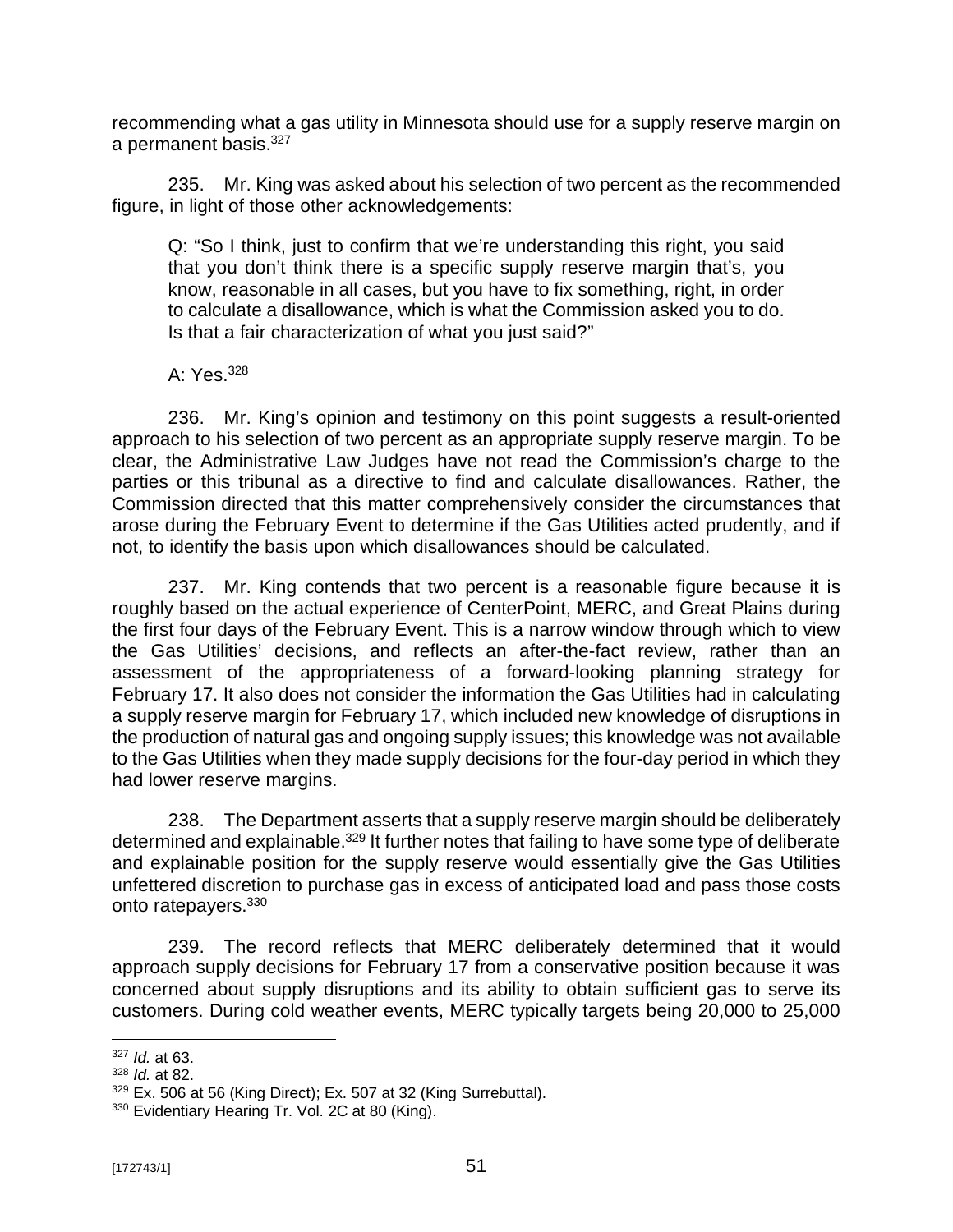recommending what a gas utility in Minnesota should use for a supply reserve margin on a permanent basis.[327]

235. Mr. King was asked about his selection of two percent as the recommended figure, in light of those other acknowledgements:

> Q: "So I think, just to confirm that we're understanding this right, you said that you don't think there is a specific supply reserve margin that's, you know, reasonable in all cases, but you have to fix something, right, in order to calculate a disallowance, which is what the Commission asked you to do. Is that a fair characterization of what you just said?"
>
> A: Yes.[328]

236. Mr. King's opinion and testimony on this point suggests a result-oriented approach to his selection of two percent as an appropriate supply reserve margin. To be clear, the Administrative Law Judges have not read the Commission's charge to the parties or this tribunal as a directive to find and calculate disallowances. Rather, the Commission directed that this matter comprehensively consider the circumstances that arose during the February Event to determine if the Gas Utilities acted prudently, and if not, to identify the basis upon which disallowances should be calculated.

237. Mr. King contends that two percent is a reasonable figure because it is roughly based on the actual experience of CenterPoint, MERC, and Great Plains during the first four days of the February Event. This is a narrow window through which to view the Gas Utilities' decisions, and reflects an after-the-fact review, rather than an assessment of the appropriateness of a forward-looking planning strategy for February 17. It also does not consider the information the Gas Utilities had in calculating a supply reserve margin for February 17, which included new knowledge of disruptions in the production of natural gas and ongoing supply issues; this knowledge was not available to the Gas Utilities when they made supply decisions for the four-day period in which they had lower reserve margins.

238. The Department asserts that a supply reserve margin should be deliberately determined and explainable.[329] It further notes that failing to have some type of deliberate and explainable position for the supply reserve would essentially give the Gas Utilities unfettered discretion to purchase gas in excess of anticipated load and pass those costs onto ratepayers.[330]

239. The record reflects that MERC deliberately determined that it would approach supply decisions for February 17 from a conservative position because it was concerned about supply disruptions and its ability to obtain sufficient gas to serve its customers. During cold weather events, MERC typically targets being 20,000 to 25,000

---

[327] *Id.* at 63.

[328] *Id.* at 82.

[329] Ex. 506 at 56 (King Direct); Ex. 507 at 32 (King Surrebuttal).

[330] Evidentiary Hearing Tr. Vol. 2C at 80 (King).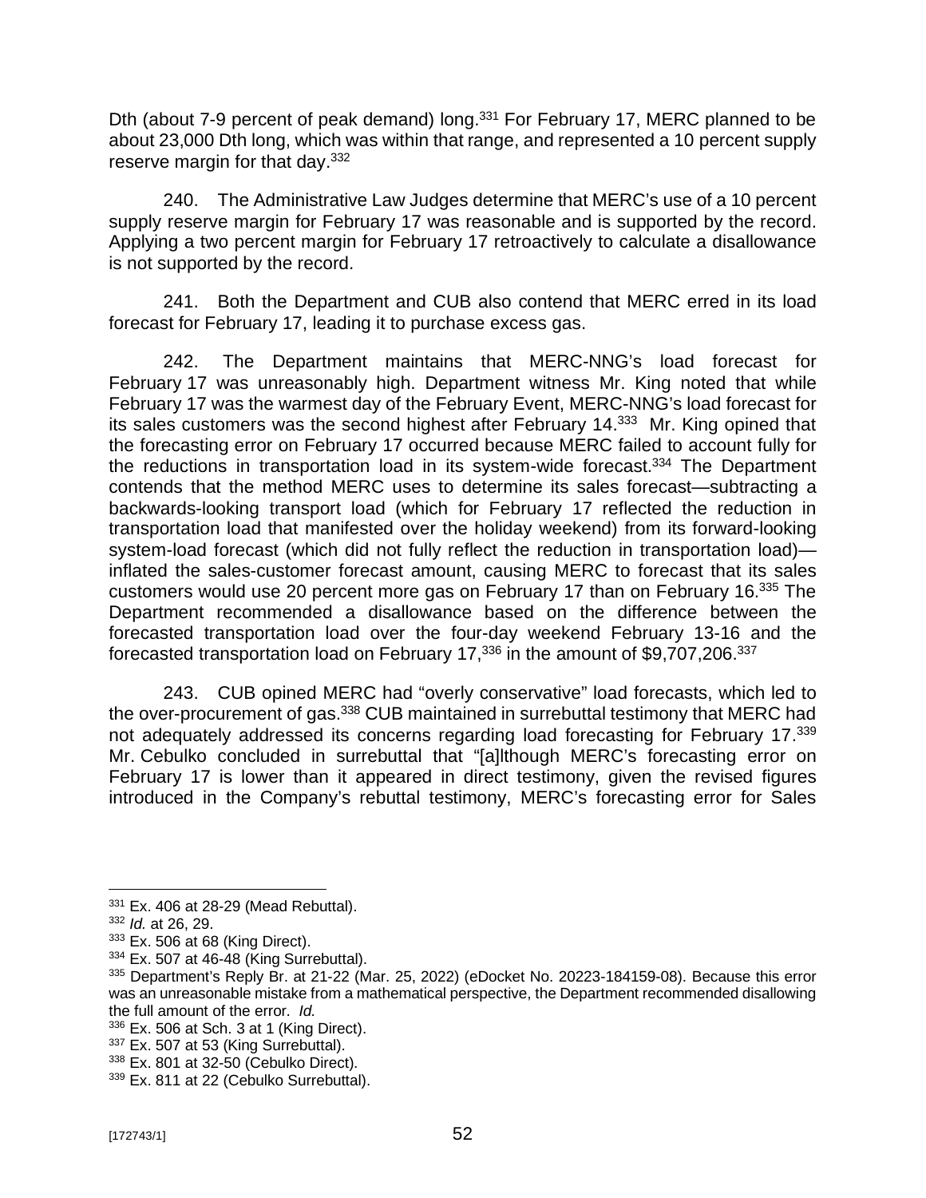Dth (about 7-9 percent of peak demand) long.[331] For February 17, MERC planned to be about 23,000 Dth long, which was within that range, and represented a 10 percent supply reserve margin for that day.[332]

240. The Administrative Law Judges determine that MERC's use of a 10 percent supply reserve margin for February 17 was reasonable and is supported by the record. Applying a two percent margin for February 17 retroactively to calculate a disallowance is not supported by the record.

241. Both the Department and CUB also contend that MERC erred in its load forecast for February 17, leading it to purchase excess gas.

242. The Department maintains that MERC-NNG's load forecast for February 17 was unreasonably high. Department witness Mr. King noted that while February 17 was the warmest day of the February Event, MERC-NNG's load forecast for its sales customers was the second highest after February 14.[333] Mr. King opined that the forecasting error on February 17 occurred because MERC failed to account fully for the reductions in transportation load in its system-wide forecast.[334] The Department contends that the method MERC uses to determine its sales forecast—subtracting a backwards-looking transport load (which for February 17 reflected the reduction in transportation load that manifested over the holiday weekend) from its forward-looking system-load forecast (which did not fully reflect the reduction in transportation load)—inflated the sales-customer forecast amount, causing MERC to forecast that its sales customers would use 20 percent more gas on February 17 than on February 16.[335] The Department recommended a disallowance based on the difference between the forecasted transportation load over the four-day weekend February 13-16 and the forecasted transportation load on February 17,[336] in the amount of $9,707,206.[337]

243. CUB opined MERC had "overly conservative" load forecasts, which led to the over-procurement of gas.[338] CUB maintained in surrebuttal testimony that MERC had not adequately addressed its concerns regarding load forecasting for February 17.[339] Mr. Cebulko concluded in surrebuttal that "[a]lthough MERC's forecasting error on February 17 is lower than it appeared in direct testimony, given the revised figures introduced in the Company's rebuttal testimony, MERC's forecasting error for Sales

---

[331] Ex. 406 at 28-29 (Mead Rebuttal).

[332] *Id.* at 26, 29.

[333] Ex. 506 at 68 (King Direct).

[334] Ex. 507 at 46-48 (King Surrebuttal).

[335] Department's Reply Br. at 21-22 (Mar. 25, 2022) (eDocket No. 20223-184159-08). Because this error was an unreasonable mistake from a mathematical perspective, the Department recommended disallowing the full amount of the error. *Id.*

[336] Ex. 506 at Sch. 3 at 1 (King Direct).

[337] Ex. 507 at 53 (King Surrebuttal).

[338] Ex. 801 at 32-50 (Cebulko Direct).

[339] Ex. 811 at 22 (Cebulko Surrebuttal).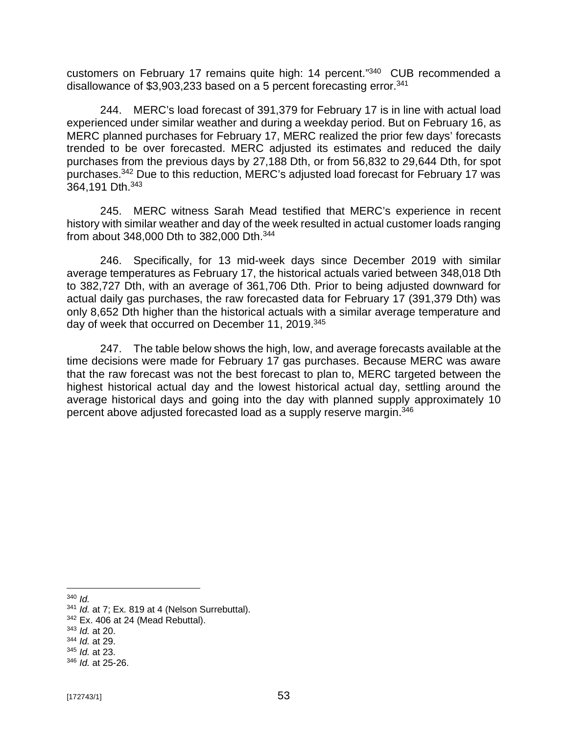customers on February 17 remains quite high: 14 percent."[340] CUB recommended a disallowance of $3,903,233 based on a 5 percent forecasting error.[341]

244. MERC's load forecast of 391,379 for February 17 is in line with actual load experienced under similar weather and during a weekday period. But on February 16, as MERC planned purchases for February 17, MERC realized the prior few days' forecasts trended to be over forecasted. MERC adjusted its estimates and reduced the daily purchases from the previous days by 27,188 Dth, or from 56,832 to 29,644 Dth, for spot purchases.[342] Due to this reduction, MERC's adjusted load forecast for February 17 was 364,191 Dth.[343]

245. MERC witness Sarah Mead testified that MERC's experience in recent history with similar weather and day of the week resulted in actual customer loads ranging from about 348,000 Dth to 382,000 Dth.[344]

246. Specifically, for 13 mid-week days since December 2019 with similar average temperatures as February 17, the historical actuals varied between 348,018 Dth to 382,727 Dth, with an average of 361,706 Dth. Prior to being adjusted downward for actual daily gas purchases, the raw forecasted data for February 17 (391,379 Dth) was only 8,652 Dth higher than the historical actuals with a similar average temperature and day of week that occurred on December 11, 2019.[345]

247. The table below shows the high, low, and average forecasts available at the time decisions were made for February 17 gas purchases. Because MERC was aware that the raw forecast was not the best forecast to plan to, MERC targeted between the highest historical actual day and the lowest historical actual day, settling around the average historical days and going into the day with planned supply approximately 10 percent above adjusted forecasted load as a supply reserve margin.[346]

---

[340] *Id.*

[341] *Id.* at 7; Ex. 819 at 4 (Nelson Surrebuttal).

[342] Ex. 406 at 24 (Mead Rebuttal).

[343] *Id.* at 20.

[344] *Id.* at 29.

[345] *Id.* at 23.

[346] *Id.* at 25-26.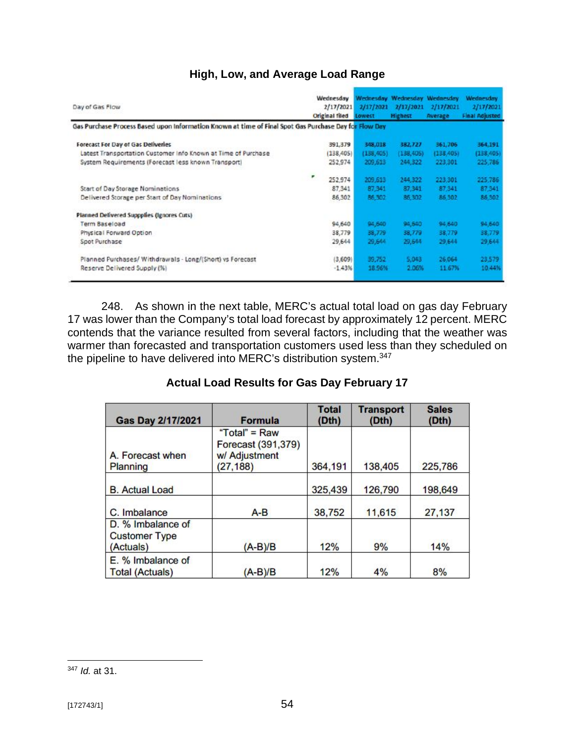## High, Low, and Average Load Range

| Day of Gas Flow | Wednesday 2/17/2021 Original filed | Wednesday 2/17/2021 Lowest | Wednesday 2/17/2021 Highest | Wednesday 2/17/2021 Average | Wednesday 2/17/2021 Final Adjusted |
|---|---|---|---|---|---|
| **Gas Purchase Process Based upon Information Known at time of Final Spot Gas Purchase Day for Flow Day** | | | | | |
| **Forecast For Day of Gas Deliveries** | 391,379 | 348,018 | 382,727 | 361,706 | 364,191 |
| Latest Transportation Customer Info Known at Time of Purchase | (138,405) | (138,405) | (138,405) | (138,405) | (138,405) |
| System Requirements (Forecast less known Transport) | 252,974 | 209,613 | 244,322 | 223,301 | 225,786 |
| | 252,974 | 209,613 | 244,322 | 223,301 | 225,786 |
| Start of Day Storage Nominations | 87,341 | 87,341 | 87,341 | 87,341 | 87,341 |
| Delivered Storage per Start of Day Nominations | 86,302 | 86,302 | 86,302 | 86,302 | 86,302 |
| **Planned Delivered Suppplies (Ignores Cuts)** | | | | | |
| Term Baseload | 94,640 | 94,640 | 94,640 | 94,640 | 94,640 |
| Physical Forward Option | 38,779 | 38,779 | 38,779 | 38,779 | 38,779 |
| Spot Purchase | 29,644 | 29,644 | 29,644 | 29,644 | 29,644 |
| Planned Purchases/ Withdrawals - Long/(Short) vs Forecast | (3,609) | 39,752 | 5,043 | 26,064 | 23,579 |
| Reserve Delivered Supply (%) | -1.43% | 18.96% | 2.06% | 11.67% | 10.44% |

248. As shown in the next table, MERC's actual total load on gas day February 17 was lower than the Company's total load forecast by approximately 12 percent. MERC contends that the variance resulted from several factors, including that the weather was warmer than forecasted and transportation customers used less than they scheduled on the pipeline to have delivered into MERC's distribution system.[347]

## Actual Load Results for Gas Day February 17

| Gas Day 2/17/2021 | Formula | Total (Dth) | Transport (Dth) | Sales (Dth) |
|---|---|---|---|---|
| A. Forecast when Planning | "Total" = Raw Forecast (391,379) w/ Adjustment (27,188) | 364,191 | 138,405 | 225,786 |
| B. Actual Load | | 325,439 | 126,790 | 198,649 |
| C. Imbalance | A-B | 38,752 | 11,615 | 27,137 |
| D. % Imbalance of Customer Type (Actuals) | (A-B)/B | 12% | 9% | 14% |
| E. % Imbalance of Total (Actuals) | (A-B)/B | 12% | 4% | 8% |

[347] *Id.* at 31.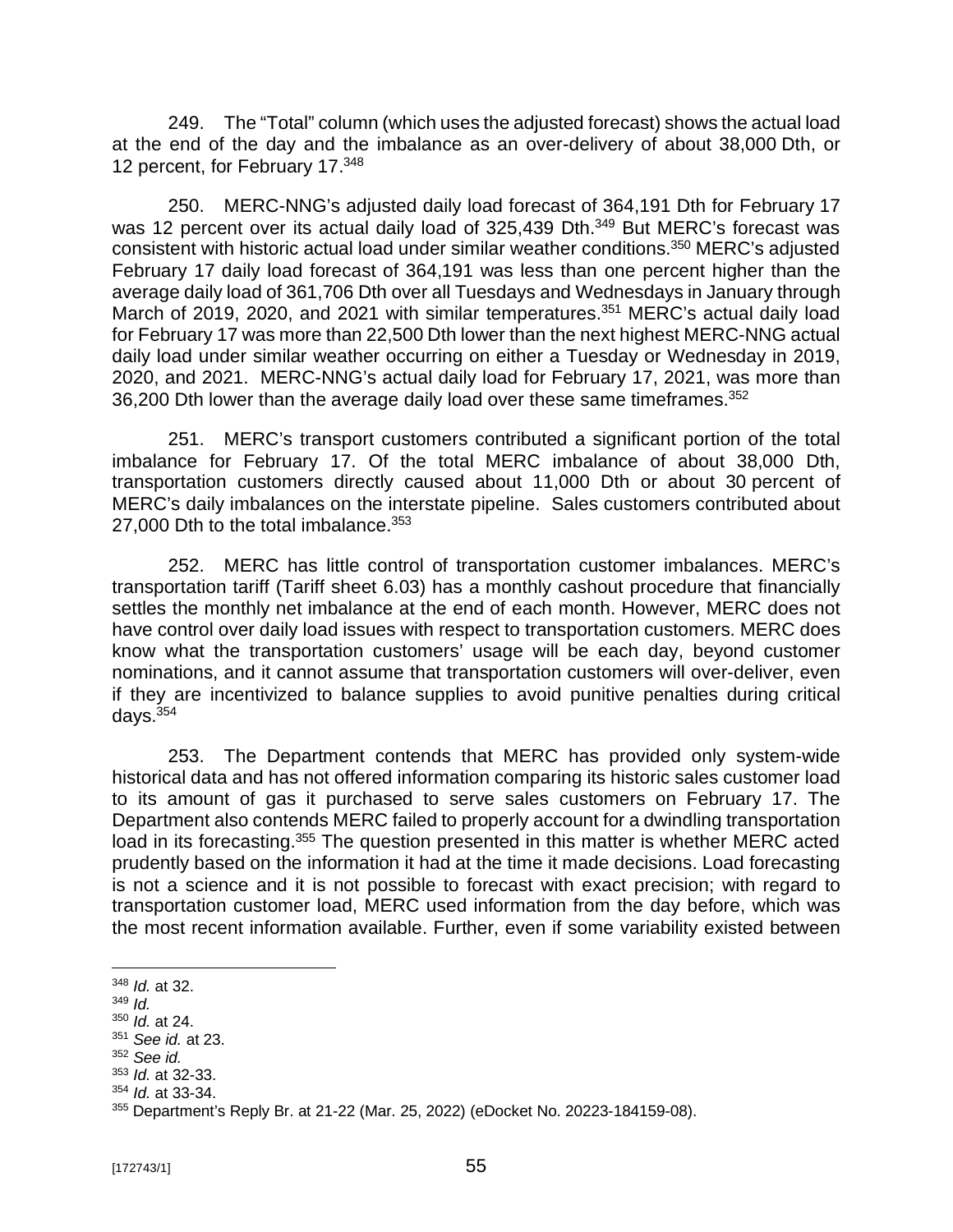249. The "Total" column (which uses the adjusted forecast) shows the actual load at the end of the day and the imbalance as an over-delivery of about 38,000 Dth, or 12 percent, for February 17.[348]

250. MERC-NNG's adjusted daily load forecast of 364,191 Dth for February 17 was 12 percent over its actual daily load of 325,439 Dth.[349] But MERC's forecast was consistent with historic actual load under similar weather conditions.[350] MERC's adjusted February 17 daily load forecast of 364,191 was less than one percent higher than the average daily load of 361,706 Dth over all Tuesdays and Wednesdays in January through March of 2019, 2020, and 2021 with similar temperatures.[351] MERC's actual daily load for February 17 was more than 22,500 Dth lower than the next highest MERC-NNG actual daily load under similar weather occurring on either a Tuesday or Wednesday in 2019, 2020, and 2021. MERC-NNG's actual daily load for February 17, 2021, was more than 36,200 Dth lower than the average daily load over these same timeframes.[352]

251. MERC's transport customers contributed a significant portion of the total imbalance for February 17. Of the total MERC imbalance of about 38,000 Dth, transportation customers directly caused about 11,000 Dth or about 30 percent of MERC's daily imbalances on the interstate pipeline. Sales customers contributed about 27,000 Dth to the total imbalance.[353]

252. MERC has little control of transportation customer imbalances. MERC's transportation tariff (Tariff sheet 6.03) has a monthly cashout procedure that financially settles the monthly net imbalance at the end of each month. However, MERC does not have control over daily load issues with respect to transportation customers. MERC does know what the transportation customers' usage will be each day, beyond customer nominations, and it cannot assume that transportation customers will over-deliver, even if they are incentivized to balance supplies to avoid punitive penalties during critical days.[354]

253. The Department contends that MERC has provided only system-wide historical data and has not offered information comparing its historic sales customer load to its amount of gas it purchased to serve sales customers on February 17. The Department also contends MERC failed to properly account for a dwindling transportation load in its forecasting.[355] The question presented in this matter is whether MERC acted prudently based on the information it had at the time it made decisions. Load forecasting is not a science and it is not possible to forecast with exact precision; with regard to transportation customer load, MERC used information from the day before, which was the most recent information available. Further, even if some variability existed between

---

[348] *Id.* at 32.

[349] *Id.*

[350] *Id.* at 24.

[351] *See id.* at 23.

[352] *See id.*

[353] *Id.* at 32-33.

[354] *Id.* at 33-34.

[355] Department's Reply Br. at 21-22 (Mar. 25, 2022) (eDocket No. 20223-184159-08).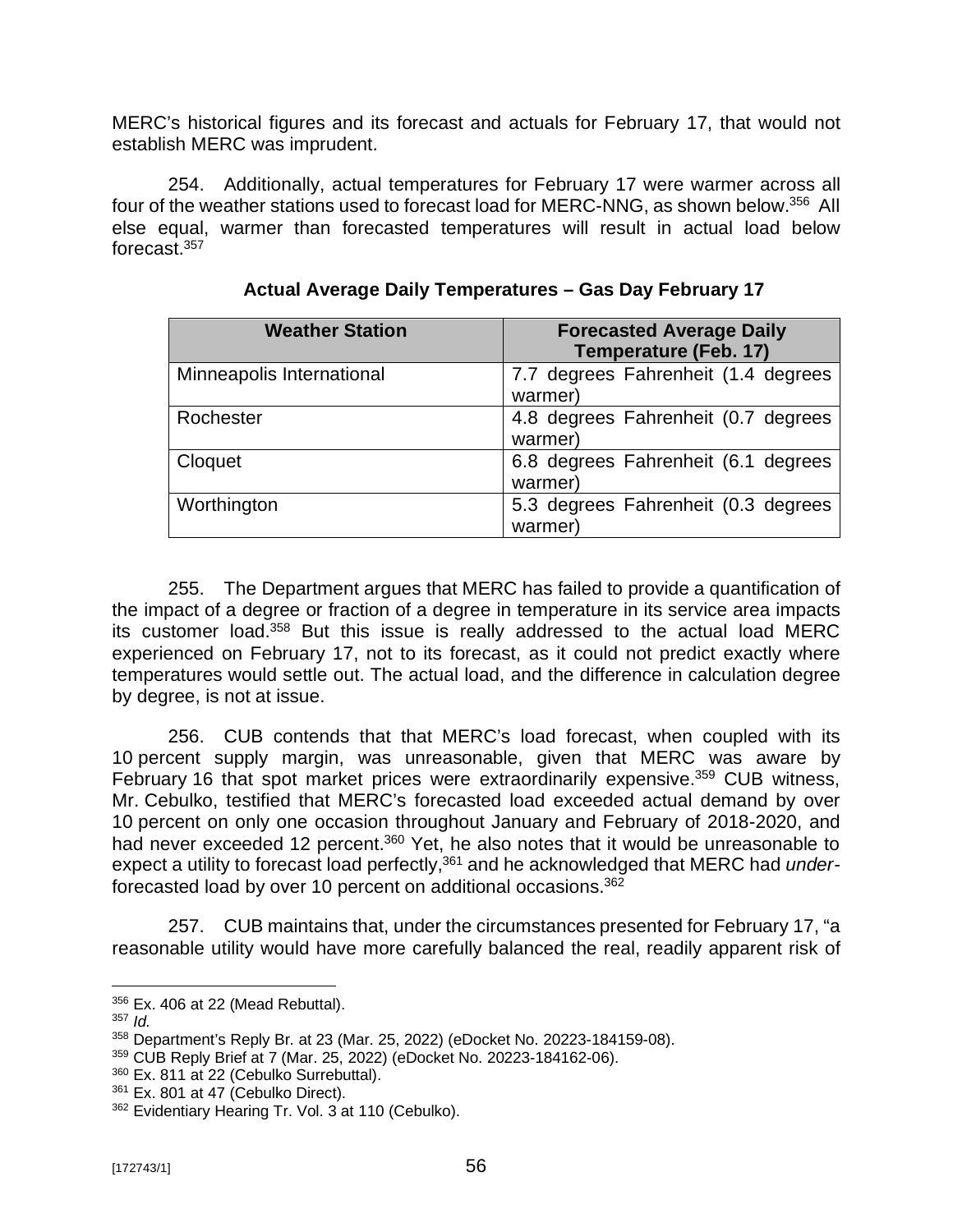MERC's historical figures and its forecast and actuals for February 17, that would not establish MERC was imprudent.

254. Additionally, actual temperatures for February 17 were warmer across all four of the weather stations used to forecast load for MERC-NNG, as shown below.[356] All else equal, warmer than forecasted temperatures will result in actual load below forecast.[357]

**Actual Average Daily Temperatures – Gas Day February 17**

| Weather Station | Forecasted Average Daily Temperature (Feb. 17) |
|---|---|
| Minneapolis International | 7.7 degrees Fahrenheit (1.4 degrees warmer) |
| Rochester | 4.8 degrees Fahrenheit (0.7 degrees warmer) |
| Cloquet | 6.8 degrees Fahrenheit (6.1 degrees warmer) |
| Worthington | 5.3 degrees Fahrenheit (0.3 degrees warmer) |

255. The Department argues that MERC has failed to provide a quantification of the impact of a degree or fraction of a degree in temperature in its service area impacts its customer load.[358] But this issue is really addressed to the actual load MERC experienced on February 17, not to its forecast, as it could not predict exactly where temperatures would settle out. The actual load, and the difference in calculation degree by degree, is not at issue.

256. CUB contends that that MERC's load forecast, when coupled with its 10 percent supply margin, was unreasonable, given that MERC was aware by February 16 that spot market prices were extraordinarily expensive.[359] CUB witness, Mr. Cebulko, testified that MERC's forecasted load exceeded actual demand by over 10 percent on only one occasion throughout January and February of 2018-2020, and had never exceeded 12 percent.[360] Yet, he also notes that it would be unreasonable to expect a utility to forecast load perfectly,[361] and he acknowledged that MERC had *under*-forecasted load by over 10 percent on additional occasions.[362]

257. CUB maintains that, under the circumstances presented for February 17, "a reasonable utility would have more carefully balanced the real, readily apparent risk of

---

[356] Ex. 406 at 22 (Mead Rebuttal).

[357] *Id.*

[358] Department's Reply Br. at 23 (Mar. 25, 2022) (eDocket No. 20223-184159-08).

[359] CUB Reply Brief at 7 (Mar. 25, 2022) (eDocket No. 20223-184162-06).

[360] Ex. 811 at 22 (Cebulko Surrebuttal).

[361] Ex. 801 at 47 (Cebulko Direct).

[362] Evidentiary Hearing Tr. Vol. 3 at 110 (Cebulko).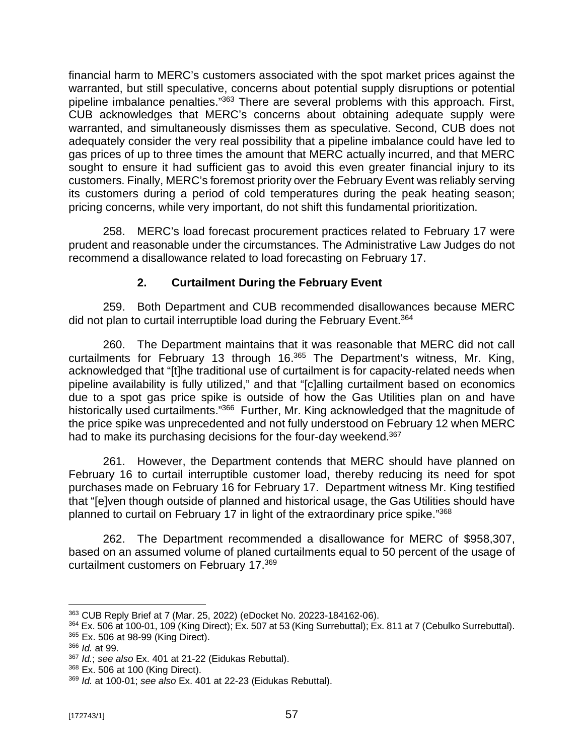financial harm to MERC's customers associated with the spot market prices against the warranted, but still speculative, concerns about potential supply disruptions or potential pipeline imbalance penalties."[363] There are several problems with this approach. First, CUB acknowledges that MERC's concerns about obtaining adequate supply were warranted, and simultaneously dismisses them as speculative. Second, CUB does not adequately consider the very real possibility that a pipeline imbalance could have led to gas prices of up to three times the amount that MERC actually incurred, and that MERC sought to ensure it had sufficient gas to avoid this even greater financial injury to its customers. Finally, MERC's foremost priority over the February Event was reliably serving its customers during a period of cold temperatures during the peak heating season; pricing concerns, while very important, do not shift this fundamental prioritization.

258. MERC's load forecast procurement practices related to February 17 were prudent and reasonable under the circumstances. The Administrative Law Judges do not recommend a disallowance related to load forecasting on February 17.

### 2. Curtailment During the February Event

259. Both Department and CUB recommended disallowances because MERC did not plan to curtail interruptible load during the February Event.[364]

260. The Department maintains that it was reasonable that MERC did not call curtailments for February 13 through 16.[365] The Department's witness, Mr. King, acknowledged that "[t]he traditional use of curtailment is for capacity-related needs when pipeline availability is fully utilized," and that "[c]alling curtailment based on economics due to a spot gas price spike is outside of how the Gas Utilities plan on and have historically used curtailments."[366] Further, Mr. King acknowledged that the magnitude of the price spike was unprecedented and not fully understood on February 12 when MERC had to make its purchasing decisions for the four-day weekend.[367]

261. However, the Department contends that MERC should have planned on February 16 to curtail interruptible customer load, thereby reducing its need for spot purchases made on February 16 for February 17. Department witness Mr. King testified that "[e]ven though outside of planned and historical usage, the Gas Utilities should have planned to curtail on February 17 in light of the extraordinary price spike."[368]

262. The Department recommended a disallowance for MERC of $958,307, based on an assumed volume of planed curtailments equal to 50 percent of the usage of curtailment customers on February 17.[369]

---

[363] CUB Reply Brief at 7 (Mar. 25, 2022) (eDocket No. 20223-184162-06).
[364] Ex. 506 at 100-01, 109 (King Direct); Ex. 507 at 53 (King Surrebuttal); Ex. 811 at 7 (Cebulko Surrebuttal).
[365] Ex. 506 at 98-99 (King Direct).
[366] *Id.* at 99.
[367] *Id.*; *see also* Ex. 401 at 21-22 (Eidukas Rebuttal).
[368] Ex. 506 at 100 (King Direct).
[369] *Id.* at 100-01; *see also* Ex. 401 at 22-23 (Eidukas Rebuttal).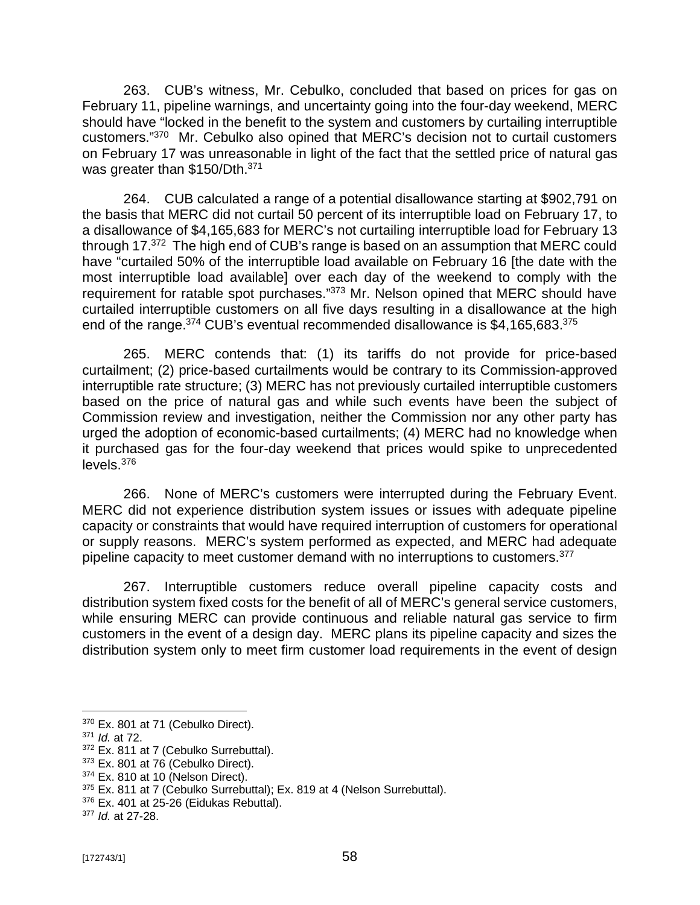263. CUB's witness, Mr. Cebulko, concluded that based on prices for gas on February 11, pipeline warnings, and uncertainty going into the four-day weekend, MERC should have "locked in the benefit to the system and customers by curtailing interruptible customers."[370] Mr. Cebulko also opined that MERC's decision not to curtail customers on February 17 was unreasonable in light of the fact that the settled price of natural gas was greater than $150/Dth.[371]

264. CUB calculated a range of a potential disallowance starting at $902,791 on the basis that MERC did not curtail 50 percent of its interruptible load on February 17, to a disallowance of $4,165,683 for MERC's not curtailing interruptible load for February 13 through 17.[372] The high end of CUB's range is based on an assumption that MERC could have "curtailed 50% of the interruptible load available on February 16 [the date with the most interruptible load available] over each day of the weekend to comply with the requirement for ratable spot purchases."[373] Mr. Nelson opined that MERC should have curtailed interruptible customers on all five days resulting in a disallowance at the high end of the range.[374] CUB's eventual recommended disallowance is $4,165,683.[375]

265. MERC contends that: (1) its tariffs do not provide for price-based curtailment; (2) price-based curtailments would be contrary to its Commission-approved interruptible rate structure; (3) MERC has not previously curtailed interruptible customers based on the price of natural gas and while such events have been the subject of Commission review and investigation, neither the Commission nor any other party has urged the adoption of economic-based curtailments; (4) MERC had no knowledge when it purchased gas for the four-day weekend that prices would spike to unprecedented levels.[376]

266. None of MERC's customers were interrupted during the February Event. MERC did not experience distribution system issues or issues with adequate pipeline capacity or constraints that would have required interruption of customers for operational or supply reasons. MERC's system performed as expected, and MERC had adequate pipeline capacity to meet customer demand with no interruptions to customers.[377]

267. Interruptible customers reduce overall pipeline capacity costs and distribution system fixed costs for the benefit of all of MERC's general service customers, while ensuring MERC can provide continuous and reliable natural gas service to firm customers in the event of a design day. MERC plans its pipeline capacity and sizes the distribution system only to meet firm customer load requirements in the event of design

---

[370] Ex. 801 at 71 (Cebulko Direct).
[371] *Id.* at 72.
[372] Ex. 811 at 7 (Cebulko Surrebuttal).
[373] Ex. 801 at 76 (Cebulko Direct).
[374] Ex. 810 at 10 (Nelson Direct).
[375] Ex. 811 at 7 (Cebulko Surrebuttal); Ex. 819 at 4 (Nelson Surrebuttal).
[376] Ex. 401 at 25-26 (Eidukas Rebuttal).
[377] *Id.* at 27-28.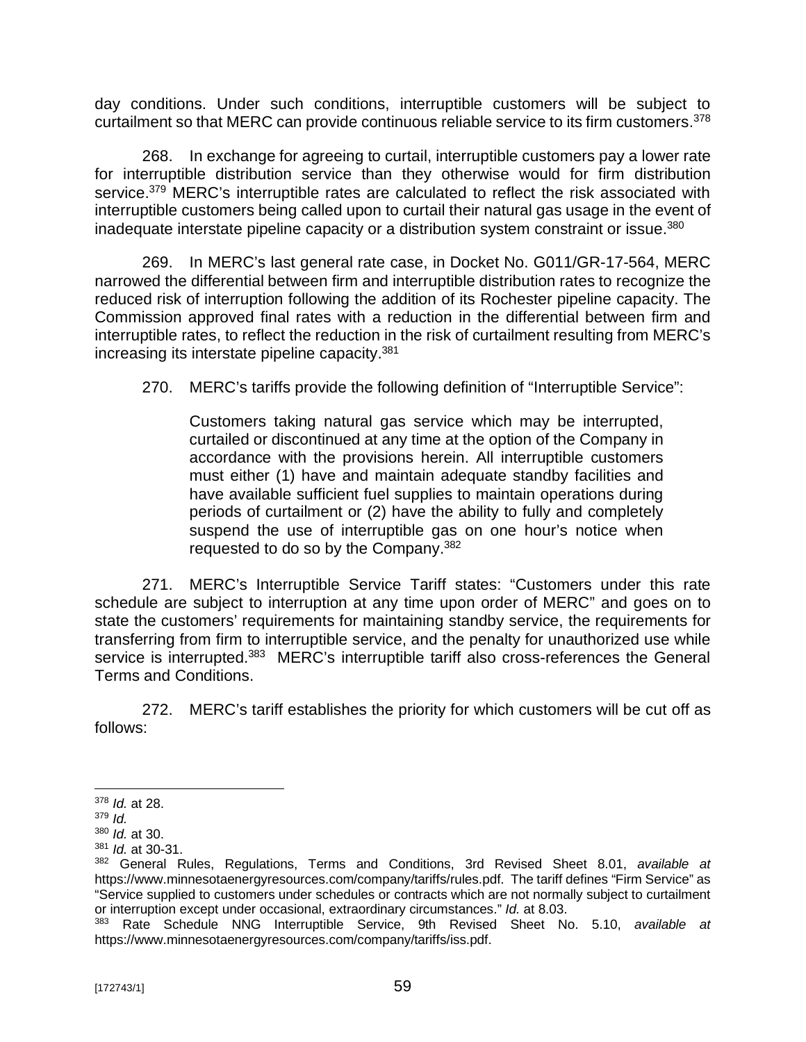day conditions. Under such conditions, interruptible customers will be subject to curtailment so that MERC can provide continuous reliable service to its firm customers.[378]

268. In exchange for agreeing to curtail, interruptible customers pay a lower rate for interruptible distribution service than they otherwise would for firm distribution service.[379] MERC's interruptible rates are calculated to reflect the risk associated with interruptible customers being called upon to curtail their natural gas usage in the event of inadequate interstate pipeline capacity or a distribution system constraint or issue.[380]

269. In MERC's last general rate case, in Docket No. G011/GR-17-564, MERC narrowed the differential between firm and interruptible distribution rates to recognize the reduced risk of interruption following the addition of its Rochester pipeline capacity. The Commission approved final rates with a reduction in the differential between firm and interruptible rates, to reflect the reduction in the risk of curtailment resulting from MERC's increasing its interstate pipeline capacity.[381]

270. MERC's tariffs provide the following definition of "Interruptible Service":

> Customers taking natural gas service which may be interrupted, curtailed or discontinued at any time at the option of the Company in accordance with the provisions herein. All interruptible customers must either (1) have and maintain adequate standby facilities and have available sufficient fuel supplies to maintain operations during periods of curtailment or (2) have the ability to fully and completely suspend the use of interruptible gas on one hour's notice when requested to do so by the Company.[382]

271. MERC's Interruptible Service Tariff states: "Customers under this rate schedule are subject to interruption at any time upon order of MERC" and goes on to state the customers' requirements for maintaining standby service, the requirements for transferring from firm to interruptible service, and the penalty for unauthorized use while service is interrupted.[383] MERC's interruptible tariff also cross-references the General Terms and Conditions.

272. MERC's tariff establishes the priority for which customers will be cut off as follows:

---

[378] *Id.* at 28.

[379] *Id.*

[380] *Id.* at 30.

[381] *Id.* at 30-31.

[382] General Rules, Regulations, Terms and Conditions, 3rd Revised Sheet 8.01, *available at* https://www.minnesotaenergyresources.com/company/tariffs/rules.pdf. The tariff defines "Firm Service" as "Service supplied to customers under schedules or contracts which are not normally subject to curtailment or interruption except under occasional, extraordinary circumstances." *Id.* at 8.03.

[383] Rate Schedule NNG Interruptible Service, 9th Revised Sheet No. 5.10, *available at* https://www.minnesotaenergyresources.com/company/tariffs/iss.pdf.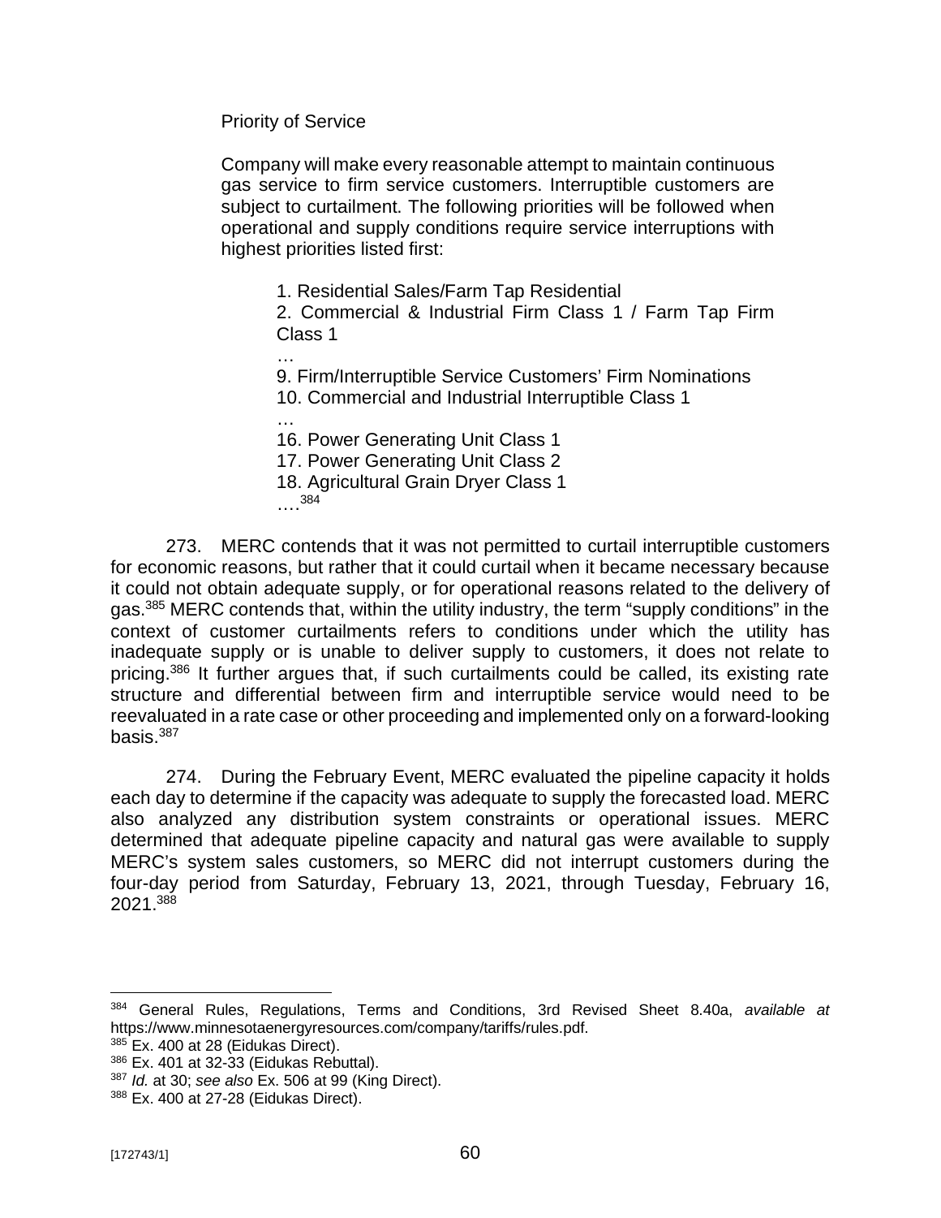Priority of Service

Company will make every reasonable attempt to maintain continuous gas service to firm service customers. Interruptible customers are subject to curtailment. The following priorities will be followed when operational and supply conditions require service interruptions with highest priorities listed first:

> 1. Residential Sales/Farm Tap Residential
> 2. Commercial & Industrial Firm Class 1 / Farm Tap Firm Class 1
>
> …
>
> 9. Firm/Interruptible Service Customers' Firm Nominations
> 10. Commercial and Industrial Interruptible Class 1
>
> …
>
> 16. Power Generating Unit Class 1
> 17. Power Generating Unit Class 2
> 18. Agricultural Grain Dryer Class 1
>
> ….[384]

273. MERC contends that it was not permitted to curtail interruptible customers for economic reasons, but rather that it could curtail when it became necessary because it could not obtain adequate supply, or for operational reasons related to the delivery of gas.[385] MERC contends that, within the utility industry, the term "supply conditions" in the context of customer curtailments refers to conditions under which the utility has inadequate supply or is unable to deliver supply to customers, it does not relate to pricing.[386] It further argues that, if such curtailments could be called, its existing rate structure and differential between firm and interruptible service would need to be reevaluated in a rate case or other proceeding and implemented only on a forward-looking basis.[387]

274. During the February Event, MERC evaluated the pipeline capacity it holds each day to determine if the capacity was adequate to supply the forecasted load. MERC also analyzed any distribution system constraints or operational issues. MERC determined that adequate pipeline capacity and natural gas were available to supply MERC's system sales customers, so MERC did not interrupt customers during the four-day period from Saturday, February 13, 2021, through Tuesday, February 16, 2021.[388]

---

[384] General Rules, Regulations, Terms and Conditions, 3rd Revised Sheet 8.40a, *available at* https://www.minnesotaenergyresources.com/company/tariffs/rules.pdf.

[385] Ex. 400 at 28 (Eidukas Direct).

[386] Ex. 401 at 32-33 (Eidukas Rebuttal).

[387] *Id.* at 30; *see also* Ex. 506 at 99 (King Direct).

[388] Ex. 400 at 27-28 (Eidukas Direct).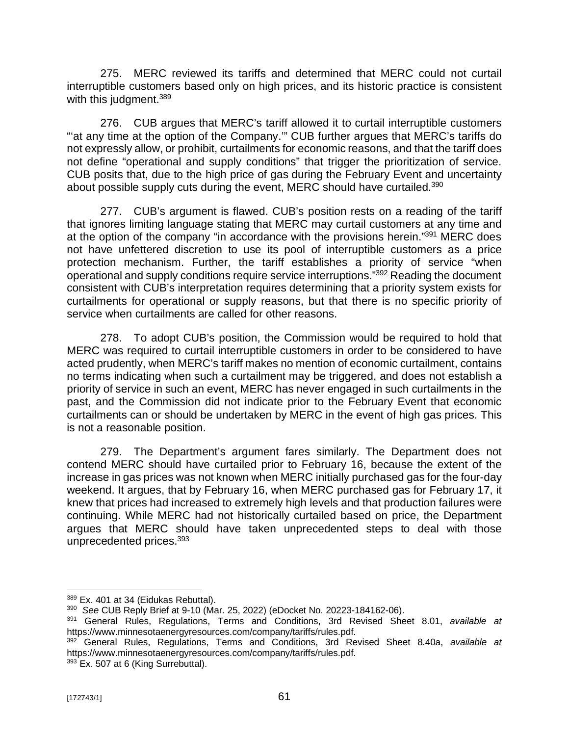275. MERC reviewed its tariffs and determined that MERC could not curtail interruptible customers based only on high prices, and its historic practice is consistent with this judgment.[389]

276. CUB argues that MERC's tariff allowed it to curtail interruptible customers "'at any time at the option of the Company.'" CUB further argues that MERC's tariffs do not expressly allow, or prohibit, curtailments for economic reasons, and that the tariff does not define "operational and supply conditions" that trigger the prioritization of service. CUB posits that, due to the high price of gas during the February Event and uncertainty about possible supply cuts during the event, MERC should have curtailed.[390]

277. CUB's argument is flawed. CUB's position rests on a reading of the tariff that ignores limiting language stating that MERC may curtail customers at any time and at the option of the company "in accordance with the provisions herein."[391] MERC does not have unfettered discretion to use its pool of interruptible customers as a price protection mechanism. Further, the tariff establishes a priority of service "when operational and supply conditions require service interruptions."[392] Reading the document consistent with CUB's interpretation requires determining that a priority system exists for curtailments for operational or supply reasons, but that there is no specific priority of service when curtailments are called for other reasons.

278. To adopt CUB's position, the Commission would be required to hold that MERC was required to curtail interruptible customers in order to be considered to have acted prudently, when MERC's tariff makes no mention of economic curtailment, contains no terms indicating when such a curtailment may be triggered, and does not establish a priority of service in such an event, MERC has never engaged in such curtailments in the past, and the Commission did not indicate prior to the February Event that economic curtailments can or should be undertaken by MERC in the event of high gas prices. This is not a reasonable position.

279. The Department's argument fares similarly. The Department does not contend MERC should have curtailed prior to February 16, because the extent of the increase in gas prices was not known when MERC initially purchased gas for the four-day weekend. It argues, that by February 16, when MERC purchased gas for February 17, it knew that prices had increased to extremely high levels and that production failures were continuing. While MERC had not historically curtailed based on price, the Department argues that MERC should have taken unprecedented steps to deal with those unprecedented prices.[393]

---

[389] Ex. 401 at 34 (Eidukas Rebuttal).

[390] *See* CUB Reply Brief at 9-10 (Mar. 25, 2022) (eDocket No. 20223-184162-06).

[391] General Rules, Regulations, Terms and Conditions, 3rd Revised Sheet 8.01, *available at* https://www.minnesotaenergyresources.com/company/tariffs/rules.pdf.

[392] General Rules, Regulations, Terms and Conditions, 3rd Revised Sheet 8.40a, *available at* https://www.minnesotaenergyresources.com/company/tariffs/rules.pdf.

[393] Ex. 507 at 6 (King Surrebuttal).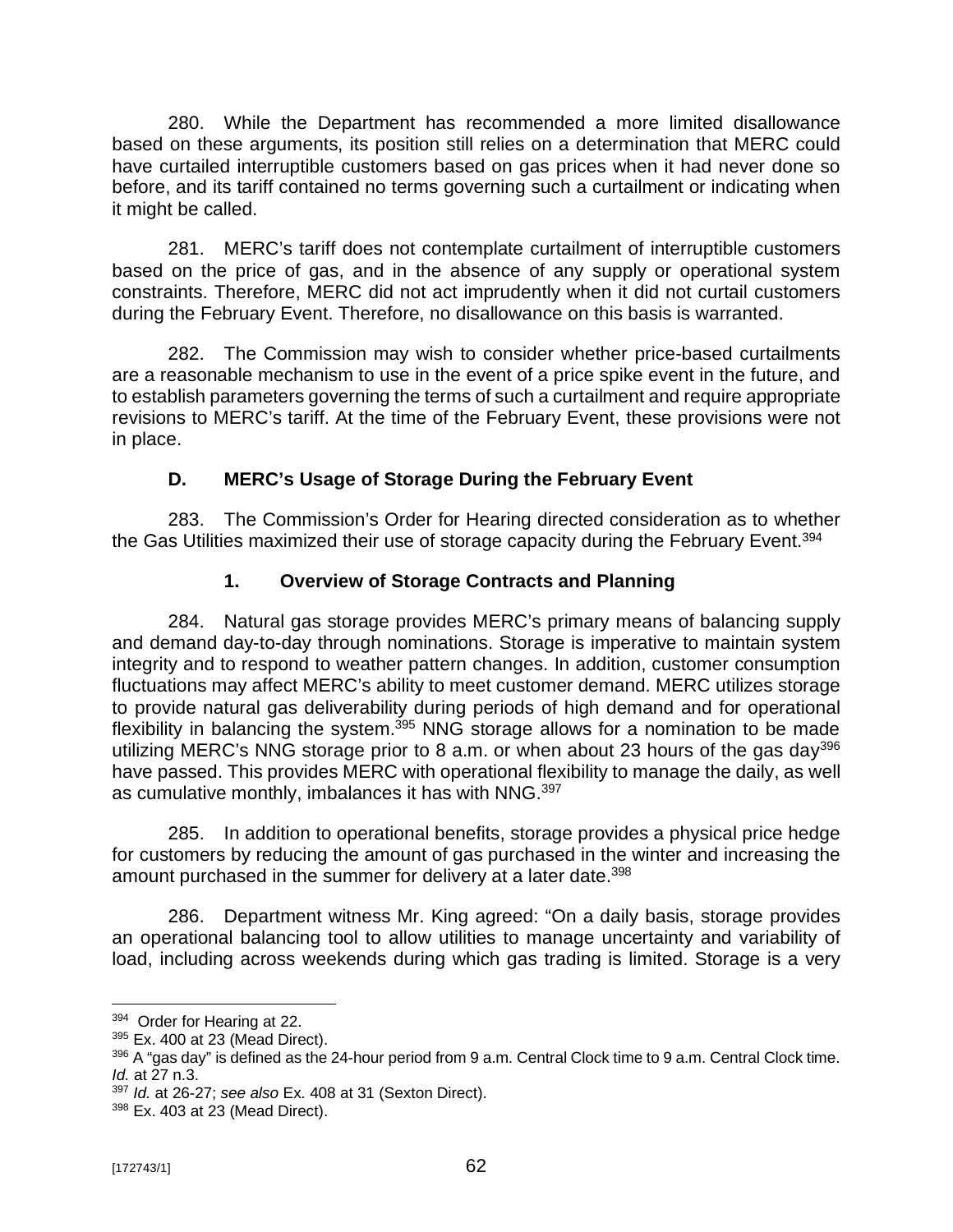280. While the Department has recommended a more limited disallowance based on these arguments, its position still relies on a determination that MERC could have curtailed interruptible customers based on gas prices when it had never done so before, and its tariff contained no terms governing such a curtailment or indicating when it might be called.

281. MERC's tariff does not contemplate curtailment of interruptible customers based on the price of gas, and in the absence of any supply or operational system constraints. Therefore, MERC did not act imprudently when it did not curtail customers during the February Event. Therefore, no disallowance on this basis is warranted.

282. The Commission may wish to consider whether price-based curtailments are a reasonable mechanism to use in the event of a price spike event in the future, and to establish parameters governing the terms of such a curtailment and require appropriate revisions to MERC's tariff. At the time of the February Event, these provisions were not in place.

### D. MERC's Usage of Storage During the February Event

283. The Commission's Order for Hearing directed consideration as to whether the Gas Utilities maximized their use of storage capacity during the February Event.[394]

#### 1. Overview of Storage Contracts and Planning

284. Natural gas storage provides MERC's primary means of balancing supply and demand day-to-day through nominations. Storage is imperative to maintain system integrity and to respond to weather pattern changes. In addition, customer consumption fluctuations may affect MERC's ability to meet customer demand. MERC utilizes storage to provide natural gas deliverability during periods of high demand and for operational flexibility in balancing the system.[395] NNG storage allows for a nomination to be made utilizing MERC's NNG storage prior to 8 a.m. or when about 23 hours of the gas day[396] have passed. This provides MERC with operational flexibility to manage the daily, as well as cumulative monthly, imbalances it has with NNG.[397]

285. In addition to operational benefits, storage provides a physical price hedge for customers by reducing the amount of gas purchased in the winter and increasing the amount purchased in the summer for delivery at a later date.[398]

286. Department witness Mr. King agreed: "On a daily basis, storage provides an operational balancing tool to allow utilities to manage uncertainty and variability of load, including across weekends during which gas trading is limited. Storage is a very

---

[394] Order for Hearing at 22.

[395] Ex. 400 at 23 (Mead Direct).

[396] A "gas day" is defined as the 24-hour period from 9 a.m. Central Clock time to 9 a.m. Central Clock time. *Id.* at 27 n.3.

[397] *Id.* at 26-27; *see also* Ex. 408 at 31 (Sexton Direct).

[398] Ex. 403 at 23 (Mead Direct).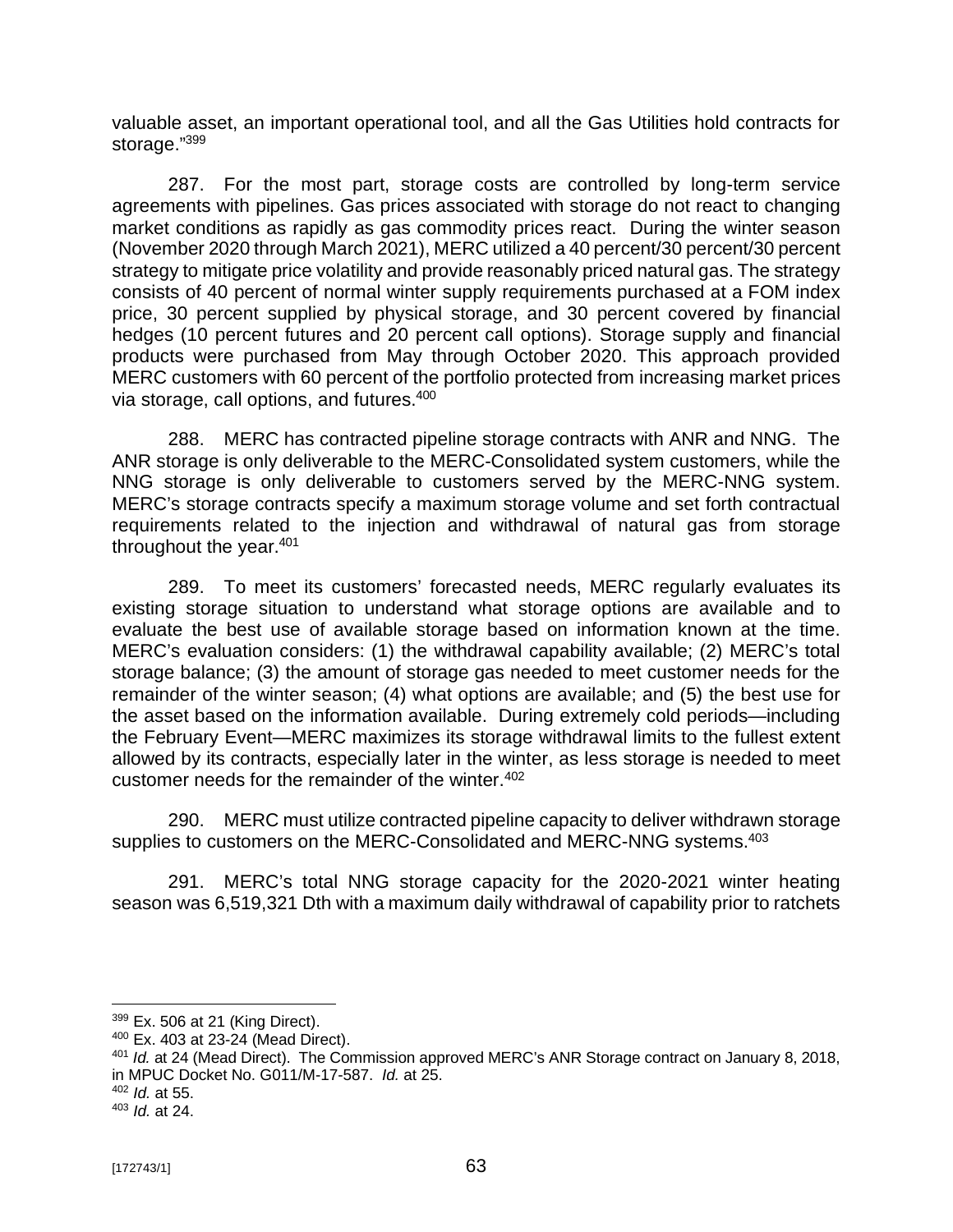valuable asset, an important operational tool, and all the Gas Utilities hold contracts for storage."[399]

287. For the most part, storage costs are controlled by long-term service agreements with pipelines. Gas prices associated with storage do not react to changing market conditions as rapidly as gas commodity prices react. During the winter season (November 2020 through March 2021), MERC utilized a 40 percent/30 percent/30 percent strategy to mitigate price volatility and provide reasonably priced natural gas. The strategy consists of 40 percent of normal winter supply requirements purchased at a FOM index price, 30 percent supplied by physical storage, and 30 percent covered by financial hedges (10 percent futures and 20 percent call options). Storage supply and financial products were purchased from May through October 2020. This approach provided MERC customers with 60 percent of the portfolio protected from increasing market prices via storage, call options, and futures.[400]

288. MERC has contracted pipeline storage contracts with ANR and NNG. The ANR storage is only deliverable to the MERC-Consolidated system customers, while the NNG storage is only deliverable to customers served by the MERC-NNG system. MERC's storage contracts specify a maximum storage volume and set forth contractual requirements related to the injection and withdrawal of natural gas from storage throughout the year.[401]

289. To meet its customers' forecasted needs, MERC regularly evaluates its existing storage situation to understand what storage options are available and to evaluate the best use of available storage based on information known at the time. MERC's evaluation considers: (1) the withdrawal capability available; (2) MERC's total storage balance; (3) the amount of storage gas needed to meet customer needs for the remainder of the winter season; (4) what options are available; and (5) the best use for the asset based on the information available. During extremely cold periods—including the February Event—MERC maximizes its storage withdrawal limits to the fullest extent allowed by its contracts, especially later in the winter, as less storage is needed to meet customer needs for the remainder of the winter.[402]

290. MERC must utilize contracted pipeline capacity to deliver withdrawn storage supplies to customers on the MERC-Consolidated and MERC-NNG systems.[403]

291. MERC's total NNG storage capacity for the 2020-2021 winter heating season was 6,519,321 Dth with a maximum daily withdrawal of capability prior to ratchets

---

[399] Ex. 506 at 21 (King Direct).

[400] Ex. 403 at 23-24 (Mead Direct).

[401] *Id.* at 24 (Mead Direct). The Commission approved MERC's ANR Storage contract on January 8, 2018, in MPUC Docket No. G011/M-17-587. *Id.* at 25.

[402] *Id.* at 55.

[403] *Id.* at 24.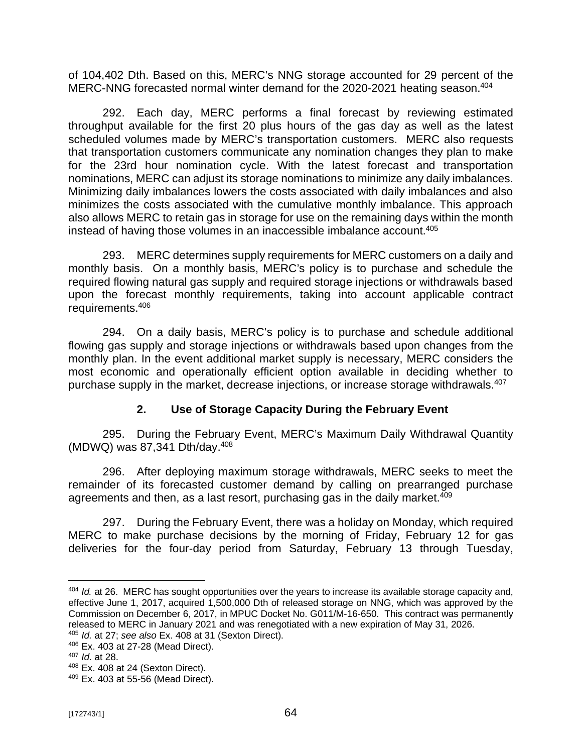of 104,402 Dth. Based on this, MERC's NNG storage accounted for 29 percent of the MERC-NNG forecasted normal winter demand for the 2020-2021 heating season.[404]

292. Each day, MERC performs a final forecast by reviewing estimated throughput available for the first 20 plus hours of the gas day as well as the latest scheduled volumes made by MERC's transportation customers. MERC also requests that transportation customers communicate any nomination changes they plan to make for the 23rd hour nomination cycle. With the latest forecast and transportation nominations, MERC can adjust its storage nominations to minimize any daily imbalances. Minimizing daily imbalances lowers the costs associated with daily imbalances and also minimizes the costs associated with the cumulative monthly imbalance. This approach also allows MERC to retain gas in storage for use on the remaining days within the month instead of having those volumes in an inaccessible imbalance account.[405]

293. MERC determines supply requirements for MERC customers on a daily and monthly basis. On a monthly basis, MERC's policy is to purchase and schedule the required flowing natural gas supply and required storage injections or withdrawals based upon the forecast monthly requirements, taking into account applicable contract requirements.[406]

294. On a daily basis, MERC's policy is to purchase and schedule additional flowing gas supply and storage injections or withdrawals based upon changes from the monthly plan. In the event additional market supply is necessary, MERC considers the most economic and operationally efficient option available in deciding whether to purchase supply in the market, decrease injections, or increase storage withdrawals.[407]

### 2. Use of Storage Capacity During the February Event

295. During the February Event, MERC's Maximum Daily Withdrawal Quantity (MDWQ) was 87,341 Dth/day.[408]

296. After deploying maximum storage withdrawals, MERC seeks to meet the remainder of its forecasted customer demand by calling on prearranged purchase agreements and then, as a last resort, purchasing gas in the daily market.[409]

297. During the February Event, there was a holiday on Monday, which required MERC to make purchase decisions by the morning of Friday, February 12 for gas deliveries for the four-day period from Saturday, February 13 through Tuesday,

---

[404] *Id.* at 26. MERC has sought opportunities over the years to increase its available storage capacity and, effective June 1, 2017, acquired 1,500,000 Dth of released storage on NNG, which was approved by the Commission on December 6, 2017, in MPUC Docket No. G011/M-16-650. This contract was permanently released to MERC in January 2021 and was renegotiated with a new expiration of May 31, 2026.

[405] *Id.* at 27; *see also* Ex. 408 at 31 (Sexton Direct).

[406] Ex. 403 at 27-28 (Mead Direct).

[407] *Id.* at 28.

[408] Ex. 408 at 24 (Sexton Direct).

[409] Ex. 403 at 55-56 (Mead Direct).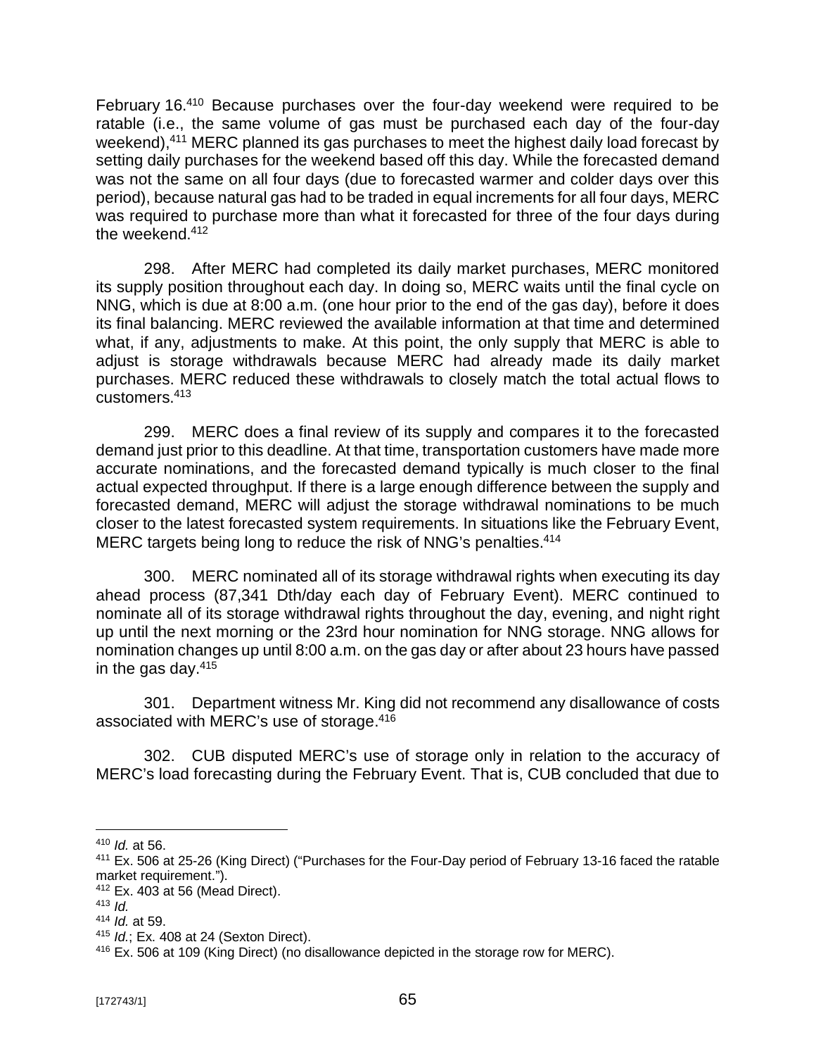February 16.[410] Because purchases over the four-day weekend were required to be ratable (i.e., the same volume of gas must be purchased each day of the four-day weekend),[411] MERC planned its gas purchases to meet the highest daily load forecast by setting daily purchases for the weekend based off this day. While the forecasted demand was not the same on all four days (due to forecasted warmer and colder days over this period), because natural gas had to be traded in equal increments for all four days, MERC was required to purchase more than what it forecasted for three of the four days during the weekend.[412]

298. After MERC had completed its daily market purchases, MERC monitored its supply position throughout each day. In doing so, MERC waits until the final cycle on NNG, which is due at 8:00 a.m. (one hour prior to the end of the gas day), before it does its final balancing. MERC reviewed the available information at that time and determined what, if any, adjustments to make. At this point, the only supply that MERC is able to adjust is storage withdrawals because MERC had already made its daily market purchases. MERC reduced these withdrawals to closely match the total actual flows to customers.[413]

299. MERC does a final review of its supply and compares it to the forecasted demand just prior to this deadline. At that time, transportation customers have made more accurate nominations, and the forecasted demand typically is much closer to the final actual expected throughput. If there is a large enough difference between the supply and forecasted demand, MERC will adjust the storage withdrawal nominations to be much closer to the latest forecasted system requirements. In situations like the February Event, MERC targets being long to reduce the risk of NNG's penalties.[414]

300. MERC nominated all of its storage withdrawal rights when executing its day ahead process (87,341 Dth/day each day of February Event). MERC continued to nominate all of its storage withdrawal rights throughout the day, evening, and night right up until the next morning or the 23rd hour nomination for NNG storage. NNG allows for nomination changes up until 8:00 a.m. on the gas day or after about 23 hours have passed in the gas day.[415]

301. Department witness Mr. King did not recommend any disallowance of costs associated with MERC's use of storage.[416]

302. CUB disputed MERC's use of storage only in relation to the accuracy of MERC's load forecasting during the February Event. That is, CUB concluded that due to

---

[410] *Id.* at 56.

[411] Ex. 506 at 25-26 (King Direct) ("Purchases for the Four-Day period of February 13-16 faced the ratable market requirement.").

[412] Ex. 403 at 56 (Mead Direct).

[413] *Id.*

[414] *Id.* at 59.

[415] *Id.*; Ex. 408 at 24 (Sexton Direct).

[416] Ex. 506 at 109 (King Direct) (no disallowance depicted in the storage row for MERC).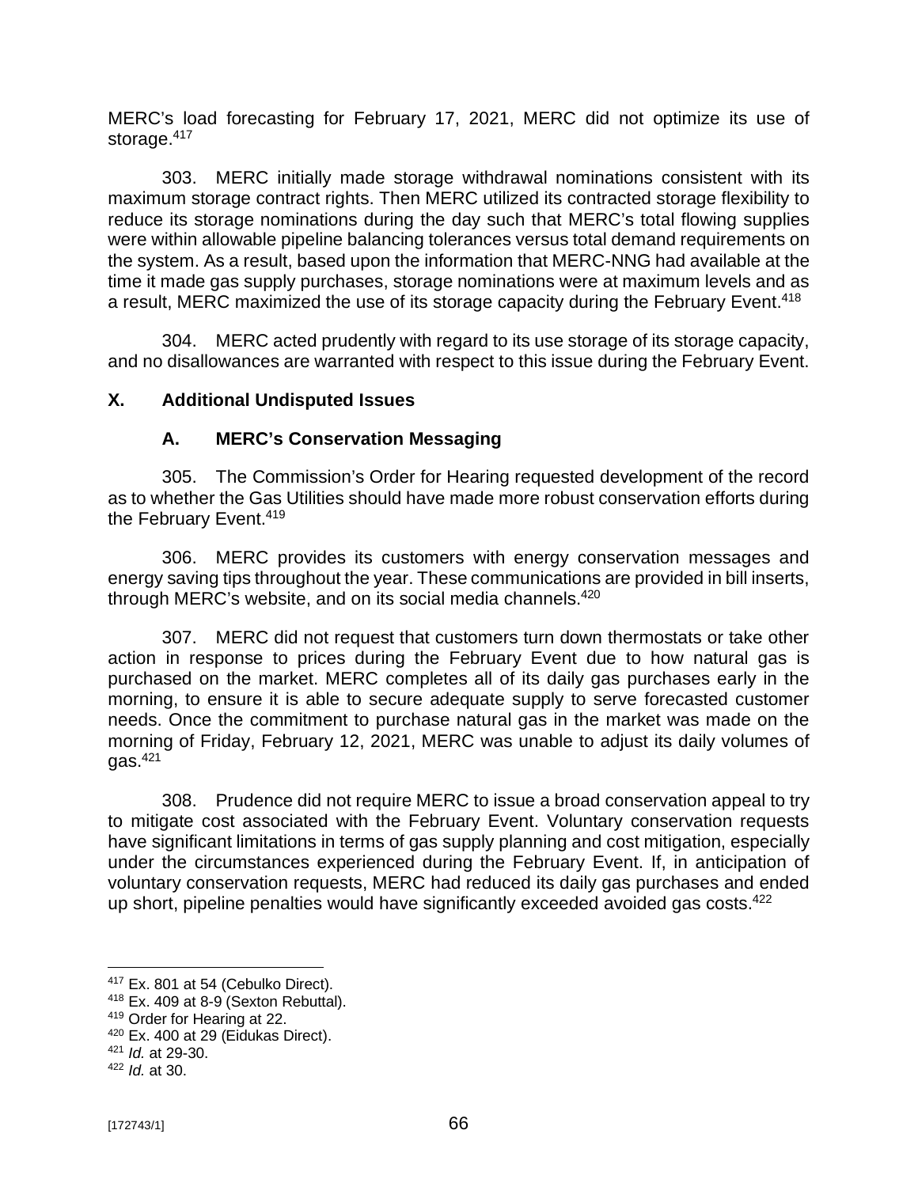MERC's load forecasting for February 17, 2021, MERC did not optimize its use of storage.[417]

303. MERC initially made storage withdrawal nominations consistent with its maximum storage contract rights. Then MERC utilized its contracted storage flexibility to reduce its storage nominations during the day such that MERC's total flowing supplies were within allowable pipeline balancing tolerances versus total demand requirements on the system. As a result, based upon the information that MERC-NNG had available at the time it made gas supply purchases, storage nominations were at maximum levels and as a result, MERC maximized the use of its storage capacity during the February Event.[418]

304. MERC acted prudently with regard to its use storage of its storage capacity, and no disallowances are warranted with respect to this issue during the February Event.

## X. Additional Undisputed Issues

### A. MERC's Conservation Messaging

305. The Commission's Order for Hearing requested development of the record as to whether the Gas Utilities should have made more robust conservation efforts during the February Event.[419]

306. MERC provides its customers with energy conservation messages and energy saving tips throughout the year. These communications are provided in bill inserts, through MERC's website, and on its social media channels.[420]

307. MERC did not request that customers turn down thermostats or take other action in response to prices during the February Event due to how natural gas is purchased on the market. MERC completes all of its daily gas purchases early in the morning, to ensure it is able to secure adequate supply to serve forecasted customer needs. Once the commitment to purchase natural gas in the market was made on the morning of Friday, February 12, 2021, MERC was unable to adjust its daily volumes of gas.[421]

308. Prudence did not require MERC to issue a broad conservation appeal to try to mitigate cost associated with the February Event. Voluntary conservation requests have significant limitations in terms of gas supply planning and cost mitigation, especially under the circumstances experienced during the February Event. If, in anticipation of voluntary conservation requests, MERC had reduced its daily gas purchases and ended up short, pipeline penalties would have significantly exceeded avoided gas costs.[422]

---

[417] Ex. 801 at 54 (Cebulko Direct).
[418] Ex. 409 at 8-9 (Sexton Rebuttal).
[419] Order for Hearing at 22.
[420] Ex. 400 at 29 (Eidukas Direct).
[421] *Id.* at 29-30.
[422] *Id.* at 30.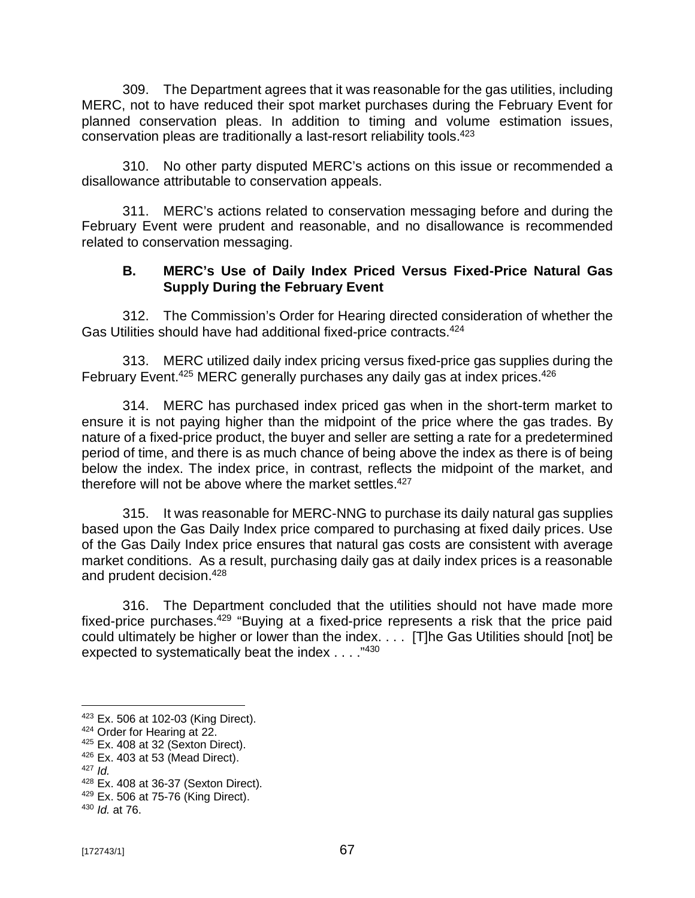309. The Department agrees that it was reasonable for the gas utilities, including MERC, not to have reduced their spot market purchases during the February Event for planned conservation pleas. In addition to timing and volume estimation issues, conservation pleas are traditionally a last-resort reliability tools.[423]

310. No other party disputed MERC's actions on this issue or recommended a disallowance attributable to conservation appeals.

311. MERC's actions related to conservation messaging before and during the February Event were prudent and reasonable, and no disallowance is recommended related to conservation messaging.

### B. MERC's Use of Daily Index Priced Versus Fixed-Price Natural Gas Supply During the February Event

312. The Commission's Order for Hearing directed consideration of whether the Gas Utilities should have had additional fixed-price contracts.[424]

313. MERC utilized daily index pricing versus fixed-price gas supplies during the February Event.[425] MERC generally purchases any daily gas at index prices.[426]

314. MERC has purchased index priced gas when in the short-term market to ensure it is not paying higher than the midpoint of the price where the gas trades. By nature of a fixed-price product, the buyer and seller are setting a rate for a predetermined period of time, and there is as much chance of being above the index as there is of being below the index. The index price, in contrast, reflects the midpoint of the market, and therefore will not be above where the market settles.[427]

315. It was reasonable for MERC-NNG to purchase its daily natural gas supplies based upon the Gas Daily Index price compared to purchasing at fixed daily prices. Use of the Gas Daily Index price ensures that natural gas costs are consistent with average market conditions. As a result, purchasing daily gas at daily index prices is a reasonable and prudent decision.[428]

316. The Department concluded that the utilities should not have made more fixed-price purchases.[429] "Buying at a fixed-price represents a risk that the price paid could ultimately be higher or lower than the index. . . . [T]he Gas Utilities should [not] be expected to systematically beat the index . . . ."[430]

---

[423] Ex. 506 at 102-03 (King Direct).
[424] Order for Hearing at 22.
[425] Ex. 408 at 32 (Sexton Direct).
[426] Ex. 403 at 53 (Mead Direct).
[427] *Id.*
[428] Ex. 408 at 36-37 (Sexton Direct).
[429] Ex. 506 at 75-76 (King Direct).
[430] *Id.* at 76.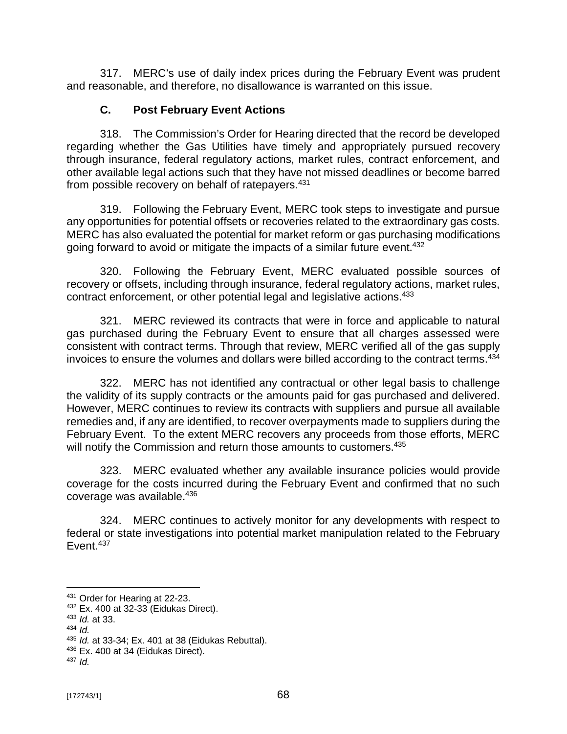317. MERC's use of daily index prices during the February Event was prudent and reasonable, and therefore, no disallowance is warranted on this issue.

### C. Post February Event Actions

318. The Commission's Order for Hearing directed that the record be developed regarding whether the Gas Utilities have timely and appropriately pursued recovery through insurance, federal regulatory actions, market rules, contract enforcement, and other available legal actions such that they have not missed deadlines or become barred from possible recovery on behalf of ratepayers.[431]

319. Following the February Event, MERC took steps to investigate and pursue any opportunities for potential offsets or recoveries related to the extraordinary gas costs. MERC has also evaluated the potential for market reform or gas purchasing modifications going forward to avoid or mitigate the impacts of a similar future event.[432]

320. Following the February Event, MERC evaluated possible sources of recovery or offsets, including through insurance, federal regulatory actions, market rules, contract enforcement, or other potential legal and legislative actions.[433]

321. MERC reviewed its contracts that were in force and applicable to natural gas purchased during the February Event to ensure that all charges assessed were consistent with contract terms. Through that review, MERC verified all of the gas supply invoices to ensure the volumes and dollars were billed according to the contract terms.[434]

322. MERC has not identified any contractual or other legal basis to challenge the validity of its supply contracts or the amounts paid for gas purchased and delivered. However, MERC continues to review its contracts with suppliers and pursue all available remedies and, if any are identified, to recover overpayments made to suppliers during the February Event. To the extent MERC recovers any proceeds from those efforts, MERC will notify the Commission and return those amounts to customers.[435]

323. MERC evaluated whether any available insurance policies would provide coverage for the costs incurred during the February Event and confirmed that no such coverage was available.[436]

324. MERC continues to actively monitor for any developments with respect to federal or state investigations into potential market manipulation related to the February Event.[437]

---

[431] Order for Hearing at 22-23.
[432] Ex. 400 at 32-33 (Eidukas Direct).
[433] *Id.* at 33.
[434] *Id.*
[435] *Id.* at 33-34; Ex. 401 at 38 (Eidukas Rebuttal).
[436] Ex. 400 at 34 (Eidukas Direct).
[437] *Id.*

[172743/1]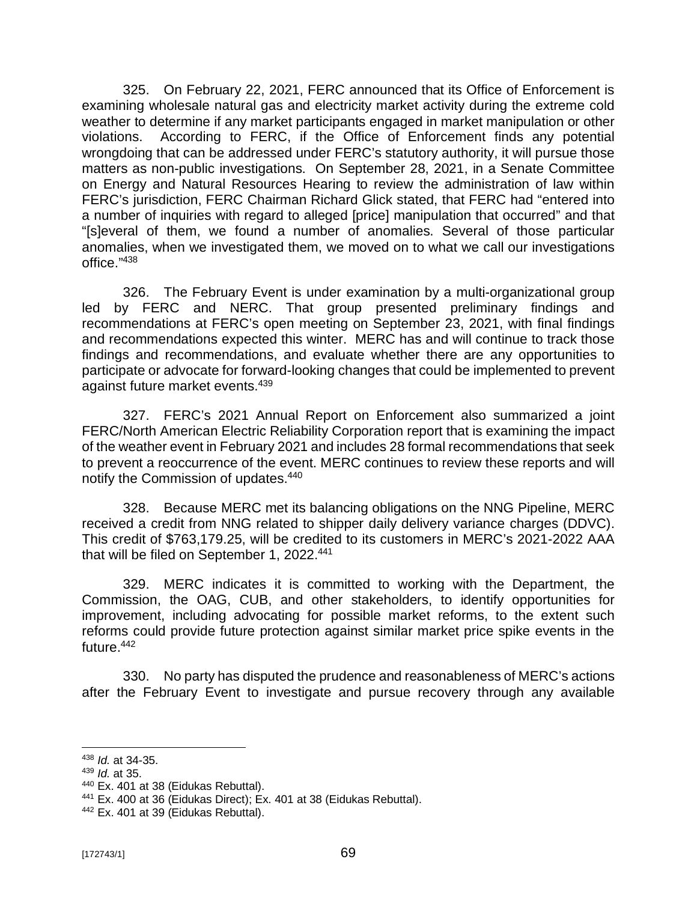325. On February 22, 2021, FERC announced that its Office of Enforcement is examining wholesale natural gas and electricity market activity during the extreme cold weather to determine if any market participants engaged in market manipulation or other violations. According to FERC, if the Office of Enforcement finds any potential wrongdoing that can be addressed under FERC's statutory authority, it will pursue those matters as non-public investigations. On September 28, 2021, in a Senate Committee on Energy and Natural Resources Hearing to review the administration of law within FERC's jurisdiction, FERC Chairman Richard Glick stated, that FERC had "entered into a number of inquiries with regard to alleged [price] manipulation that occurred" and that "[s]everal of them, we found a number of anomalies. Several of those particular anomalies, when we investigated them, we moved on to what we call our investigations office."[438]

326. The February Event is under examination by a multi-organizational group led by FERC and NERC. That group presented preliminary findings and recommendations at FERC's open meeting on September 23, 2021, with final findings and recommendations expected this winter. MERC has and will continue to track those findings and recommendations, and evaluate whether there are any opportunities to participate or advocate for forward-looking changes that could be implemented to prevent against future market events.[439]

327. FERC's 2021 Annual Report on Enforcement also summarized a joint FERC/North American Electric Reliability Corporation report that is examining the impact of the weather event in February 2021 and includes 28 formal recommendations that seek to prevent a reoccurrence of the event. MERC continues to review these reports and will notify the Commission of updates.[440]

328. Because MERC met its balancing obligations on the NNG Pipeline, MERC received a credit from NNG related to shipper daily delivery variance charges (DDVC). This credit of $763,179.25, will be credited to its customers in MERC's 2021-2022 AAA that will be filed on September 1, 2022.[441]

329. MERC indicates it is committed to working with the Department, the Commission, the OAG, CUB, and other stakeholders, to identify opportunities for improvement, including advocating for possible market reforms, to the extent such reforms could provide future protection against similar market price spike events in the future.[442]

330. No party has disputed the prudence and reasonableness of MERC's actions after the February Event to investigate and pursue recovery through any available

---

[438] *Id.* at 34-35.
[439] *Id.* at 35.
[440] Ex. 401 at 38 (Eidukas Rebuttal).
[441] Ex. 400 at 36 (Eidukas Direct); Ex. 401 at 38 (Eidukas Rebuttal).
[442] Ex. 401 at 39 (Eidukas Rebuttal).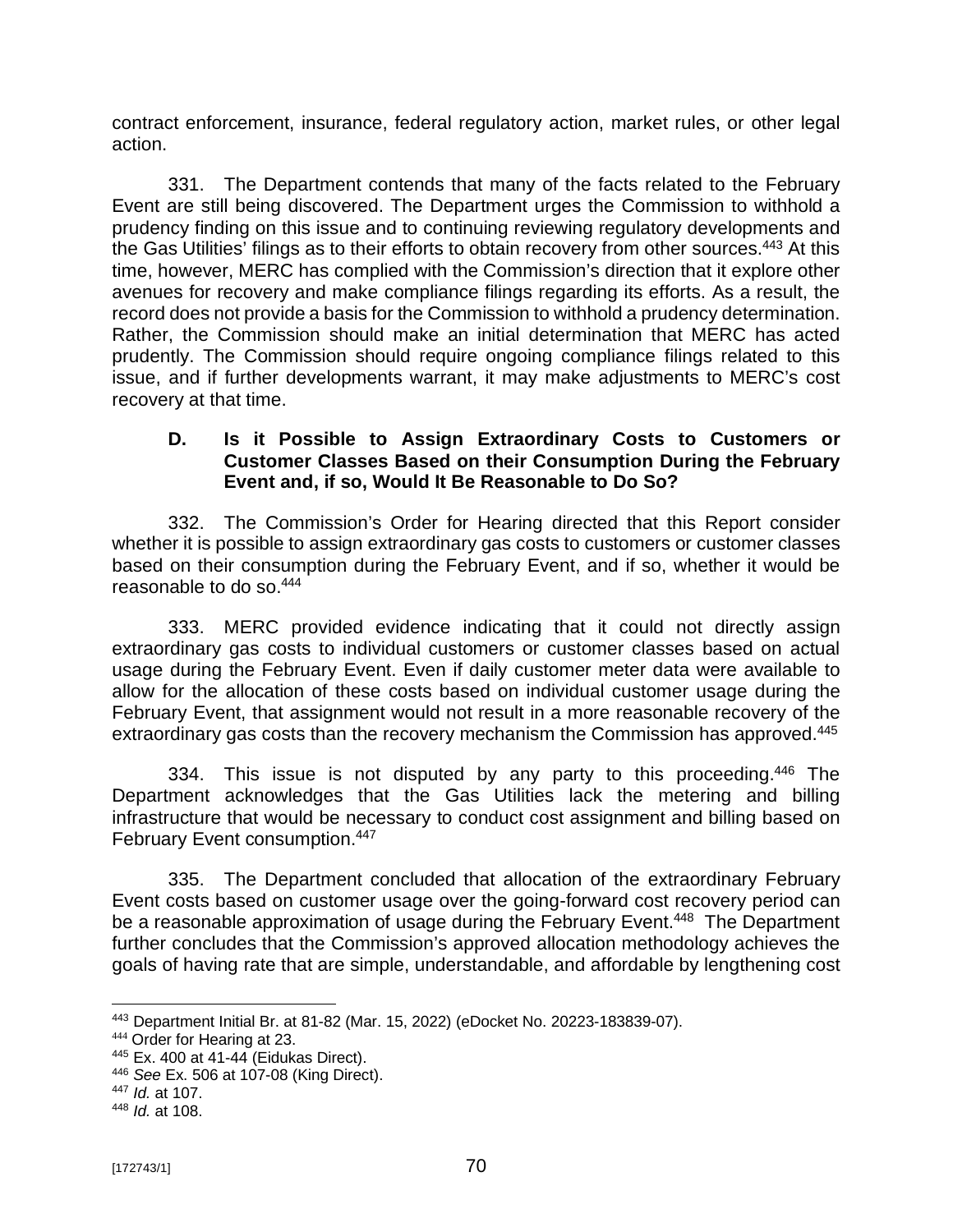contract enforcement, insurance, federal regulatory action, market rules, or other legal action.

331. The Department contends that many of the facts related to the February Event are still being discovered. The Department urges the Commission to withhold a prudency finding on this issue and to continuing reviewing regulatory developments and the Gas Utilities' filings as to their efforts to obtain recovery from other sources.[443] At this time, however, MERC has complied with the Commission's direction that it explore other avenues for recovery and make compliance filings regarding its efforts. As a result, the record does not provide a basis for the Commission to withhold a prudency determination. Rather, the Commission should make an initial determination that MERC has acted prudently. The Commission should require ongoing compliance filings related to this issue, and if further developments warrant, it may make adjustments to MERC's cost recovery at that time.

### D. Is it Possible to Assign Extraordinary Costs to Customers or Customer Classes Based on their Consumption During the February Event and, if so, Would It Be Reasonable to Do So?

332. The Commission's Order for Hearing directed that this Report consider whether it is possible to assign extraordinary gas costs to customers or customer classes based on their consumption during the February Event, and if so, whether it would be reasonable to do so.[444]

333. MERC provided evidence indicating that it could not directly assign extraordinary gas costs to individual customers or customer classes based on actual usage during the February Event. Even if daily customer meter data were available to allow for the allocation of these costs based on individual customer usage during the February Event, that assignment would not result in a more reasonable recovery of the extraordinary gas costs than the recovery mechanism the Commission has approved.[445]

334. This issue is not disputed by any party to this proceeding.[446] The Department acknowledges that the Gas Utilities lack the metering and billing infrastructure that would be necessary to conduct cost assignment and billing based on February Event consumption.[447]

335. The Department concluded that allocation of the extraordinary February Event costs based on customer usage over the going-forward cost recovery period can be a reasonable approximation of usage during the February Event.[448] The Department further concludes that the Commission's approved allocation methodology achieves the goals of having rate that are simple, understandable, and affordable by lengthening cost

[443] Department Initial Br. at 81-82 (Mar. 15, 2022) (eDocket No. 20223-183839-07).
[444] Order for Hearing at 23.
[445] Ex. 400 at 41-44 (Eidukas Direct).
[446] *See* Ex. 506 at 107-08 (King Direct).
[447] *Id.* at 107.
[448] *Id.* at 108.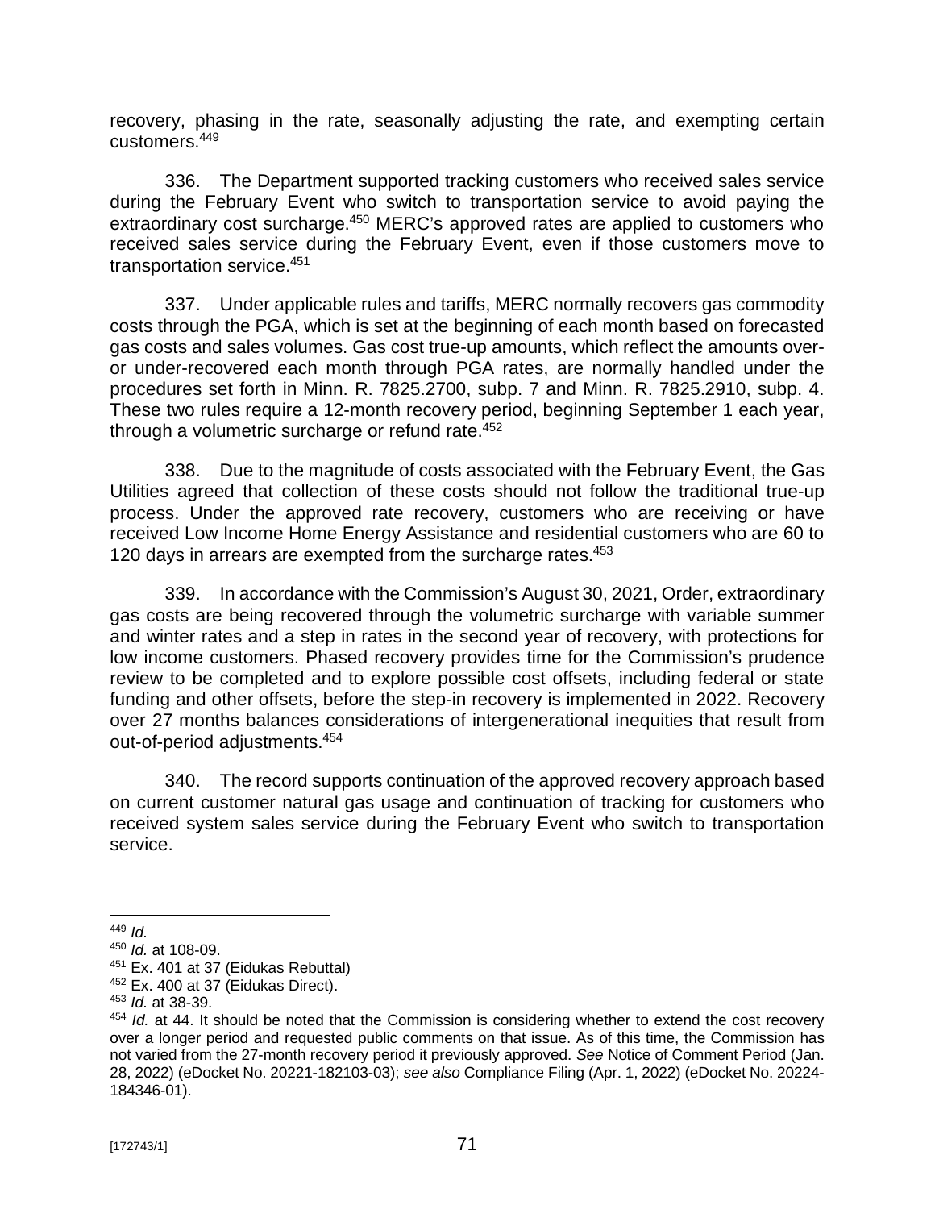recovery, phasing in the rate, seasonally adjusting the rate, and exempting certain customers.[449]

336. The Department supported tracking customers who received sales service during the February Event who switch to transportation service to avoid paying the extraordinary cost surcharge.[450] MERC's approved rates are applied to customers who received sales service during the February Event, even if those customers move to transportation service.[451]

337. Under applicable rules and tariffs, MERC normally recovers gas commodity costs through the PGA, which is set at the beginning of each month based on forecasted gas costs and sales volumes. Gas cost true-up amounts, which reflect the amounts over- or under-recovered each month through PGA rates, are normally handled under the procedures set forth in Minn. R. 7825.2700, subp. 7 and Minn. R. 7825.2910, subp. 4. These two rules require a 12-month recovery period, beginning September 1 each year, through a volumetric surcharge or refund rate.[452]

338. Due to the magnitude of costs associated with the February Event, the Gas Utilities agreed that collection of these costs should not follow the traditional true-up process. Under the approved rate recovery, customers who are receiving or have received Low Income Home Energy Assistance and residential customers who are 60 to 120 days in arrears are exempted from the surcharge rates.[453]

339. In accordance with the Commission's August 30, 2021, Order, extraordinary gas costs are being recovered through the volumetric surcharge with variable summer and winter rates and a step in rates in the second year of recovery, with protections for low income customers. Phased recovery provides time for the Commission's prudence review to be completed and to explore possible cost offsets, including federal or state funding and other offsets, before the step-in recovery is implemented in 2022. Recovery over 27 months balances considerations of intergenerational inequities that result from out-of-period adjustments.[454]

340. The record supports continuation of the approved recovery approach based on current customer natural gas usage and continuation of tracking for customers who received system sales service during the February Event who switch to transportation service.

---

[449] *Id.*

[450] *Id.* at 108-09.

[451] Ex. 401 at 37 (Eidukas Rebuttal)

[452] Ex. 400 at 37 (Eidukas Direct).

[453] *Id.* at 38-39.

[454] *Id.* at 44. It should be noted that the Commission is considering whether to extend the cost recovery over a longer period and requested public comments on that issue. As of this time, the Commission has not varied from the 27-month recovery period it previously approved. *See* Notice of Comment Period (Jan. 28, 2022) (eDocket No. 20221-182103-03); *see also* Compliance Filing (Apr. 1, 2022) (eDocket No. 20224-184346-01).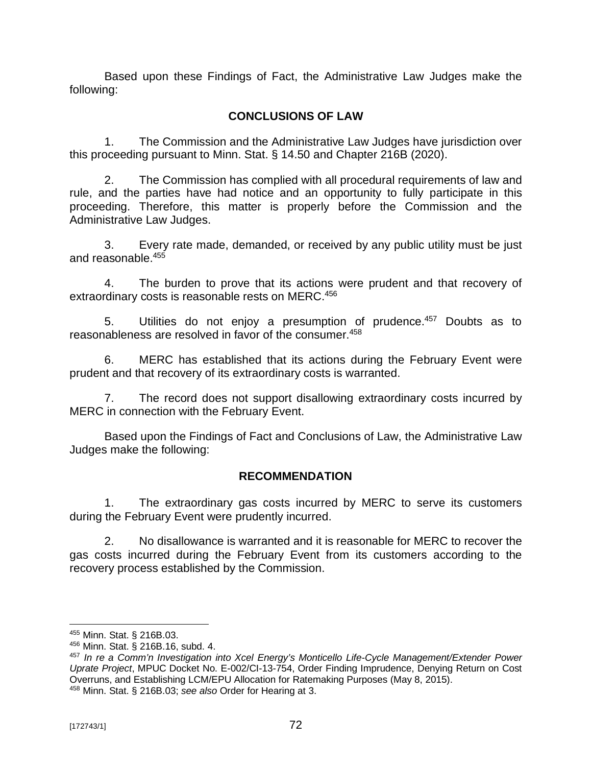Based upon these Findings of Fact, the Administrative Law Judges make the following:

## CONCLUSIONS OF LAW

1. The Commission and the Administrative Law Judges have jurisdiction over this proceeding pursuant to Minn. Stat. § 14.50 and Chapter 216B (2020).

2. The Commission has complied with all procedural requirements of law and rule, and the parties have had notice and an opportunity to fully participate in this proceeding. Therefore, this matter is properly before the Commission and the Administrative Law Judges.

3. Every rate made, demanded, or received by any public utility must be just and reasonable.[455]

4. The burden to prove that its actions were prudent and that recovery of extraordinary costs is reasonable rests on MERC.[456]

5. Utilities do not enjoy a presumption of prudence.[457] Doubts as to reasonableness are resolved in favor of the consumer.[458]

6. MERC has established that its actions during the February Event were prudent and that recovery of its extraordinary costs is warranted.

7. The record does not support disallowing extraordinary costs incurred by MERC in connection with the February Event.

Based upon the Findings of Fact and Conclusions of Law, the Administrative Law Judges make the following:

## RECOMMENDATION

1. The extraordinary gas costs incurred by MERC to serve its customers during the February Event were prudently incurred.

2. No disallowance is warranted and it is reasonable for MERC to recover the gas costs incurred during the February Event from its customers according to the recovery process established by the Commission.

---

[455] Minn. Stat. § 216B.03.

[456] Minn. Stat. § 216B.16, subd. 4.

[457] *In re a Comm'n Investigation into Xcel Energy's Monticello Life-Cycle Management/Extender Power Uprate Project*, MPUC Docket No. E-002/CI-13-754, Order Finding Imprudence, Denying Return on Cost Overruns, and Establishing LCM/EPU Allocation for Ratemaking Purposes (May 8, 2015).

[458] Minn. Stat. § 216B.03; *see also* Order for Hearing at 3.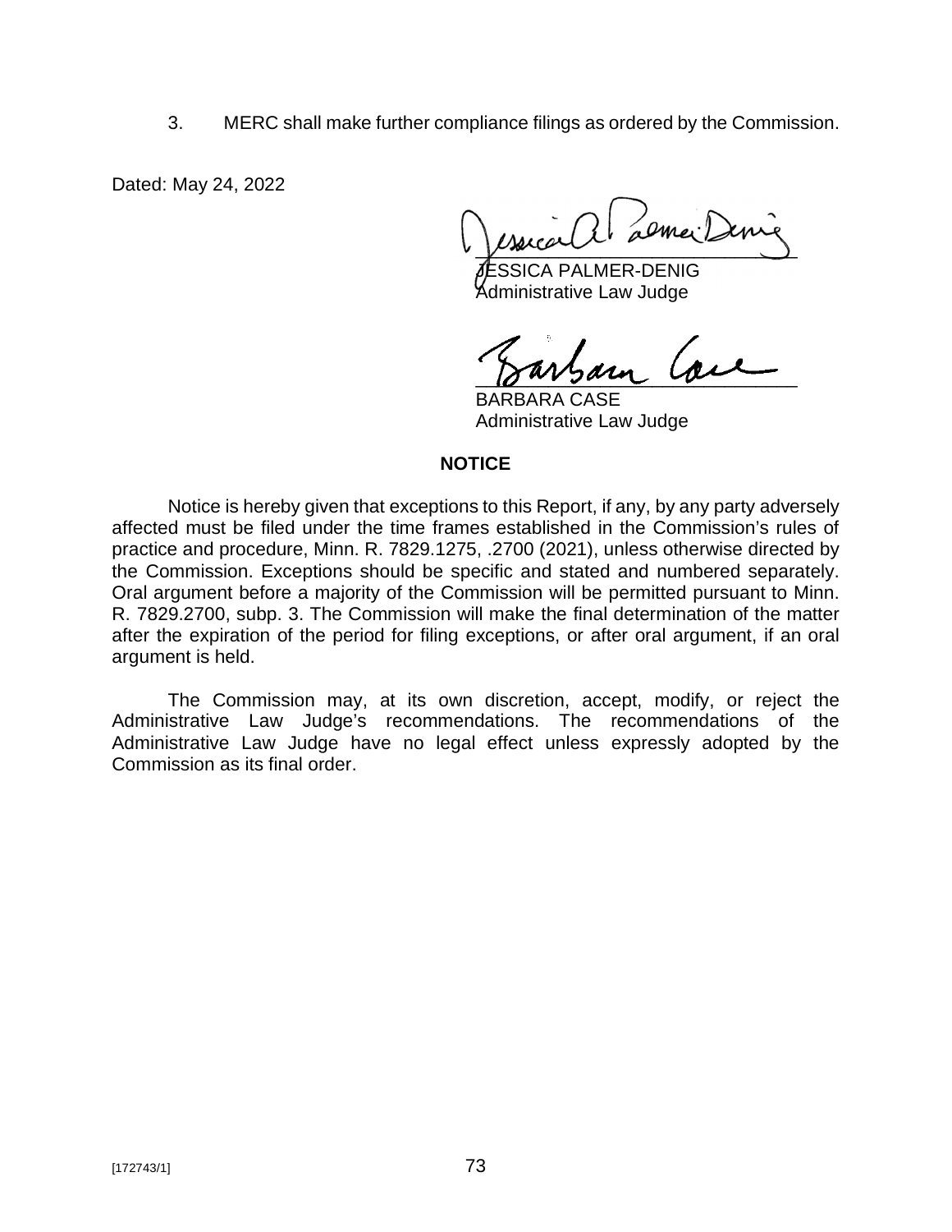3. MERC shall make further compliance filings as ordered by the Commission.

Dated: May 24, 2022

JESSICA PALMER-DENIG
Administrative Law Judge

BARBARA CASE
Administrative Law Judge

**NOTICE**

Notice is hereby given that exceptions to this Report, if any, by any party adversely affected must be filed under the time frames established in the Commission's rules of practice and procedure, Minn. R. 7829.1275, .2700 (2021), unless otherwise directed by the Commission. Exceptions should be specific and stated and numbered separately. Oral argument before a majority of the Commission will be permitted pursuant to Minn. R. 7829.2700, subp. 3. The Commission will make the final determination of the matter after the expiration of the period for filing exceptions, or after oral argument, if an oral argument is held.

The Commission may, at its own discretion, accept, modify, or reject the Administrative Law Judge's recommendations. The recommendations of the Administrative Law Judge have no legal effect unless expressly adopted by the Commission as its final order.

[172743/1]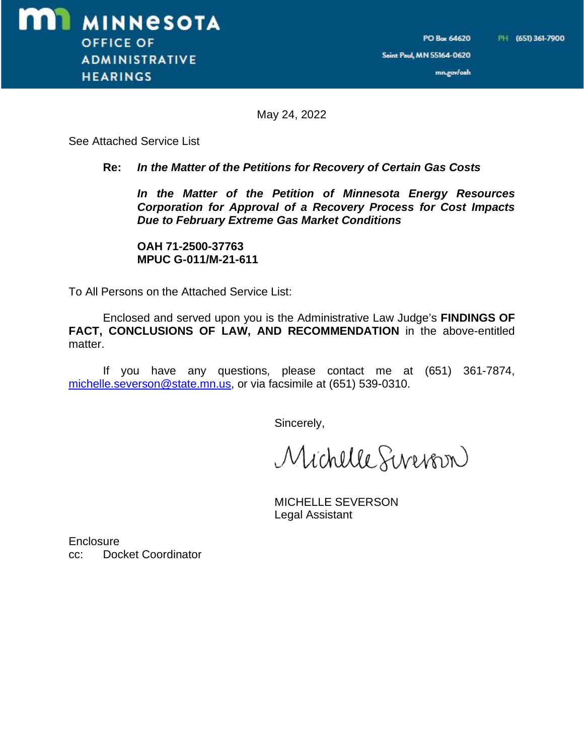**MINNESOTA OFFICE OF ADMINISTRATIVE HEARINGS**

PO Box 64620
Saint Paul, MN 55164-0620
mn.gov/oah

PH (651) 361-7900

May 24, 2022

See Attached Service List

**Re:** ***In the Matter of the Petitions for Recovery of Certain Gas Costs***

***In the Matter of the Petition of Minnesota Energy Resources Corporation for Approval of a Recovery Process for Cost Impacts Due to February Extreme Gas Market Conditions***

**OAH 71-2500-37763**
**MPUC G-011/M-21-611**

To All Persons on the Attached Service List:

Enclosed and served upon you is the Administrative Law Judge's **FINDINGS OF FACT, CONCLUSIONS OF LAW, AND RECOMMENDATION** in the above-entitled matter.

If you have any questions, please contact me at (651) 361-7874, michelle.severson@state.mn.us, or via facsimile at (651) 539-0310.

Sincerely,

Michelle Severson

MICHELLE SEVERSON
Legal Assistant

Enclosure
cc: Docket Coordinator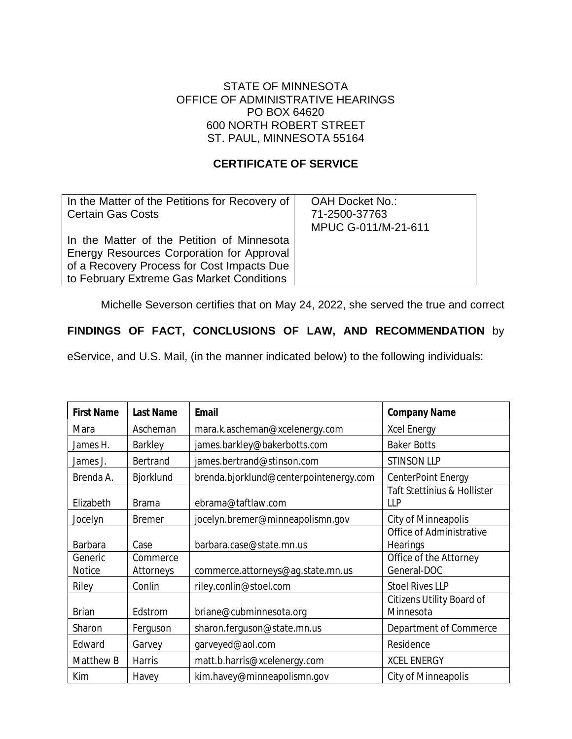STATE OF MINNESOTA
OFFICE OF ADMINISTRATIVE HEARINGS
PO BOX 64620
600 NORTH ROBERT STREET
ST. PAUL, MINNESOTA 55164

**CERTIFICATE OF SERVICE**

| | |
|---|---|
| In the Matter of the Petitions for Recovery of Certain Gas Costs<br><br>In the Matter of the Petition of Minnesota Energy Resources Corporation for Approval of a Recovery Process for Cost Impacts Due to February Extreme Gas Market Conditions | OAH Docket No.:<br>71-2500-37763<br>MPUC G-011/M-21-611 |

Michelle Severson certifies that on May 24, 2022, she served the true and correct **FINDINGS OF FACT, CONCLUSIONS OF LAW, AND RECOMMENDATION** by eService, and U.S. Mail, (in the manner indicated below) to the following individuals:

| First Name | Last Name | Email | Company Name |
|---|---|---|---|
| Mara | Ascheman | mara.k.ascheman@xcelenergy.com | Xcel Energy |
| James H. | Barkley | james.barkley@bakerbotts.com | Baker Botts |
| James J. | Bertrand | james.bertrand@stinson.com | STINSON LLP |
| Brenda A. | Bjorklund | brenda.bjorklund@centerpointenergy.com | CenterPoint Energy |
| Elizabeth | Brama | ebrama@taftlaw.com | Taft Stettinius & Hollister LLP |
| Jocelyn | Bremer | jocelyn.bremer@minneapolismn.gov | City of Minneapolis |
| Barbara | Case | barbara.case@state.mn.us | Office of Administrative Hearings |
| Generic Notice | Commerce Attorneys | commerce.attorneys@ag.state.mn.us | Office of the Attorney General-DOC |
| Riley | Conlin | riley.conlin@stoel.com | Stoel Rives LLP |
| Brian | Edstrom | briane@cubminnesota.org | Citizens Utility Board of Minnesota |
| Sharon | Ferguson | sharon.ferguson@state.mn.us | Department of Commerce |
| Edward | Garvey | garveyed@aol.com | Residence |
| Matthew B | Harris | matt.b.harris@xcelenergy.com | XCEL ENERGY |
| Kim | Havey | kim.havey@minneapolismn.gov | City of Minneapolis |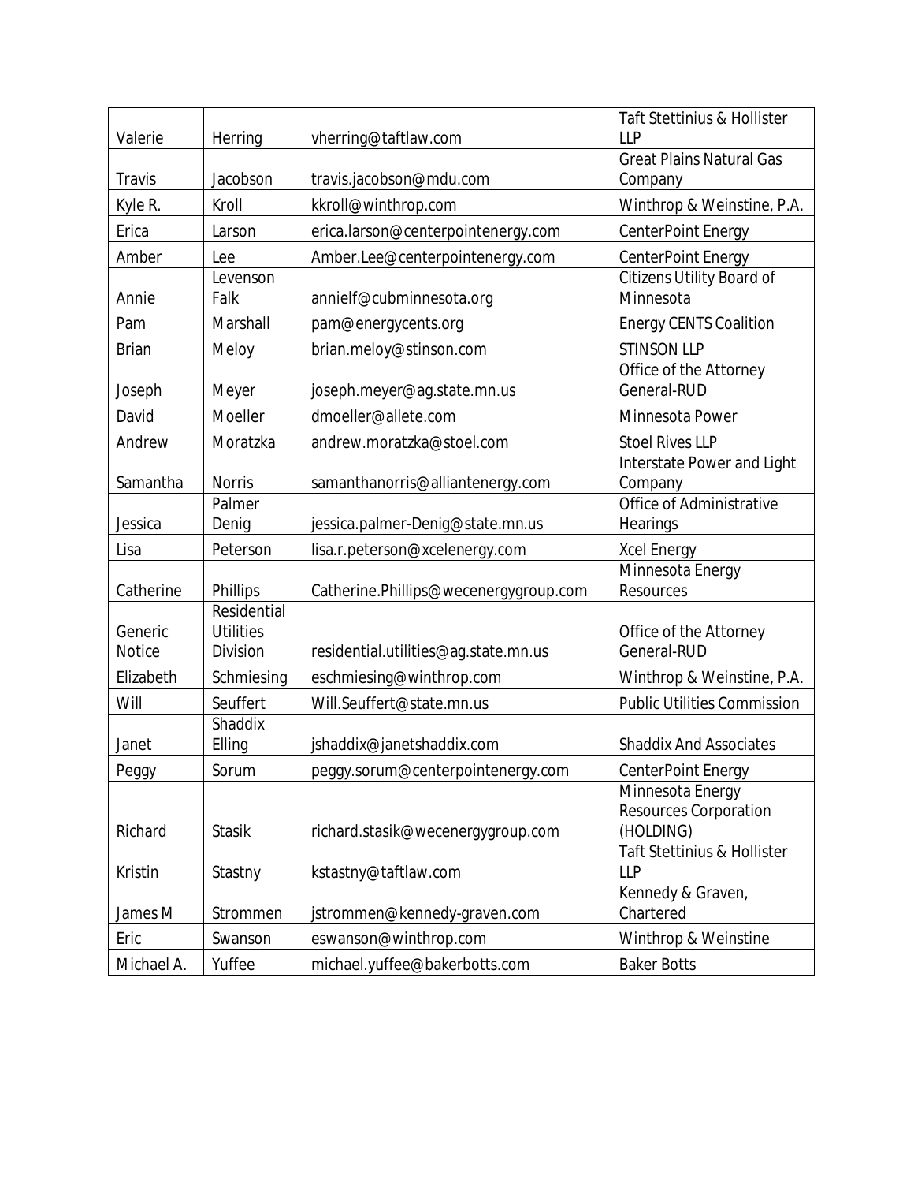| | | | |
|---|---|---|---|
| Valerie | Herring | vherring@taftlaw.com | Taft Stettinius & Hollister LLP |
| Travis | Jacobson | travis.jacobson@mdu.com | Great Plains Natural Gas Company |
| Kyle R. | Kroll | kkroll@winthrop.com | Winthrop & Weinstine, P.A. |
| Erica | Larson | erica.larson@centerpointenergy.com | CenterPoint Energy |
| Amber | Lee | Amber.Lee@centerpointenergy.com | CenterPoint Energy |
| Annie | Levenson Falk | annielf@cubminnesota.org | Citizens Utility Board of Minnesota |
| Pam | Marshall | pam@energycents.org | Energy CENTS Coalition |
| Brian | Meloy | brian.meloy@stinson.com | STINSON LLP |
| Joseph | Meyer | joseph.meyer@ag.state.mn.us | Office of the Attorney General-RUD |
| David | Moeller | dmoeller@allete.com | Minnesota Power |
| Andrew | Moratzka | andrew.moratzka@stoel.com | Stoel Rives LLP |
| Samantha | Norris | samanthanorris@alliantenergy.com | Interstate Power and Light Company |
| Jessica | Palmer Denig | jessica.palmer-Denig@state.mn.us | Office of Administrative Hearings |
| Lisa | Peterson | lisa.r.peterson@xcelenergy.com | Xcel Energy |
| Catherine | Phillips | Catherine.Phillips@wecenergygroup.com | Minnesota Energy Resources |
| Generic Notice | Residential Utilities Division | residential.utilities@ag.state.mn.us | Office of the Attorney General-RUD |
| Elizabeth | Schmiesing | eschmiesing@winthrop.com | Winthrop & Weinstine, P.A. |
| Will | Seuffert | Will.Seuffert@state.mn.us | Public Utilities Commission |
| Janet | Shaddix Elling | jshaddix@janetshaddix.com | Shaddix And Associates |
| Peggy | Sorum | peggy.sorum@centerpointenergy.com | CenterPoint Energy |
| Richard | Stasik | richard.stasik@wecenergygroup.com | Minnesota Energy Resources Corporation (HOLDING) |
| Kristin | Stastny | kstastny@taftlaw.com | Taft Stettinius & Hollister LLP |
| James M | Strommen | jstrommen@kennedy-graven.com | Kennedy & Graven, Chartered |
| Eric | Swanson | eswanson@winthrop.com | Winthrop & Weinstine |
| Michael A. | Yuffee | michael.yuffee@bakerbotts.com | Baker Botts |